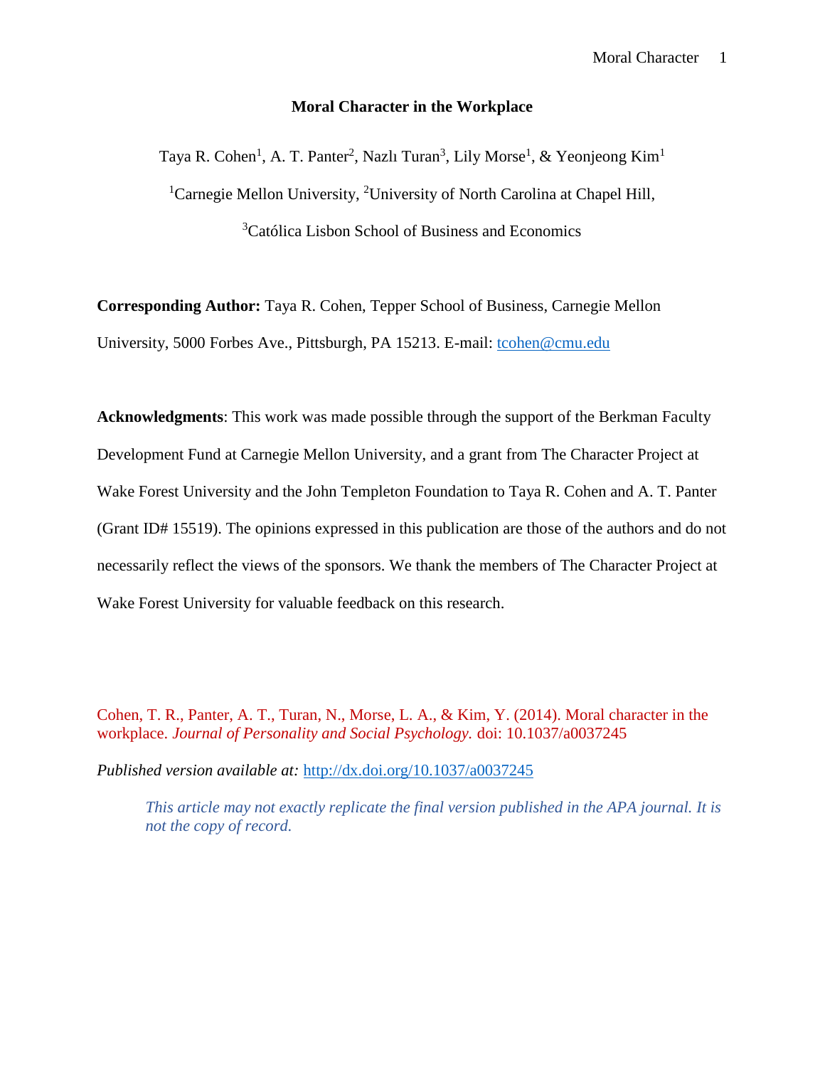# Moral Character in the Workplace

Taya R. Cohen[1], A. T. Panter[2], Nazlı Turan[3], Lily Morse[1], & Yeonjeong Kim[1]

[1]Carnegie Mellon University, [2]University of North Carolina at Chapel Hill,

[3]Católica Lisbon School of Business and Economics

**Corresponding Author:** Taya R. Cohen, Tepper School of Business, Carnegie Mellon University, 5000 Forbes Ave., Pittsburgh, PA 15213. E-mail: tcohen@cmu.edu

**Acknowledgments**: This work was made possible through the support of the Berkman Faculty Development Fund at Carnegie Mellon University, and a grant from The Character Project at Wake Forest University and the John Templeton Foundation to Taya R. Cohen and A. T. Panter (Grant ID# 15519). The opinions expressed in this publication are those of the authors and do not necessarily reflect the views of the sponsors. We thank the members of The Character Project at Wake Forest University for valuable feedback on this research.

Cohen, T. R., Panter, A. T., Turan, N., Morse, L. A., & Kim, Y. (2014). Moral character in the workplace. *Journal of Personality and Social Psychology.* doi: 10.1037/a0037245

*Published version available at:* http://dx.doi.org/10.1037/a0037245

> *This article may not exactly replicate the final version published in the APA journal. It is not the copy of record.*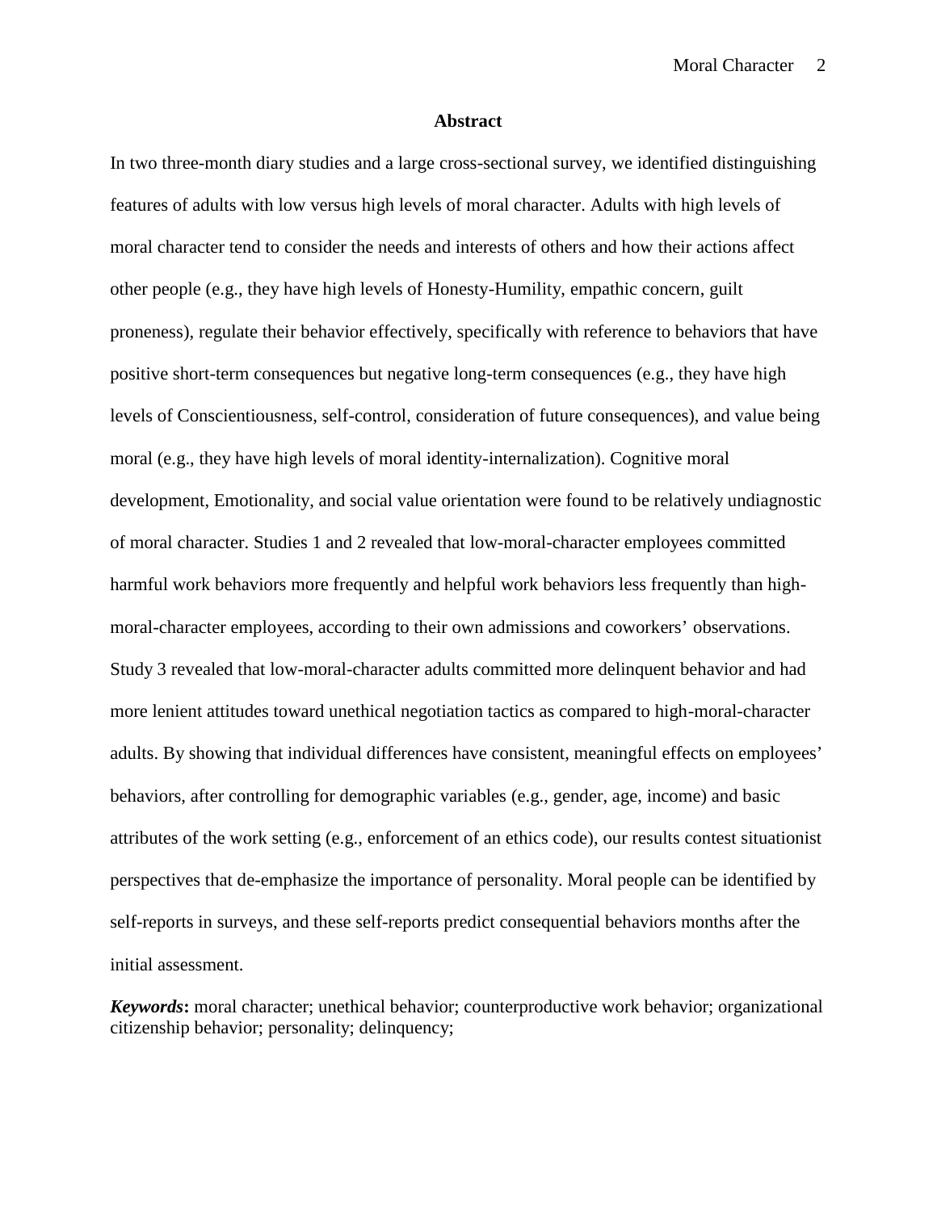## Abstract

In two three-month diary studies and a large cross-sectional survey, we identified distinguishing features of adults with low versus high levels of moral character. Adults with high levels of moral character tend to consider the needs and interests of others and how their actions affect other people (e.g., they have high levels of Honesty-Humility, empathic concern, guilt proneness), regulate their behavior effectively, specifically with reference to behaviors that have positive short-term consequences but negative long-term consequences (e.g., they have high levels of Conscientiousness, self-control, consideration of future consequences), and value being moral (e.g., they have high levels of moral identity-internalization). Cognitive moral development, Emotionality, and social value orientation were found to be relatively undiagnostic of moral character. Studies 1 and 2 revealed that low-moral-character employees committed harmful work behaviors more frequently and helpful work behaviors less frequently than high-moral-character employees, according to their own admissions and coworkers' observations. Study 3 revealed that low-moral-character adults committed more delinquent behavior and had more lenient attitudes toward unethical negotiation tactics as compared to high-moral-character adults. By showing that individual differences have consistent, meaningful effects on employees' behaviors, after controlling for demographic variables (e.g., gender, age, income) and basic attributes of the work setting (e.g., enforcement of an ethics code), our results contest situationist perspectives that de-emphasize the importance of personality. Moral people can be identified by self-reports in surveys, and these self-reports predict consequential behaviors months after the initial assessment.

***Keywords*:** moral character; unethical behavior; counterproductive work behavior; organizational citizenship behavior; personality; delinquency;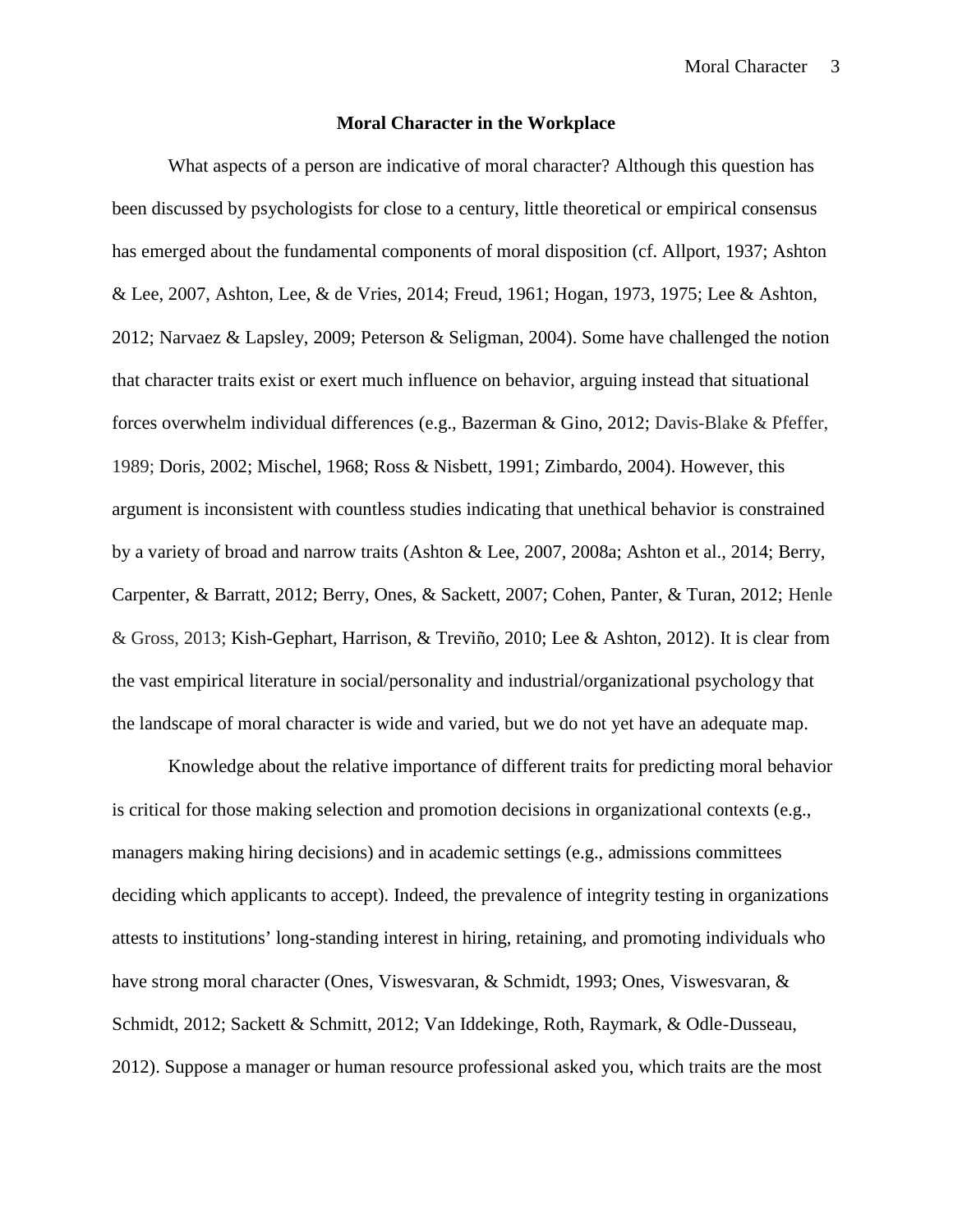## Moral Character in the Workplace

What aspects of a person are indicative of moral character? Although this question has been discussed by psychologists for close to a century, little theoretical or empirical consensus has emerged about the fundamental components of moral disposition (cf. Allport, 1937; Ashton & Lee, 2007, Ashton, Lee, & de Vries, 2014; Freud, 1961; Hogan, 1973, 1975; Lee & Ashton, 2012; Narvaez & Lapsley, 2009; Peterson & Seligman, 2004). Some have challenged the notion that character traits exist or exert much influence on behavior, arguing instead that situational forces overwhelm individual differences (e.g., Bazerman & Gino, 2012; Davis-Blake & Pfeffer, 1989; Doris, 2002; Mischel, 1968; Ross & Nisbett, 1991; Zimbardo, 2004). However, this argument is inconsistent with countless studies indicating that unethical behavior is constrained by a variety of broad and narrow traits (Ashton & Lee, 2007, 2008a; Ashton et al., 2014; Berry, Carpenter, & Barratt, 2012; Berry, Ones, & Sackett, 2007; Cohen, Panter, & Turan, 2012; Henle & Gross, 2013; Kish-Gephart, Harrison, & Treviño, 2010; Lee & Ashton, 2012). It is clear from the vast empirical literature in social/personality and industrial/organizational psychology that the landscape of moral character is wide and varied, but we do not yet have an adequate map.

Knowledge about the relative importance of different traits for predicting moral behavior is critical for those making selection and promotion decisions in organizational contexts (e.g., managers making hiring decisions) and in academic settings (e.g., admissions committees deciding which applicants to accept). Indeed, the prevalence of integrity testing in organizations attests to institutions' long-standing interest in hiring, retaining, and promoting individuals who have strong moral character (Ones, Viswesvaran, & Schmidt, 1993; Ones, Viswesvaran, & Schmidt, 2012; Sackett & Schmitt, 2012; Van Iddekinge, Roth, Raymark, & Odle-Dusseau, 2012). Suppose a manager or human resource professional asked you, which traits are the most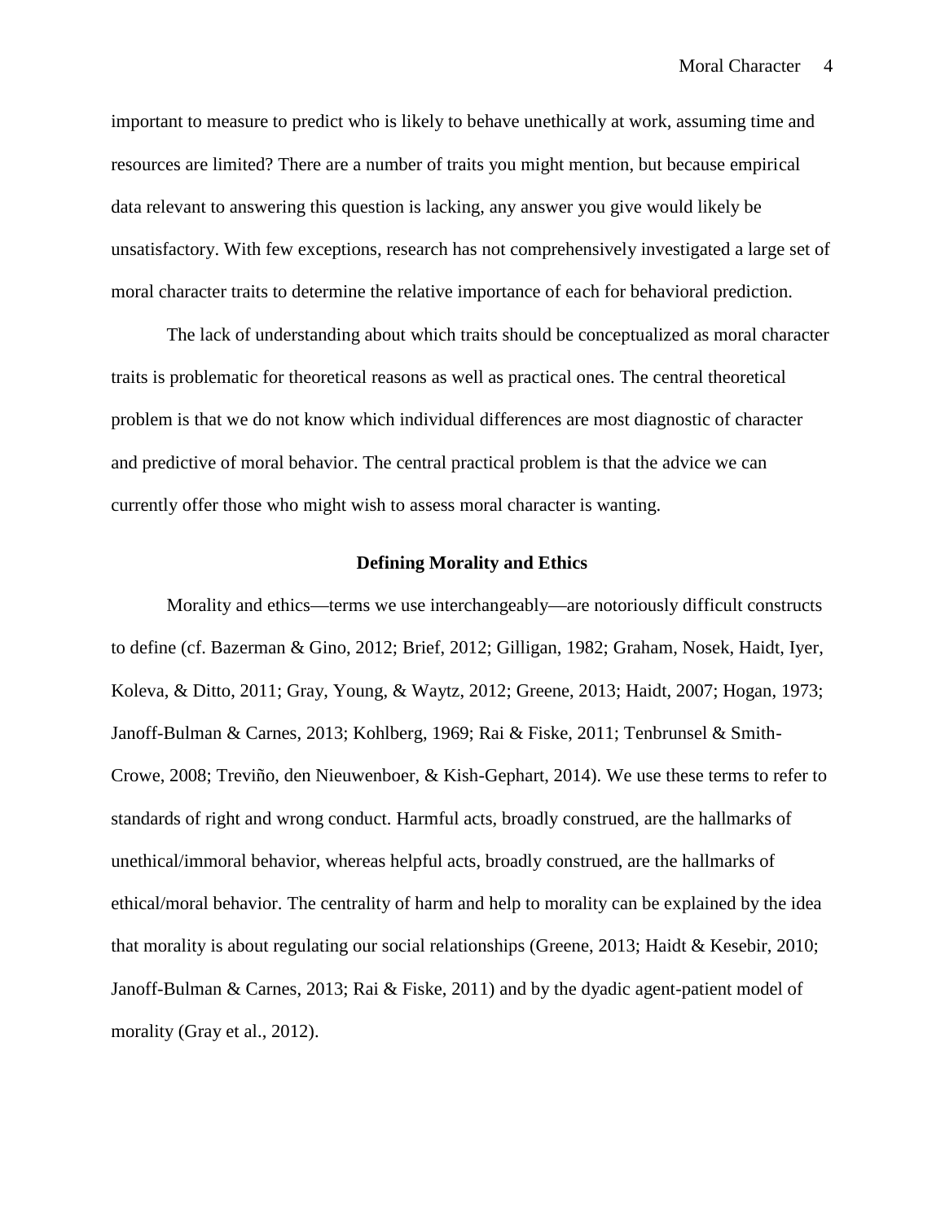important to measure to predict who is likely to behave unethically at work, assuming time and resources are limited? There are a number of traits you might mention, but because empirical data relevant to answering this question is lacking, any answer you give would likely be unsatisfactory. With few exceptions, research has not comprehensively investigated a large set of moral character traits to determine the relative importance of each for behavioral prediction.

The lack of understanding about which traits should be conceptualized as moral character traits is problematic for theoretical reasons as well as practical ones. The central theoretical problem is that we do not know which individual differences are most diagnostic of character and predictive of moral behavior. The central practical problem is that the advice we can currently offer those who might wish to assess moral character is wanting.

## Defining Morality and Ethics

Morality and ethics—terms we use interchangeably—are notoriously difficult constructs to define (cf. Bazerman & Gino, 2012; Brief, 2012; Gilligan, 1982; Graham, Nosek, Haidt, Iyer, Koleva, & Ditto, 2011; Gray, Young, & Waytz, 2012; Greene, 2013; Haidt, 2007; Hogan, 1973; Janoff-Bulman & Carnes, 2013; Kohlberg, 1969; Rai & Fiske, 2011; Tenbrunsel & Smith-Crowe, 2008; Treviño, den Nieuwenboer, & Kish-Gephart, 2014). We use these terms to refer to standards of right and wrong conduct. Harmful acts, broadly construed, are the hallmarks of unethical/immoral behavior, whereas helpful acts, broadly construed, are the hallmarks of ethical/moral behavior. The centrality of harm and help to morality can be explained by the idea that morality is about regulating our social relationships (Greene, 2013; Haidt & Kesebir, 2010; Janoff-Bulman & Carnes, 2013; Rai & Fiske, 2011) and by the dyadic agent-patient model of morality (Gray et al., 2012).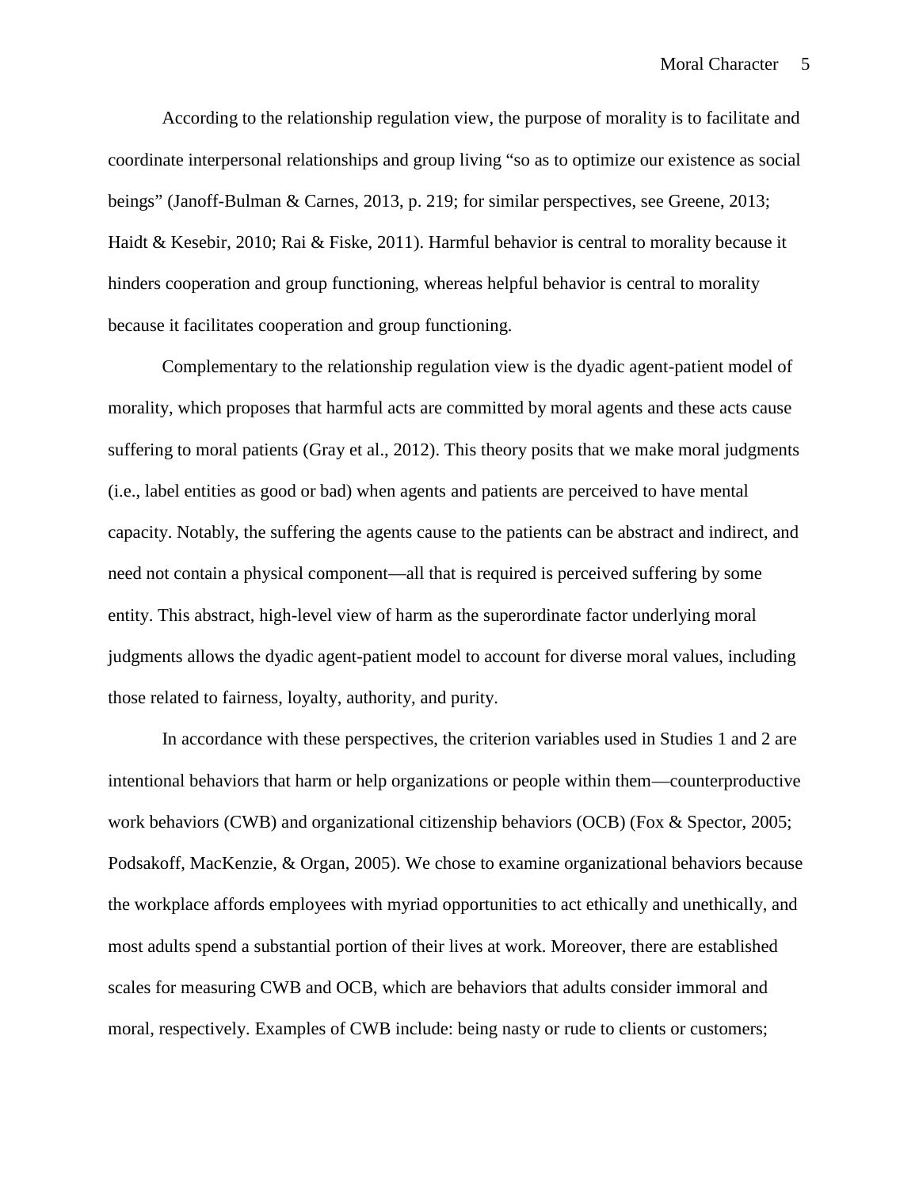According to the relationship regulation view, the purpose of morality is to facilitate and coordinate interpersonal relationships and group living "so as to optimize our existence as social beings" (Janoff-Bulman & Carnes, 2013, p. 219; for similar perspectives, see Greene, 2013; Haidt & Kesebir, 2010; Rai & Fiske, 2011). Harmful behavior is central to morality because it hinders cooperation and group functioning, whereas helpful behavior is central to morality because it facilitates cooperation and group functioning.

Complementary to the relationship regulation view is the dyadic agent-patient model of morality, which proposes that harmful acts are committed by moral agents and these acts cause suffering to moral patients (Gray et al., 2012). This theory posits that we make moral judgments (i.e., label entities as good or bad) when agents and patients are perceived to have mental capacity. Notably, the suffering the agents cause to the patients can be abstract and indirect, and need not contain a physical component—all that is required is perceived suffering by some entity. This abstract, high-level view of harm as the superordinate factor underlying moral judgments allows the dyadic agent-patient model to account for diverse moral values, including those related to fairness, loyalty, authority, and purity.

In accordance with these perspectives, the criterion variables used in Studies 1 and 2 are intentional behaviors that harm or help organizations or people within them—counterproductive work behaviors (CWB) and organizational citizenship behaviors (OCB) (Fox & Spector, 2005; Podsakoff, MacKenzie, & Organ, 2005). We chose to examine organizational behaviors because the workplace affords employees with myriad opportunities to act ethically and unethically, and most adults spend a substantial portion of their lives at work. Moreover, there are established scales for measuring CWB and OCB, which are behaviors that adults consider immoral and moral, respectively. Examples of CWB include: being nasty or rude to clients or customers;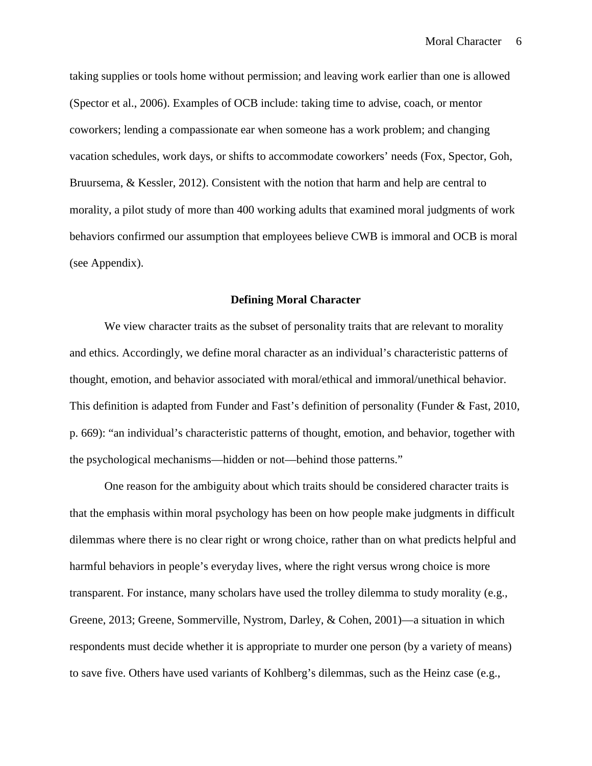taking supplies or tools home without permission; and leaving work earlier than one is allowed (Spector et al., 2006). Examples of OCB include: taking time to advise, coach, or mentor coworkers; lending a compassionate ear when someone has a work problem; and changing vacation schedules, work days, or shifts to accommodate coworkers' needs (Fox, Spector, Goh, Bruursema, & Kessler, 2012). Consistent with the notion that harm and help are central to morality, a pilot study of more than 400 working adults that examined moral judgments of work behaviors confirmed our assumption that employees believe CWB is immoral and OCB is moral (see Appendix).

## Defining Moral Character

We view character traits as the subset of personality traits that are relevant to morality and ethics. Accordingly, we define moral character as an individual's characteristic patterns of thought, emotion, and behavior associated with moral/ethical and immoral/unethical behavior. This definition is adapted from Funder and Fast's definition of personality (Funder & Fast, 2010, p. 669): "an individual's characteristic patterns of thought, emotion, and behavior, together with the psychological mechanisms—hidden or not—behind those patterns."

One reason for the ambiguity about which traits should be considered character traits is that the emphasis within moral psychology has been on how people make judgments in difficult dilemmas where there is no clear right or wrong choice, rather than on what predicts helpful and harmful behaviors in people's everyday lives, where the right versus wrong choice is more transparent. For instance, many scholars have used the trolley dilemma to study morality (e.g., Greene, 2013; Greene, Sommerville, Nystrom, Darley, & Cohen, 2001)—a situation in which respondents must decide whether it is appropriate to murder one person (by a variety of means) to save five. Others have used variants of Kohlberg's dilemmas, such as the Heinz case (e.g.,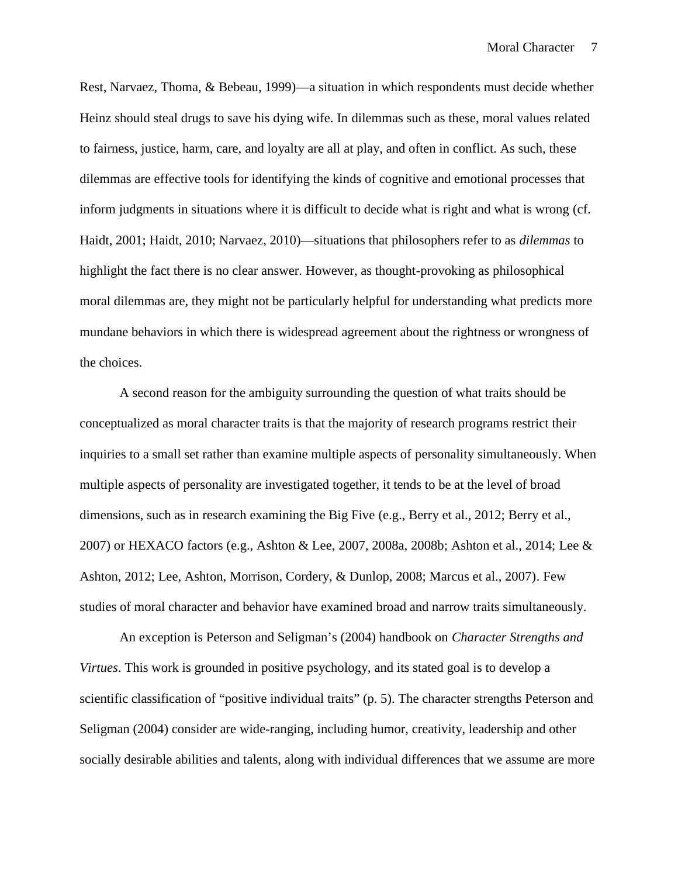Rest, Narvaez, Thoma, & Bebeau, 1999)—a situation in which respondents must decide whether Heinz should steal drugs to save his dying wife. In dilemmas such as these, moral values related to fairness, justice, harm, care, and loyalty are all at play, and often in conflict. As such, these dilemmas are effective tools for identifying the kinds of cognitive and emotional processes that inform judgments in situations where it is difficult to decide what is right and what is wrong (cf. Haidt, 2001; Haidt, 2010; Narvaez, 2010)—situations that philosophers refer to as *dilemmas* to highlight the fact there is no clear answer. However, as thought-provoking as philosophical moral dilemmas are, they might not be particularly helpful for understanding what predicts more mundane behaviors in which there is widespread agreement about the rightness or wrongness of the choices.

A second reason for the ambiguity surrounding the question of what traits should be conceptualized as moral character traits is that the majority of research programs restrict their inquiries to a small set rather than examine multiple aspects of personality simultaneously. When multiple aspects of personality are investigated together, it tends to be at the level of broad dimensions, such as in research examining the Big Five (e.g., Berry et al., 2012; Berry et al., 2007) or HEXACO factors (e.g., Ashton & Lee, 2007, 2008a, 2008b; Ashton et al., 2014; Lee & Ashton, 2012; Lee, Ashton, Morrison, Cordery, & Dunlop, 2008; Marcus et al., 2007). Few studies of moral character and behavior have examined broad and narrow traits simultaneously.

An exception is Peterson and Seligman's (2004) handbook on *Character Strengths and Virtues*. This work is grounded in positive psychology, and its stated goal is to develop a scientific classification of "positive individual traits" (p. 5). The character strengths Peterson and Seligman (2004) consider are wide-ranging, including humor, creativity, leadership and other socially desirable abilities and talents, along with individual differences that we assume are more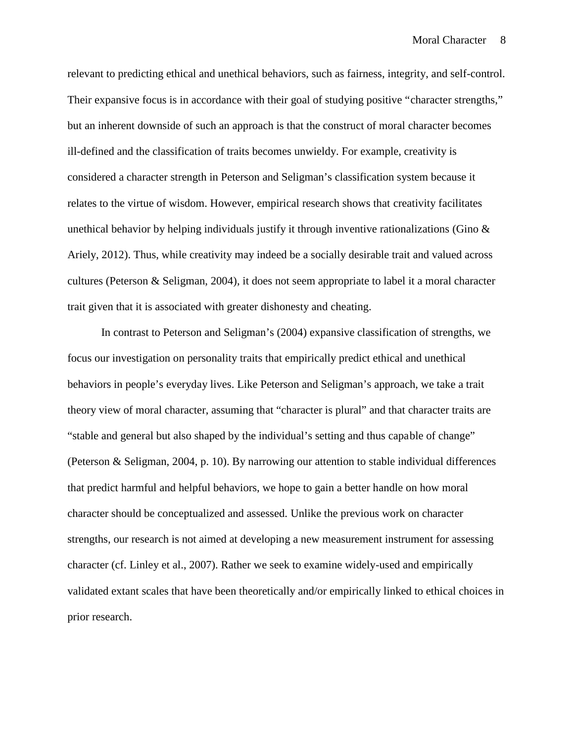relevant to predicting ethical and unethical behaviors, such as fairness, integrity, and self-control. Their expansive focus is in accordance with their goal of studying positive "character strengths," but an inherent downside of such an approach is that the construct of moral character becomes ill-defined and the classification of traits becomes unwieldy. For example, creativity is considered a character strength in Peterson and Seligman's classification system because it relates to the virtue of wisdom. However, empirical research shows that creativity facilitates unethical behavior by helping individuals justify it through inventive rationalizations (Gino & Ariely, 2012). Thus, while creativity may indeed be a socially desirable trait and valued across cultures (Peterson & Seligman, 2004), it does not seem appropriate to label it a moral character trait given that it is associated with greater dishonesty and cheating.

In contrast to Peterson and Seligman's (2004) expansive classification of strengths, we focus our investigation on personality traits that empirically predict ethical and unethical behaviors in people's everyday lives. Like Peterson and Seligman's approach, we take a trait theory view of moral character, assuming that "character is plural" and that character traits are "stable and general but also shaped by the individual's setting and thus capable of change" (Peterson & Seligman, 2004, p. 10). By narrowing our attention to stable individual differences that predict harmful and helpful behaviors, we hope to gain a better handle on how moral character should be conceptualized and assessed. Unlike the previous work on character strengths, our research is not aimed at developing a new measurement instrument for assessing character (cf. Linley et al., 2007). Rather we seek to examine widely-used and empirically validated extant scales that have been theoretically and/or empirically linked to ethical choices in prior research.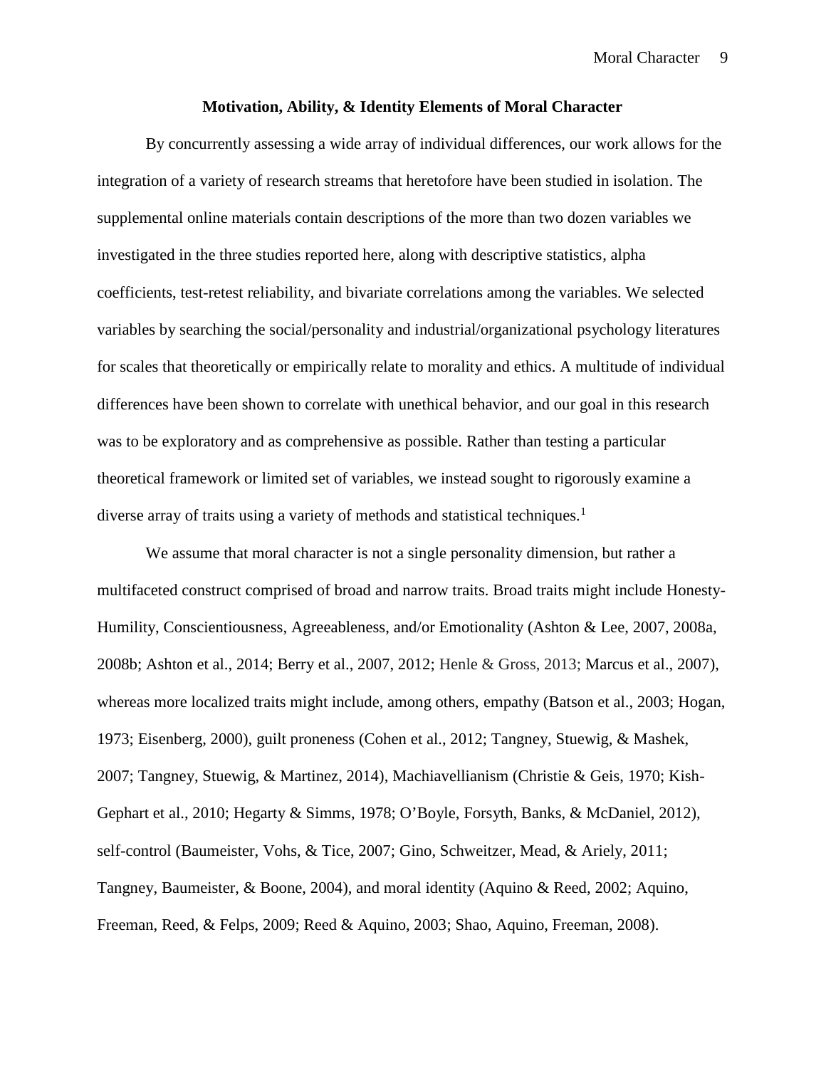## Motivation, Ability, & Identity Elements of Moral Character

By concurrently assessing a wide array of individual differences, our work allows for the integration of a variety of research streams that heretofore have been studied in isolation. The supplemental online materials contain descriptions of the more than two dozen variables we investigated in the three studies reported here, along with descriptive statistics, alpha coefficients, test-retest reliability, and bivariate correlations among the variables. We selected variables by searching the social/personality and industrial/organizational psychology literatures for scales that theoretically or empirically relate to morality and ethics. A multitude of individual differences have been shown to correlate with unethical behavior, and our goal in this research was to be exploratory and as comprehensive as possible. Rather than testing a particular theoretical framework or limited set of variables, we instead sought to rigorously examine a diverse array of traits using a variety of methods and statistical techniques.[1]

We assume that moral character is not a single personality dimension, but rather a multifaceted construct comprised of broad and narrow traits. Broad traits might include Honesty-Humility, Conscientiousness, Agreeableness, and/or Emotionality (Ashton & Lee, 2007, 2008a, 2008b; Ashton et al., 2014; Berry et al., 2007, 2012; Henle & Gross, 2013; Marcus et al., 2007), whereas more localized traits might include, among others, empathy (Batson et al., 2003; Hogan, 1973; Eisenberg, 2000), guilt proneness (Cohen et al., 2012; Tangney, Stuewig, & Mashek, 2007; Tangney, Stuewig, & Martinez, 2014), Machiavellianism (Christie & Geis, 1970; Kish-Gephart et al., 2010; Hegarty & Simms, 1978; O'Boyle, Forsyth, Banks, & McDaniel, 2012), self-control (Baumeister, Vohs, & Tice, 2007; Gino, Schweitzer, Mead, & Ariely, 2011; Tangney, Baumeister, & Boone, 2004), and moral identity (Aquino & Reed, 2002; Aquino, Freeman, Reed, & Felps, 2009; Reed & Aquino, 2003; Shao, Aquino, Freeman, 2008).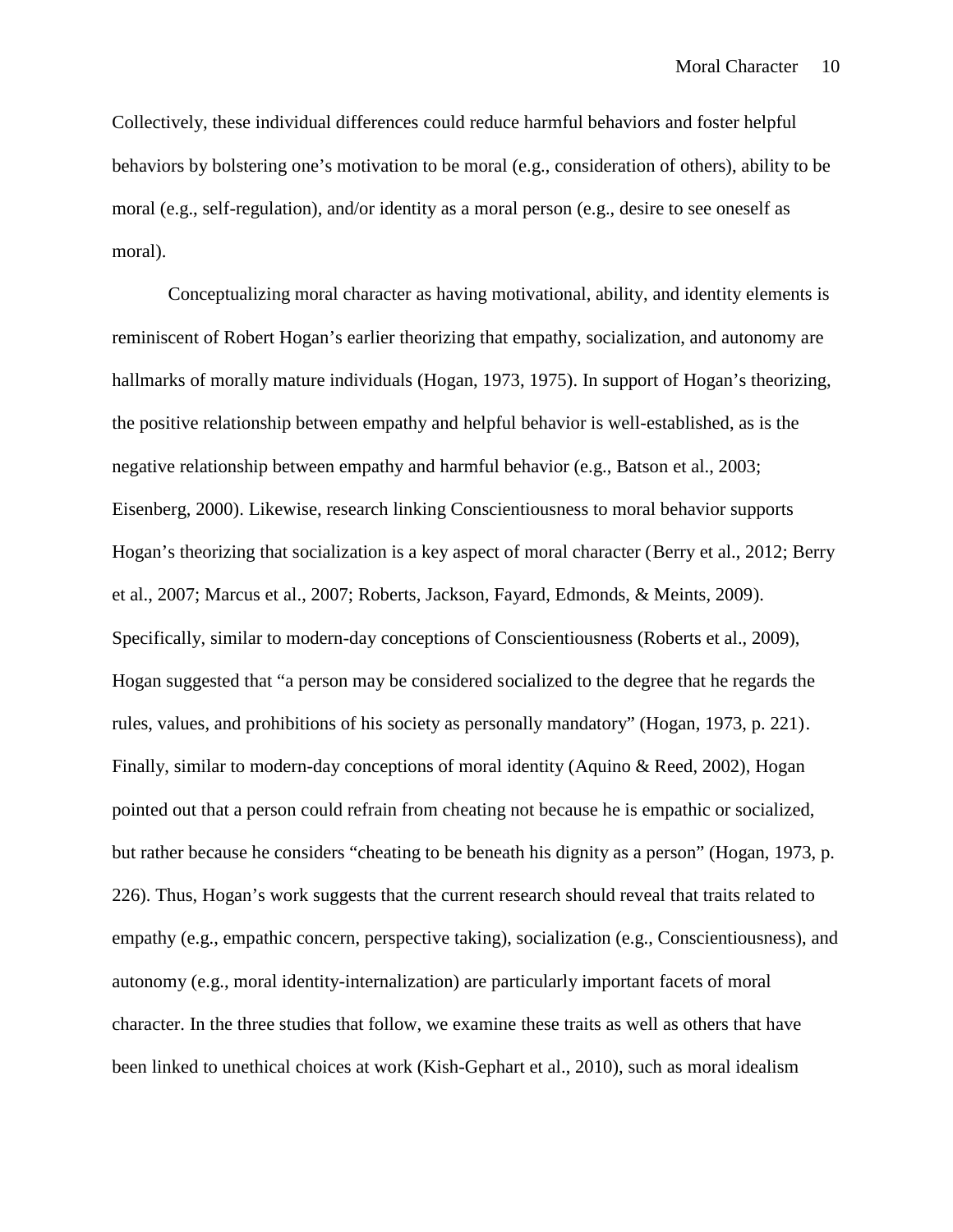Collectively, these individual differences could reduce harmful behaviors and foster helpful behaviors by bolstering one's motivation to be moral (e.g., consideration of others), ability to be moral (e.g., self-regulation), and/or identity as a moral person (e.g., desire to see oneself as moral).

Conceptualizing moral character as having motivational, ability, and identity elements is reminiscent of Robert Hogan's earlier theorizing that empathy, socialization, and autonomy are hallmarks of morally mature individuals (Hogan, 1973, 1975). In support of Hogan's theorizing, the positive relationship between empathy and helpful behavior is well-established, as is the negative relationship between empathy and harmful behavior (e.g., Batson et al., 2003; Eisenberg, 2000). Likewise, research linking Conscientiousness to moral behavior supports Hogan's theorizing that socialization is a key aspect of moral character (Berry et al., 2012; Berry et al., 2007; Marcus et al., 2007; Roberts, Jackson, Fayard, Edmonds, & Meints, 2009). Specifically, similar to modern-day conceptions of Conscientiousness (Roberts et al., 2009), Hogan suggested that "a person may be considered socialized to the degree that he regards the rules, values, and prohibitions of his society as personally mandatory" (Hogan, 1973, p. 221). Finally, similar to modern-day conceptions of moral identity (Aquino & Reed, 2002), Hogan pointed out that a person could refrain from cheating not because he is empathic or socialized, but rather because he considers "cheating to be beneath his dignity as a person" (Hogan, 1973, p. 226). Thus, Hogan's work suggests that the current research should reveal that traits related to empathy (e.g., empathic concern, perspective taking), socialization (e.g., Conscientiousness), and autonomy (e.g., moral identity-internalization) are particularly important facets of moral character. In the three studies that follow, we examine these traits as well as others that have been linked to unethical choices at work (Kish-Gephart et al., 2010), such as moral idealism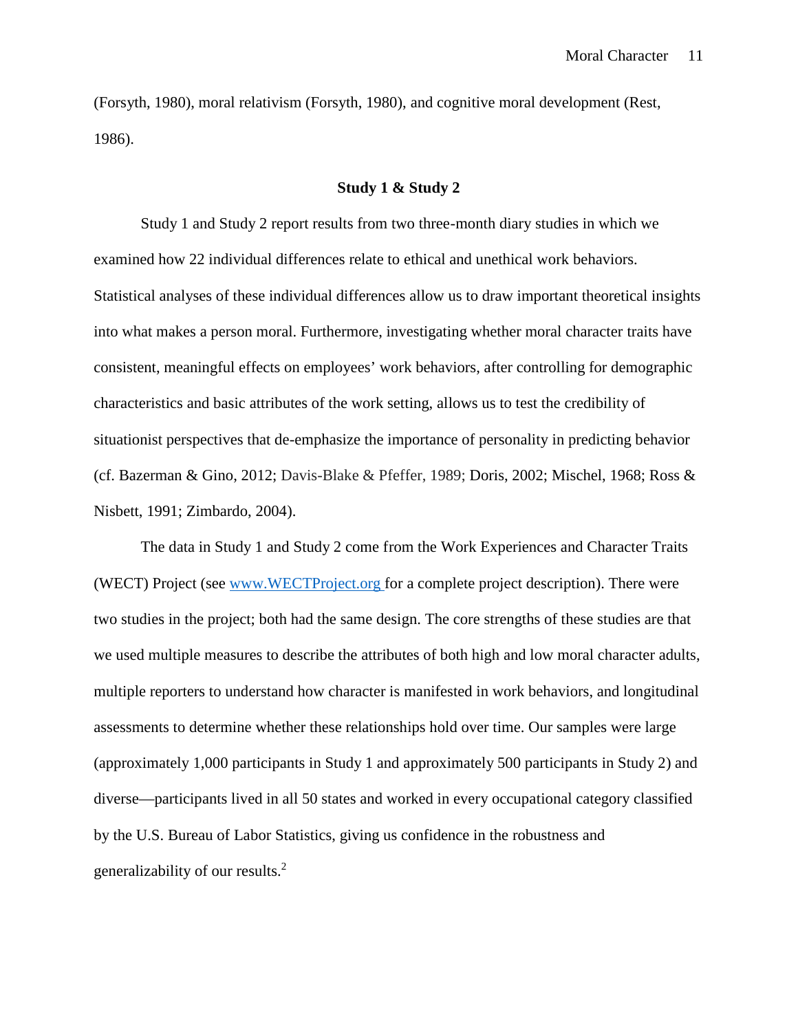(Forsyth, 1980), moral relativism (Forsyth, 1980), and cognitive moral development (Rest, 1986).

## Study 1 & Study 2

Study 1 and Study 2 report results from two three-month diary studies in which we examined how 22 individual differences relate to ethical and unethical work behaviors. Statistical analyses of these individual differences allow us to draw important theoretical insights into what makes a person moral. Furthermore, investigating whether moral character traits have consistent, meaningful effects on employees' work behaviors, after controlling for demographic characteristics and basic attributes of the work setting, allows us to test the credibility of situationist perspectives that de-emphasize the importance of personality in predicting behavior (cf. Bazerman & Gino, 2012; Davis-Blake & Pfeffer, 1989; Doris, 2002; Mischel, 1968; Ross & Nisbett, 1991; Zimbardo, 2004).

The data in Study 1 and Study 2 come from the Work Experiences and Character Traits (WECT) Project (see www.WECTProject.org for a complete project description). There were two studies in the project; both had the same design. The core strengths of these studies are that we used multiple measures to describe the attributes of both high and low moral character adults, multiple reporters to understand how character is manifested in work behaviors, and longitudinal assessments to determine whether these relationships hold over time. Our samples were large (approximately 1,000 participants in Study 1 and approximately 500 participants in Study 2) and diverse—participants lived in all 50 states and worked in every occupational category classified by the U.S. Bureau of Labor Statistics, giving us confidence in the robustness and generalizability of our results.[2]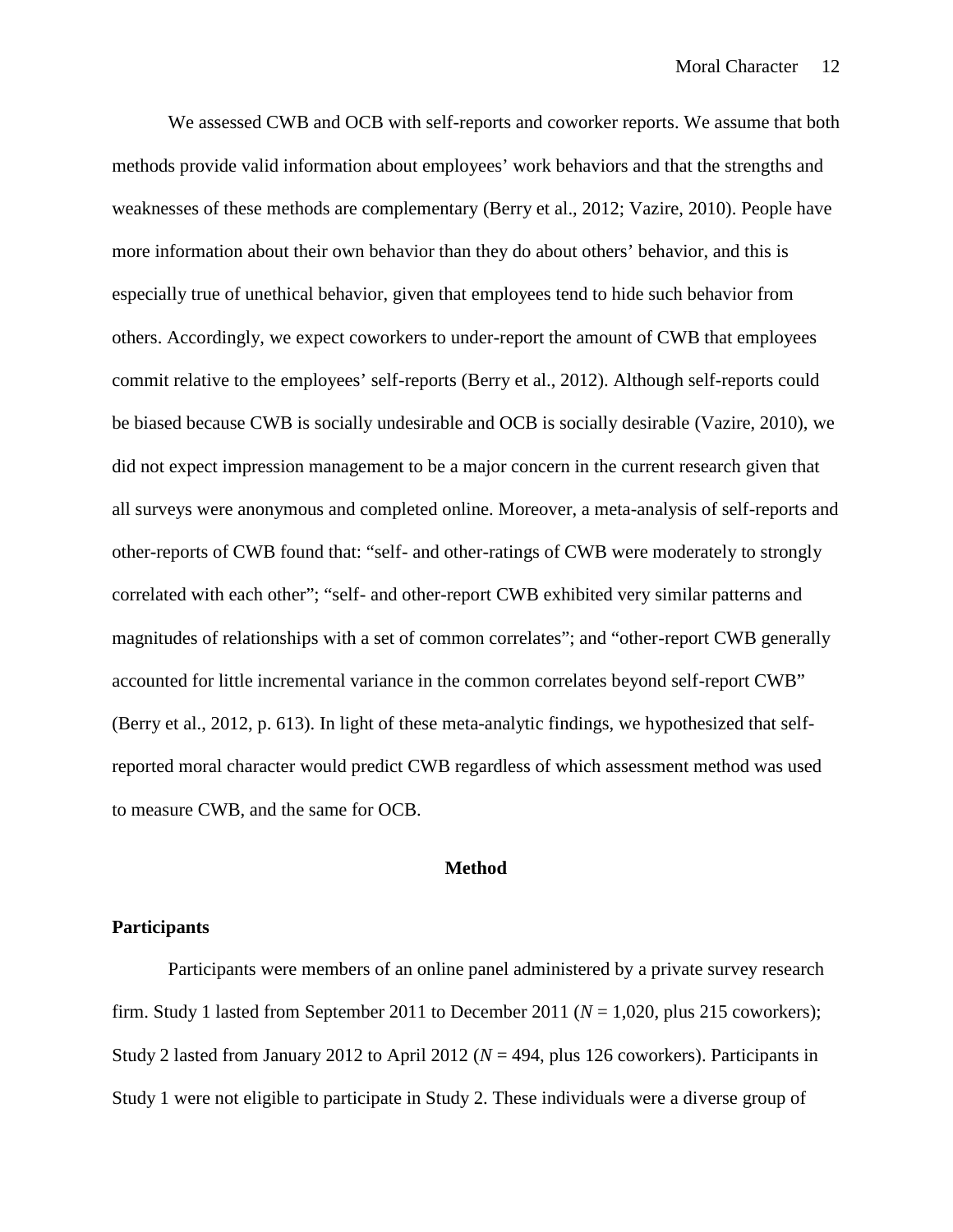We assessed CWB and OCB with self-reports and coworker reports. We assume that both methods provide valid information about employees' work behaviors and that the strengths and weaknesses of these methods are complementary (Berry et al., 2012; Vazire, 2010). People have more information about their own behavior than they do about others' behavior, and this is especially true of unethical behavior, given that employees tend to hide such behavior from others. Accordingly, we expect coworkers to under-report the amount of CWB that employees commit relative to the employees' self-reports (Berry et al., 2012). Although self-reports could be biased because CWB is socially undesirable and OCB is socially desirable (Vazire, 2010), we did not expect impression management to be a major concern in the current research given that all surveys were anonymous and completed online. Moreover, a meta-analysis of self-reports and other-reports of CWB found that: "self- and other-ratings of CWB were moderately to strongly correlated with each other"; "self- and other-report CWB exhibited very similar patterns and magnitudes of relationships with a set of common correlates"; and "other-report CWB generally accounted for little incremental variance in the common correlates beyond self-report CWB" (Berry et al., 2012, p. 613). In light of these meta-analytic findings, we hypothesized that self-reported moral character would predict CWB regardless of which assessment method was used to measure CWB, and the same for OCB.

## Method

### Participants

Participants were members of an online panel administered by a private survey research firm. Study 1 lasted from September 2011 to December 2011 ($N$ = 1,020, plus 215 coworkers); Study 2 lasted from January 2012 to April 2012 ($N$ = 494, plus 126 coworkers). Participants in Study 1 were not eligible to participate in Study 2. These individuals were a diverse group of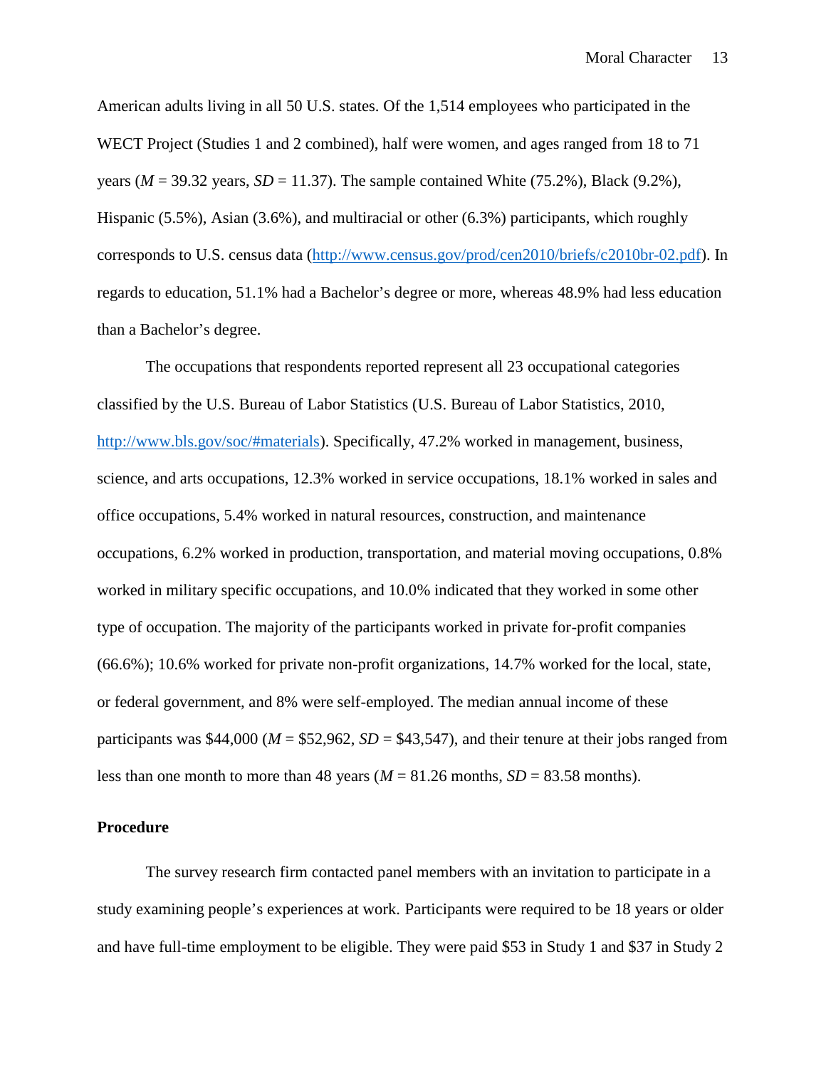American adults living in all 50 U.S. states. Of the 1,514 employees who participated in the WECT Project (Studies 1 and 2 combined), half were women, and ages ranged from 18 to 71 years ($M$ = 39.32 years, $SD$ = 11.37). The sample contained White (75.2%), Black (9.2%), Hispanic (5.5%), Asian (3.6%), and multiracial or other (6.3%) participants, which roughly corresponds to U.S. census data (http://www.census.gov/prod/cen2010/briefs/c2010br-02.pdf). In regards to education, 51.1% had a Bachelor's degree or more, whereas 48.9% had less education than a Bachelor's degree.

The occupations that respondents reported represent all 23 occupational categories classified by the U.S. Bureau of Labor Statistics (U.S. Bureau of Labor Statistics, 2010, http://www.bls.gov/soc/#materials). Specifically, 47.2% worked in management, business, science, and arts occupations, 12.3% worked in service occupations, 18.1% worked in sales and office occupations, 5.4% worked in natural resources, construction, and maintenance occupations, 6.2% worked in production, transportation, and material moving occupations, 0.8% worked in military specific occupations, and 10.0% indicated that they worked in some other type of occupation. The majority of the participants worked in private for-profit companies (66.6%); 10.6% worked for private non-profit organizations, 14.7% worked for the local, state, or federal government, and 8% were self-employed. The median annual income of these participants was $44,000 ($M$ = $52,962, $SD$ = $43,547), and their tenure at their jobs ranged from less than one month to more than 48 years ($M$ = 81.26 months, $SD$ = 83.58 months).

## Procedure

The survey research firm contacted panel members with an invitation to participate in a study examining people's experiences at work. Participants were required to be 18 years or older and have full-time employment to be eligible. They were paid $53 in Study 1 and $37 in Study 2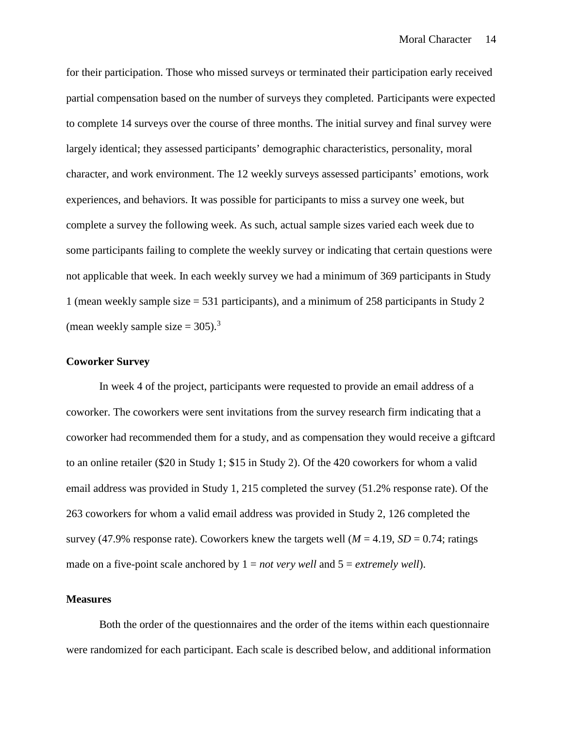for their participation. Those who missed surveys or terminated their participation early received partial compensation based on the number of surveys they completed. Participants were expected to complete 14 surveys over the course of three months. The initial survey and final survey were largely identical; they assessed participants' demographic characteristics, personality, moral character, and work environment. The 12 weekly surveys assessed participants' emotions, work experiences, and behaviors. It was possible for participants to miss a survey one week, but complete a survey the following week. As such, actual sample sizes varied each week due to some participants failing to complete the weekly survey or indicating that certain questions were not applicable that week. In each weekly survey we had a minimum of 369 participants in Study 1 (mean weekly sample size = 531 participants), and a minimum of 258 participants in Study 2 (mean weekly sample size = 305).[3]

### Coworker Survey

In week 4 of the project, participants were requested to provide an email address of a coworker. The coworkers were sent invitations from the survey research firm indicating that a coworker had recommended them for a study, and as compensation they would receive a giftcard to an online retailer ($20 in Study 1; $15 in Study 2). Of the 420 coworkers for whom a valid email address was provided in Study 1, 215 completed the survey (51.2% response rate). Of the 263 coworkers for whom a valid email address was provided in Study 2, 126 completed the survey (47.9% response rate). Coworkers knew the targets well ($M$ = 4.19, $SD$ = 0.74; ratings made on a five-point scale anchored by 1 = *not very well* and 5 = *extremely well*).

### Measures

Both the order of the questionnaires and the order of the items within each questionnaire were randomized for each participant. Each scale is described below, and additional information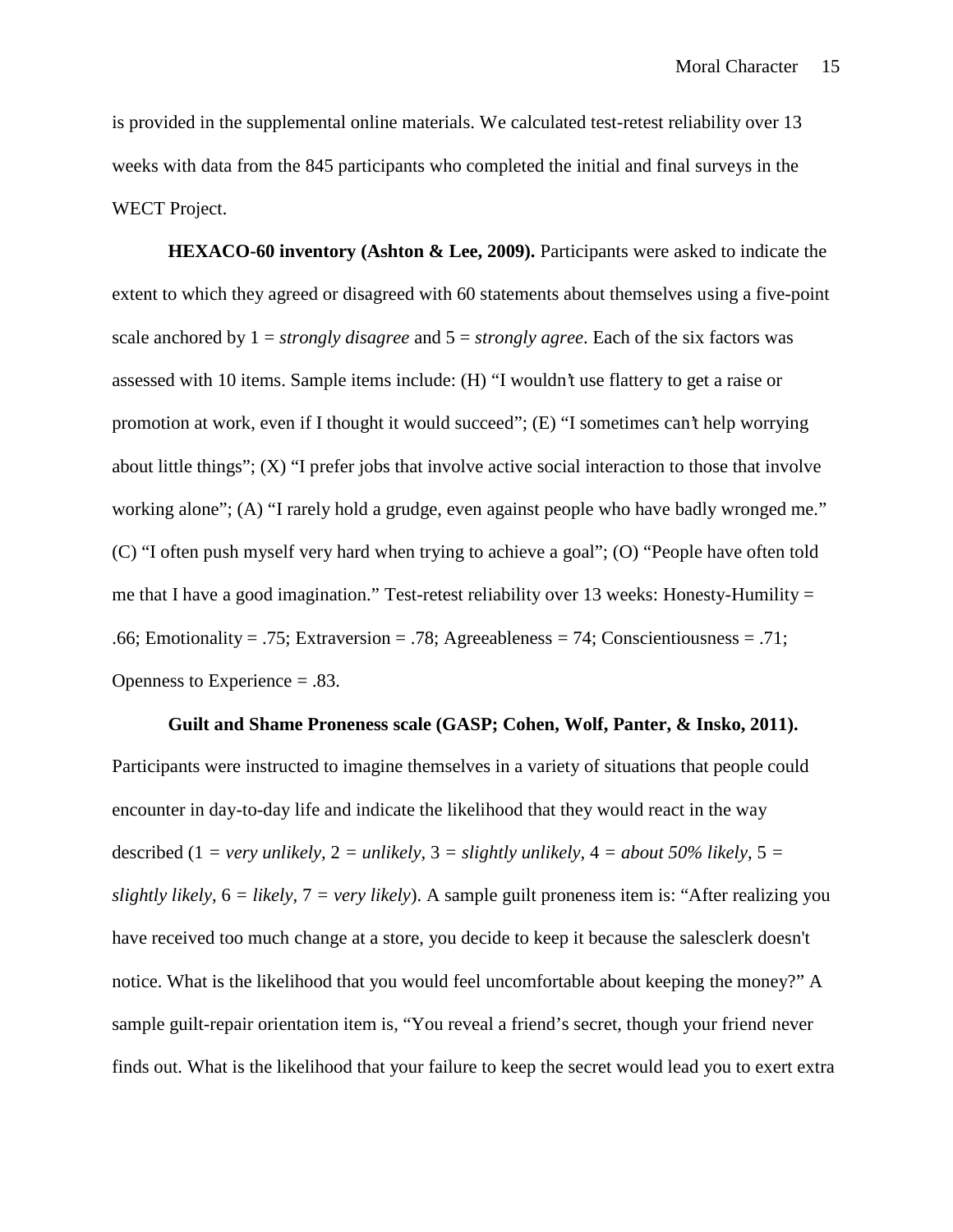is provided in the supplemental online materials. We calculated test-retest reliability over 13 weeks with data from the 845 participants who completed the initial and final surveys in the WECT Project.

**HEXACO-60 inventory (Ashton & Lee, 2009).** Participants were asked to indicate the extent to which they agreed or disagreed with 60 statements about themselves using a five-point scale anchored by 1 = *strongly disagree* and 5 = *strongly agree*. Each of the six factors was assessed with 10 items. Sample items include: (H) "I wouldn't use flattery to get a raise or promotion at work, even if I thought it would succeed"; (E) "I sometimes can't help worrying about little things"; (X) "I prefer jobs that involve active social interaction to those that involve working alone"; (A) "I rarely hold a grudge, even against people who have badly wronged me." (C) "I often push myself very hard when trying to achieve a goal"; (O) "People have often told me that I have a good imagination." Test-retest reliability over 13 weeks: Honesty-Humility = .66; Emotionality = .75; Extraversion = .78; Agreeableness = 74; Conscientiousness = .71; Openness to Experience = .83.

**Guilt and Shame Proneness scale (GASP; Cohen, Wolf, Panter, & Insko, 2011).** Participants were instructed to imagine themselves in a variety of situations that people could encounter in day-to-day life and indicate the likelihood that they would react in the way described (1 = *very unlikely*, 2 = *unlikely*, 3 = *slightly unlikely*, 4 = *about 50% likely*, 5 = *slightly likely*, 6 = *likely*, 7 = *very likely*). A sample guilt proneness item is: "After realizing you have received too much change at a store, you decide to keep it because the salesclerk doesn't notice. What is the likelihood that you would feel uncomfortable about keeping the money?" A sample guilt-repair orientation item is, "You reveal a friend's secret, though your friend never finds out. What is the likelihood that your failure to keep the secret would lead you to exert extra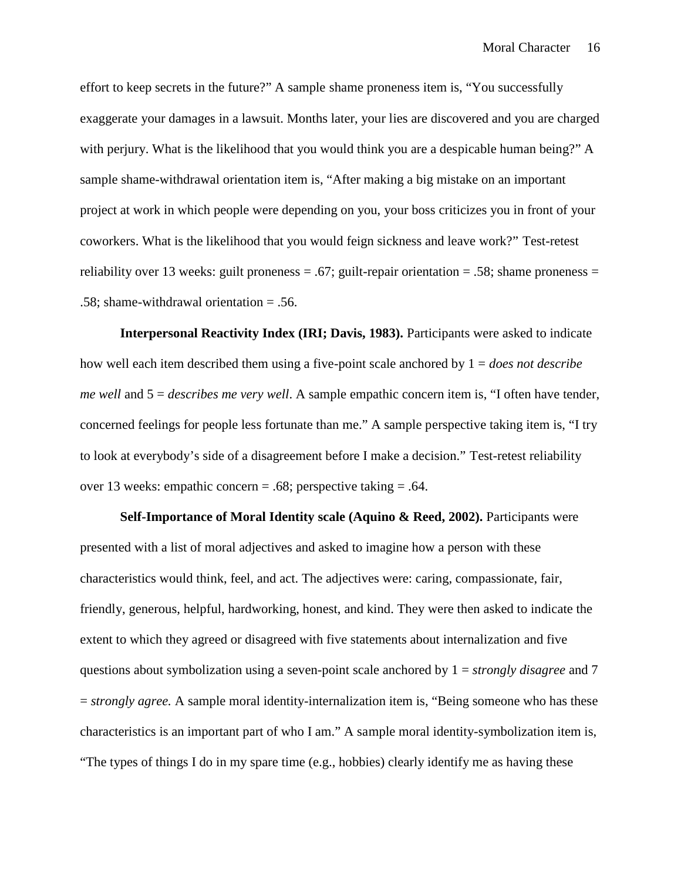effort to keep secrets in the future?" A sample shame proneness item is, "You successfully exaggerate your damages in a lawsuit. Months later, your lies are discovered and you are charged with perjury. What is the likelihood that you would think you are a despicable human being?" A sample shame-withdrawal orientation item is, "After making a big mistake on an important project at work in which people were depending on you, your boss criticizes you in front of your coworkers. What is the likelihood that you would feign sickness and leave work?" Test-retest reliability over 13 weeks: guilt proneness = .67; guilt-repair orientation = .58; shame proneness = .58; shame-withdrawal orientation = .56.

**Interpersonal Reactivity Index (IRI; Davis, 1983).** Participants were asked to indicate how well each item described them using a five-point scale anchored by 1 = *does not describe me well* and 5 = *describes me very well*. A sample empathic concern item is, "I often have tender, concerned feelings for people less fortunate than me." A sample perspective taking item is, "I try to look at everybody's side of a disagreement before I make a decision." Test-retest reliability over 13 weeks: empathic concern = .68; perspective taking = .64.

**Self-Importance of Moral Identity scale (Aquino & Reed, 2002).** Participants were presented with a list of moral adjectives and asked to imagine how a person with these characteristics would think, feel, and act. The adjectives were: caring, compassionate, fair, friendly, generous, helpful, hardworking, honest, and kind. They were then asked to indicate the extent to which they agreed or disagreed with five statements about internalization and five questions about symbolization using a seven-point scale anchored by 1 = *strongly disagree* and 7 = *strongly agree.* A sample moral identity-internalization item is, "Being someone who has these characteristics is an important part of who I am." A sample moral identity-symbolization item is, "The types of things I do in my spare time (e.g., hobbies) clearly identify me as having these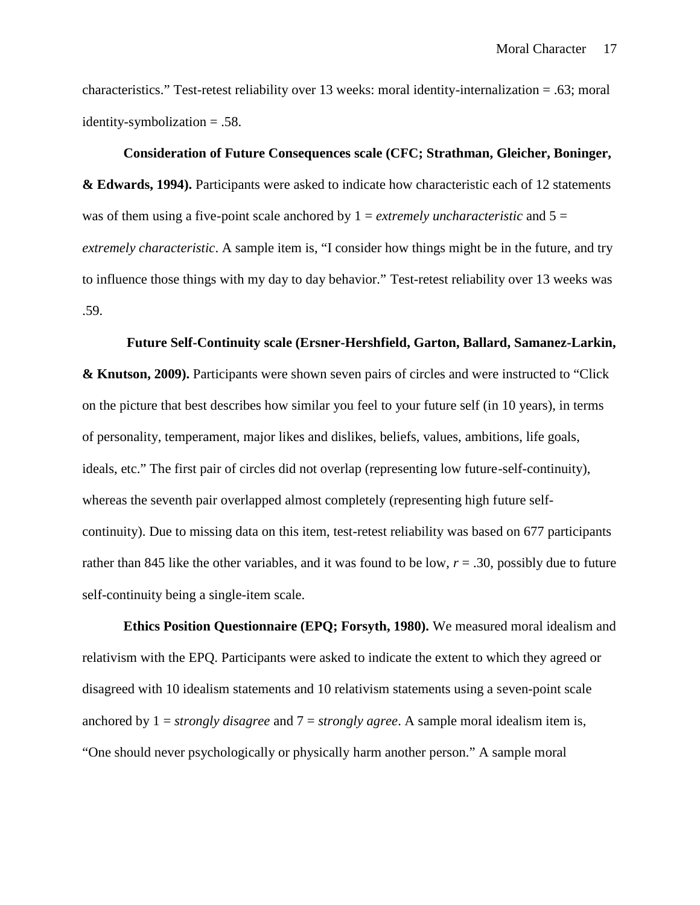characteristics." Test-retest reliability over 13 weeks: moral identity-internalization = .63; moral identity-symbolization = .58.

**Consideration of Future Consequences scale (CFC; Strathman, Gleicher, Boninger, & Edwards, 1994).** Participants were asked to indicate how characteristic each of 12 statements was of them using a five-point scale anchored by 1 = *extremely uncharacteristic* and 5 = *extremely characteristic*. A sample item is, "I consider how things might be in the future, and try to influence those things with my day to day behavior." Test-retest reliability over 13 weeks was .59.

**Future Self-Continuity scale (Ersner-Hershfield, Garton, Ballard, Samanez-Larkin, & Knutson, 2009).** Participants were shown seven pairs of circles and were instructed to "Click on the picture that best describes how similar you feel to your future self (in 10 years), in terms of personality, temperament, major likes and dislikes, beliefs, values, ambitions, life goals, ideals, etc." The first pair of circles did not overlap (representing low future-self-continuity), whereas the seventh pair overlapped almost completely (representing high future self-continuity). Due to missing data on this item, test-retest reliability was based on 677 participants rather than 845 like the other variables, and it was found to be low, $r = .30$, possibly due to future self-continuity being a single-item scale.

**Ethics Position Questionnaire (EPQ; Forsyth, 1980).** We measured moral idealism and relativism with the EPQ. Participants were asked to indicate the extent to which they agreed or disagreed with 10 idealism statements and 10 relativism statements using a seven-point scale anchored by 1 = *strongly disagree* and 7 = *strongly agree*. A sample moral idealism item is, "One should never psychologically or physically harm another person." A sample moral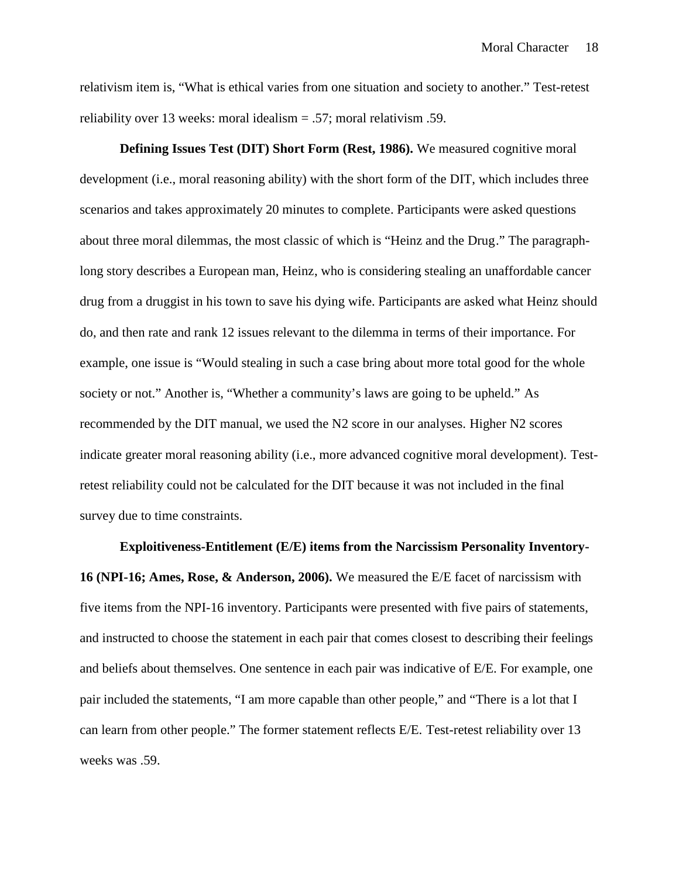relativism item is, "What is ethical varies from one situation and society to another." Test-retest reliability over 13 weeks: moral idealism = .57; moral relativism .59.

**Defining Issues Test (DIT) Short Form (Rest, 1986).** We measured cognitive moral development (i.e., moral reasoning ability) with the short form of the DIT, which includes three scenarios and takes approximately 20 minutes to complete. Participants were asked questions about three moral dilemmas, the most classic of which is "Heinz and the Drug." The paragraph-long story describes a European man, Heinz, who is considering stealing an unaffordable cancer drug from a druggist in his town to save his dying wife. Participants are asked what Heinz should do, and then rate and rank 12 issues relevant to the dilemma in terms of their importance. For example, one issue is "Would stealing in such a case bring about more total good for the whole society or not." Another is, "Whether a community's laws are going to be upheld." As recommended by the DIT manual, we used the N2 score in our analyses. Higher N2 scores indicate greater moral reasoning ability (i.e., more advanced cognitive moral development). Test-retest reliability could not be calculated for the DIT because it was not included in the final survey due to time constraints.

**Exploitiveness-Entitlement (E/E) items from the Narcissism Personality Inventory-16 (NPI-16; Ames, Rose, & Anderson, 2006).** We measured the E/E facet of narcissism with five items from the NPI-16 inventory. Participants were presented with five pairs of statements, and instructed to choose the statement in each pair that comes closest to describing their feelings and beliefs about themselves. One sentence in each pair was indicative of E/E. For example, one pair included the statements, "I am more capable than other people," and "There is a lot that I can learn from other people." The former statement reflects E/E. Test-retest reliability over 13 weeks was .59.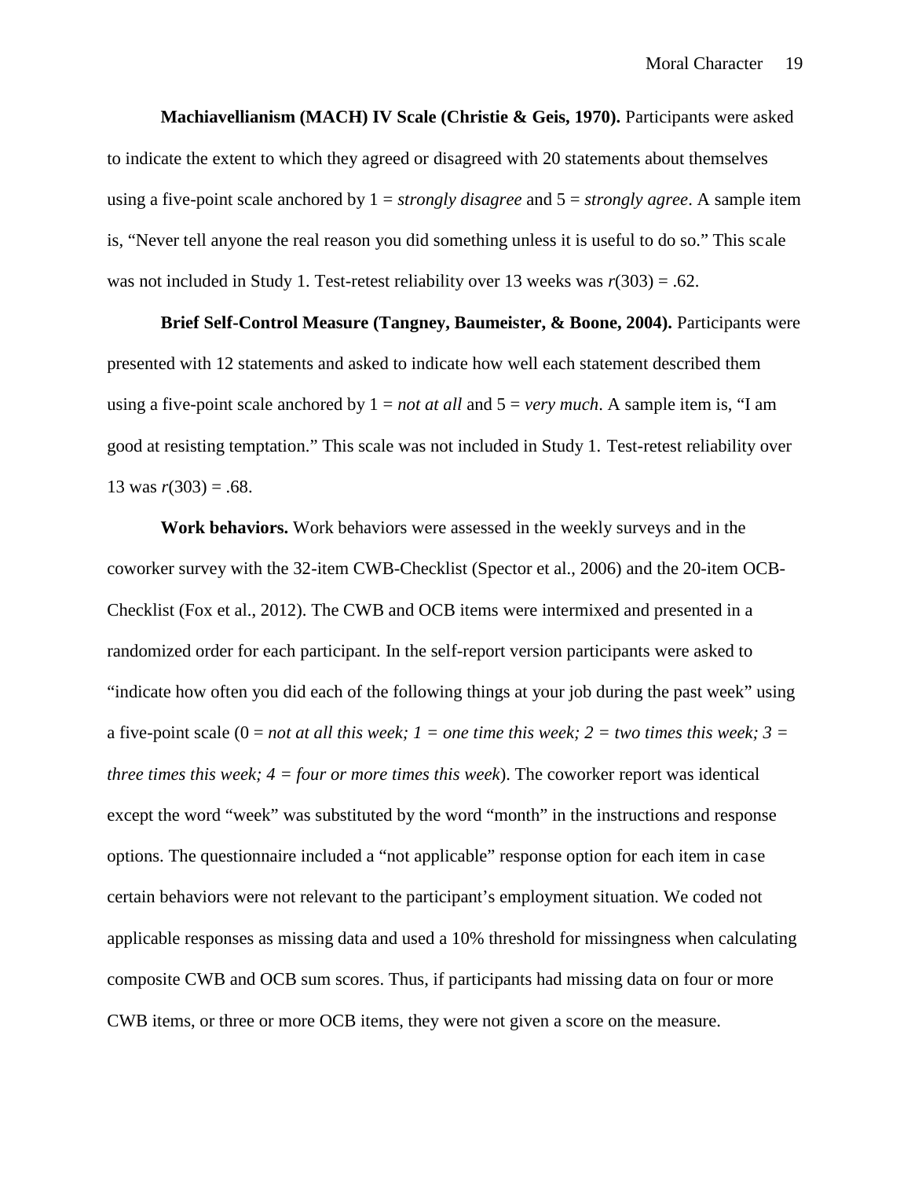**Machiavellianism (MACH) IV Scale (Christie & Geis, 1970).** Participants were asked to indicate the extent to which they agreed or disagreed with 20 statements about themselves using a five-point scale anchored by 1 = *strongly disagree* and 5 = *strongly agree*. A sample item is, "Never tell anyone the real reason you did something unless it is useful to do so." This scale was not included in Study 1. Test-retest reliability over 13 weeks was $r(303) = .62$.

**Brief Self-Control Measure (Tangney, Baumeister, & Boone, 2004).** Participants were presented with 12 statements and asked to indicate how well each statement described them using a five-point scale anchored by 1 = *not at all* and 5 = *very much*. A sample item is, "I am good at resisting temptation." This scale was not included in Study 1. Test-retest reliability over 13 was $r(303) = .68$.

**Work behaviors.** Work behaviors were assessed in the weekly surveys and in the coworker survey with the 32-item CWB-Checklist (Spector et al., 2006) and the 20-item OCB-Checklist (Fox et al., 2012). The CWB and OCB items were intermixed and presented in a randomized order for each participant. In the self-report version participants were asked to "indicate how often you did each of the following things at your job during the past week" using a five-point scale (0 = *not at all this week; 1 = one time this week; 2 = two times this week; 3 = three times this week; 4 = four or more times this week*). The coworker report was identical except the word "week" was substituted by the word "month" in the instructions and response options. The questionnaire included a "not applicable" response option for each item in case certain behaviors were not relevant to the participant's employment situation. We coded not applicable responses as missing data and used a 10% threshold for missingness when calculating composite CWB and OCB sum scores. Thus, if participants had missing data on four or more CWB items, or three or more OCB items, they were not given a score on the measure.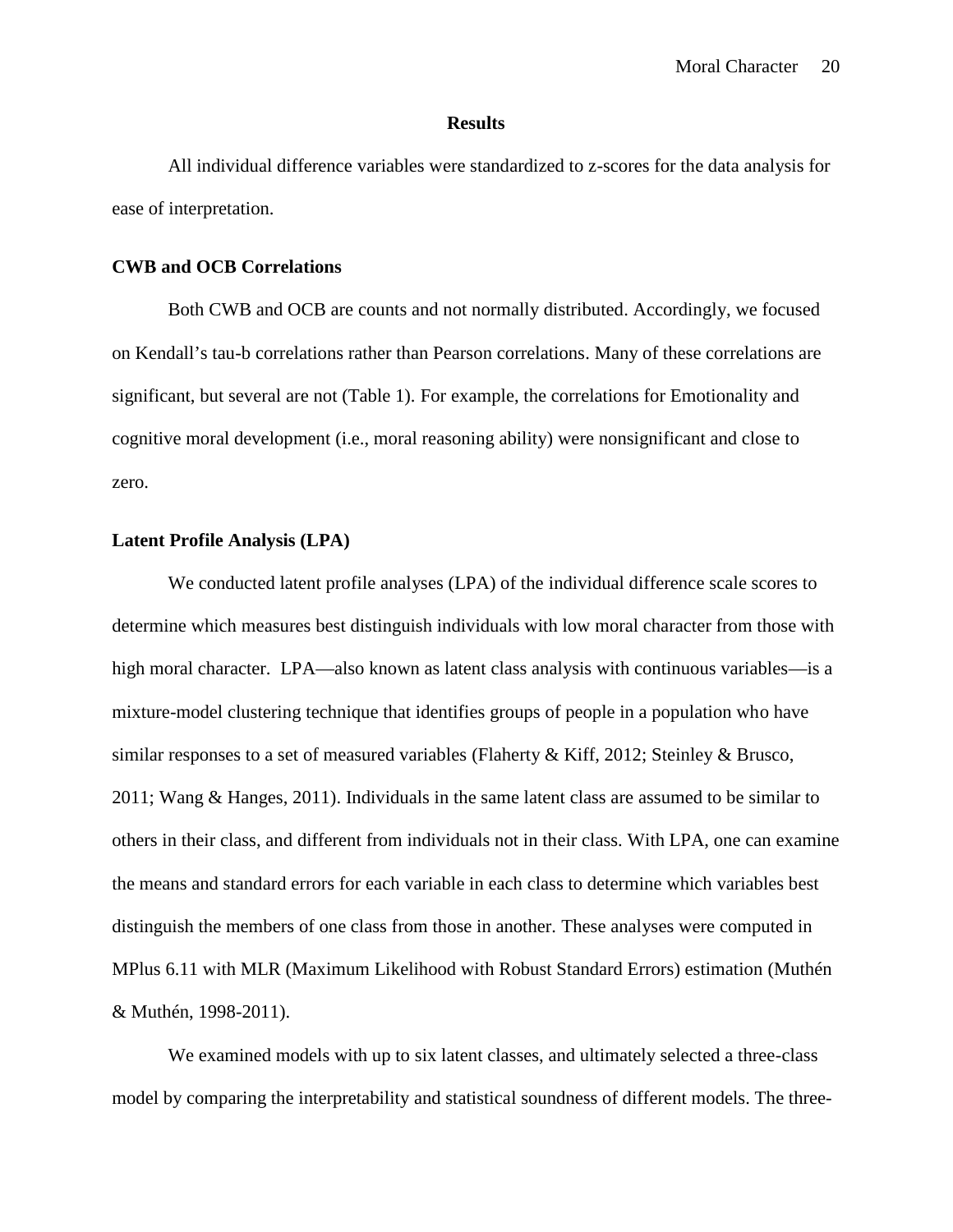## Results

All individual difference variables were standardized to z-scores for the data analysis for ease of interpretation.

### CWB and OCB Correlations

Both CWB and OCB are counts and not normally distributed. Accordingly, we focused on Kendall's tau-b correlations rather than Pearson correlations. Many of these correlations are significant, but several are not (Table 1). For example, the correlations for Emotionality and cognitive moral development (i.e., moral reasoning ability) were nonsignificant and close to zero.

### Latent Profile Analysis (LPA)

We conducted latent profile analyses (LPA) of the individual difference scale scores to determine which measures best distinguish individuals with low moral character from those with high moral character. LPA—also known as latent class analysis with continuous variables—is a mixture-model clustering technique that identifies groups of people in a population who have similar responses to a set of measured variables (Flaherty & Kiff, 2012; Steinley & Brusco, 2011; Wang & Hanges, 2011). Individuals in the same latent class are assumed to be similar to others in their class, and different from individuals not in their class. With LPA, one can examine the means and standard errors for each variable in each class to determine which variables best distinguish the members of one class from those in another. These analyses were computed in MPlus 6.11 with MLR (Maximum Likelihood with Robust Standard Errors) estimation (Muthén & Muthén, 1998-2011).

We examined models with up to six latent classes, and ultimately selected a three-class model by comparing the interpretability and statistical soundness of different models. The three-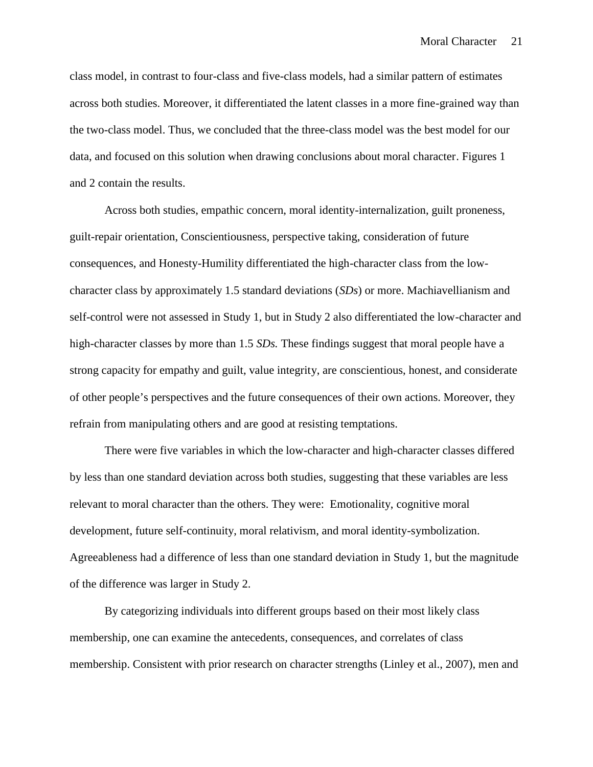class model, in contrast to four-class and five-class models, had a similar pattern of estimates across both studies. Moreover, it differentiated the latent classes in a more fine-grained way than the two-class model. Thus, we concluded that the three-class model was the best model for our data, and focused on this solution when drawing conclusions about moral character. Figures 1 and 2 contain the results.

Across both studies, empathic concern, moral identity-internalization, guilt proneness, guilt-repair orientation, Conscientiousness, perspective taking, consideration of future consequences, and Honesty-Humility differentiated the high-character class from the low-character class by approximately 1.5 standard deviations (*SDs*) or more. Machiavellianism and self-control were not assessed in Study 1, but in Study 2 also differentiated the low-character and high-character classes by more than 1.5 *SDs.* These findings suggest that moral people have a strong capacity for empathy and guilt, value integrity, are conscientious, honest, and considerate of other people's perspectives and the future consequences of their own actions. Moreover, they refrain from manipulating others and are good at resisting temptations.

There were five variables in which the low-character and high-character classes differed by less than one standard deviation across both studies, suggesting that these variables are less relevant to moral character than the others. They were: Emotionality, cognitive moral development, future self-continuity, moral relativism, and moral identity-symbolization. Agreeableness had a difference of less than one standard deviation in Study 1, but the magnitude of the difference was larger in Study 2.

By categorizing individuals into different groups based on their most likely class membership, one can examine the antecedents, consequences, and correlates of class membership. Consistent with prior research on character strengths (Linley et al., 2007), men and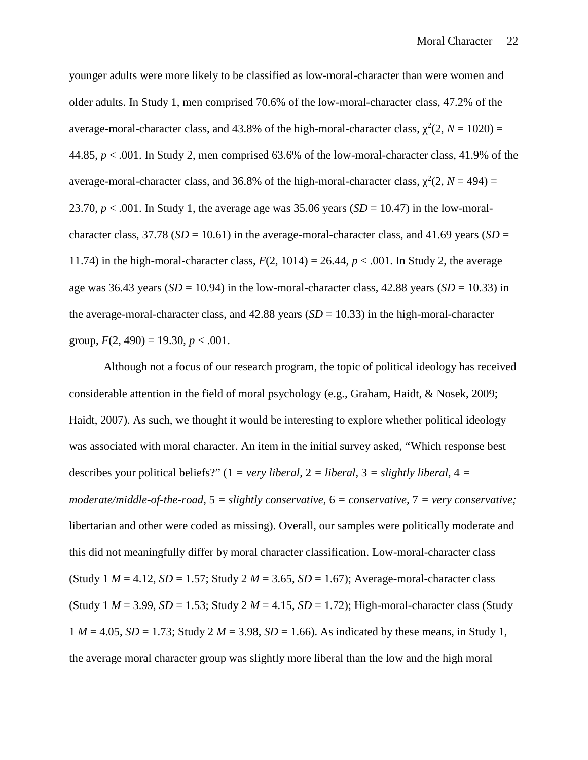younger adults were more likely to be classified as low-moral-character than were women and older adults. In Study 1, men comprised 70.6% of the low-moral-character class, 47.2% of the average-moral-character class, and 43.8% of the high-moral-character class, $\chi^2(2, N = 1020) = 44.85$, $p < .001$. In Study 2, men comprised 63.6% of the low-moral-character class, 41.9% of the average-moral-character class, and 36.8% of the high-moral-character class, $\chi^2(2, N = 494) = 23.70$, $p < .001$. In Study 1, the average age was 35.06 years ($SD = 10.47$) in the low-moral-character class, 37.78 ($SD = 10.61$) in the average-moral-character class, and 41.69 years ($SD = 11.74$) in the high-moral-character class, $F(2, 1014) = 26.44$, $p < .001$. In Study 2, the average age was 36.43 years ($SD = 10.94$) in the low-moral-character class, 42.88 years ($SD = 10.33$) in the average-moral-character class, and 42.88 years ($SD = 10.33$) in the high-moral-character group, $F(2, 490) = 19.30$, $p < .001$.

Although not a focus of our research program, the topic of political ideology has received considerable attention in the field of moral psychology (e.g., Graham, Haidt, & Nosek, 2009; Haidt, 2007). As such, we thought it would be interesting to explore whether political ideology was associated with moral character. An item in the initial survey asked, "Which response best describes your political beliefs?" (1 = *very liberal,* 2 = *liberal,* 3 = *slightly liberal,* 4 = *moderate/middle-of-the-road,* 5 = *slightly conservative,* 6 = *conservative,* 7 = *very conservative;* libertarian and other were coded as missing). Overall, our samples were politically moderate and this did not meaningfully differ by moral character classification. Low-moral-character class (Study 1 $M = 4.12$, $SD = 1.57$; Study 2 $M = 3.65$, $SD = 1.67$); Average-moral-character class (Study 1 $M = 3.99$, $SD = 1.53$; Study 2 $M = 4.15$, $SD = 1.72$); High-moral-character class (Study 1 $M = 4.05$, $SD = 1.73$; Study 2 $M = 3.98$, $SD = 1.66$). As indicated by these means, in Study 1, the average moral character group was slightly more liberal than the low and the high moral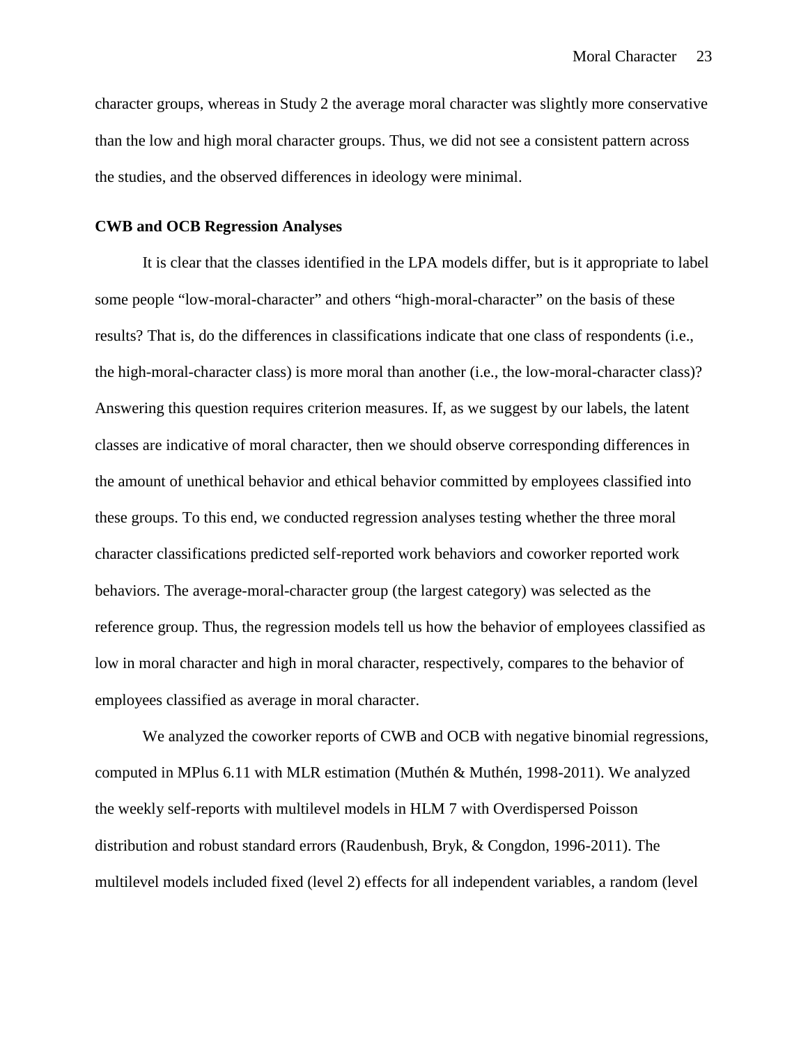character groups, whereas in Study 2 the average moral character was slightly more conservative than the low and high moral character groups. Thus, we did not see a consistent pattern across the studies, and the observed differences in ideology were minimal.

**CWB and OCB Regression Analyses**

It is clear that the classes identified in the LPA models differ, but is it appropriate to label some people "low-moral-character" and others "high-moral-character" on the basis of these results? That is, do the differences in classifications indicate that one class of respondents (i.e., the high-moral-character class) is more moral than another (i.e., the low-moral-character class)? Answering this question requires criterion measures. If, as we suggest by our labels, the latent classes are indicative of moral character, then we should observe corresponding differences in the amount of unethical behavior and ethical behavior committed by employees classified into these groups. To this end, we conducted regression analyses testing whether the three moral character classifications predicted self-reported work behaviors and coworker reported work behaviors. The average-moral-character group (the largest category) was selected as the reference group. Thus, the regression models tell us how the behavior of employees classified as low in moral character and high in moral character, respectively, compares to the behavior of employees classified as average in moral character.

We analyzed the coworker reports of CWB and OCB with negative binomial regressions, computed in MPlus 6.11 with MLR estimation (Muthén & Muthén, 1998-2011). We analyzed the weekly self-reports with multilevel models in HLM 7 with Overdispersed Poisson distribution and robust standard errors (Raudenbush, Bryk, & Congdon, 1996-2011). The multilevel models included fixed (level 2) effects for all independent variables, a random (level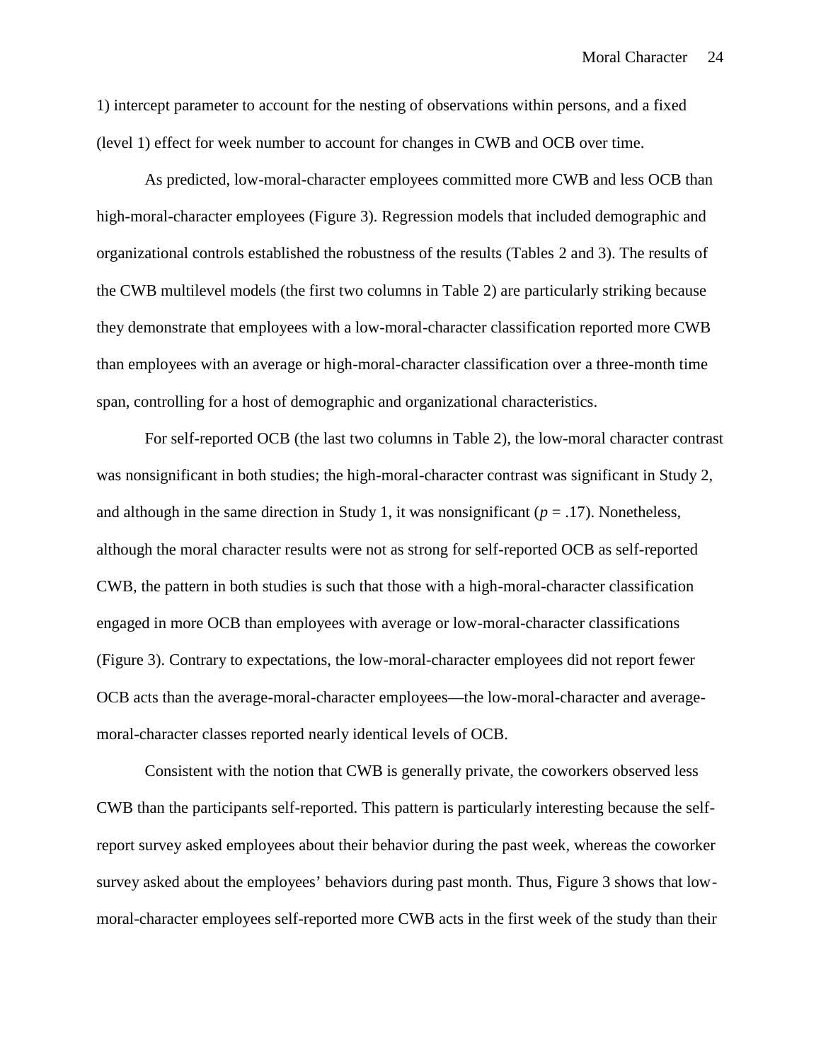1) intercept parameter to account for the nesting of observations within persons, and a fixed (level 1) effect for week number to account for changes in CWB and OCB over time.

As predicted, low-moral-character employees committed more CWB and less OCB than high-moral-character employees (Figure 3). Regression models that included demographic and organizational controls established the robustness of the results (Tables 2 and 3). The results of the CWB multilevel models (the first two columns in Table 2) are particularly striking because they demonstrate that employees with a low-moral-character classification reported more CWB than employees with an average or high-moral-character classification over a three-month time span, controlling for a host of demographic and organizational characteristics.

For self-reported OCB (the last two columns in Table 2), the low-moral character contrast was nonsignificant in both studies; the high-moral-character contrast was significant in Study 2, and although in the same direction in Study 1, it was nonsignificant ($p = .17$). Nonetheless, although the moral character results were not as strong for self-reported OCB as self-reported CWB, the pattern in both studies is such that those with a high-moral-character classification engaged in more OCB than employees with average or low-moral-character classifications (Figure 3). Contrary to expectations, the low-moral-character employees did not report fewer OCB acts than the average-moral-character employees—the low-moral-character and average-moral-character classes reported nearly identical levels of OCB.

Consistent with the notion that CWB is generally private, the coworkers observed less CWB than the participants self-reported. This pattern is particularly interesting because the self-report survey asked employees about their behavior during the past week, whereas the coworker survey asked about the employees' behaviors during past month. Thus, Figure 3 shows that low-moral-character employees self-reported more CWB acts in the first week of the study than their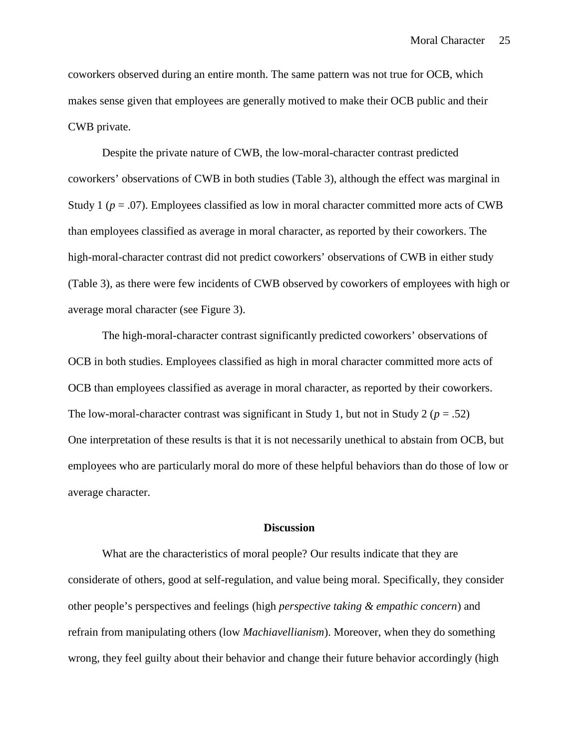coworkers observed during an entire month. The same pattern was not true for OCB, which makes sense given that employees are generally motived to make their OCB public and their CWB private.

Despite the private nature of CWB, the low-moral-character contrast predicted coworkers' observations of CWB in both studies (Table 3), although the effect was marginal in Study 1 ($p = .07$). Employees classified as low in moral character committed more acts of CWB than employees classified as average in moral character, as reported by their coworkers. The high-moral-character contrast did not predict coworkers' observations of CWB in either study (Table 3), as there were few incidents of CWB observed by coworkers of employees with high or average moral character (see Figure 3).

The high-moral-character contrast significantly predicted coworkers' observations of OCB in both studies. Employees classified as high in moral character committed more acts of OCB than employees classified as average in moral character, as reported by their coworkers. The low-moral-character contrast was significant in Study 1, but not in Study 2 ($p = .52$) One interpretation of these results is that it is not necessarily unethical to abstain from OCB, but employees who are particularly moral do more of these helpful behaviors than do those of low or average character.

## Discussion

What are the characteristics of moral people? Our results indicate that they are considerate of others, good at self-regulation, and value being moral. Specifically, they consider other people's perspectives and feelings (high *perspective taking & empathic concern*) and refrain from manipulating others (low *Machiavellianism*). Moreover, when they do something wrong, they feel guilty about their behavior and change their future behavior accordingly (high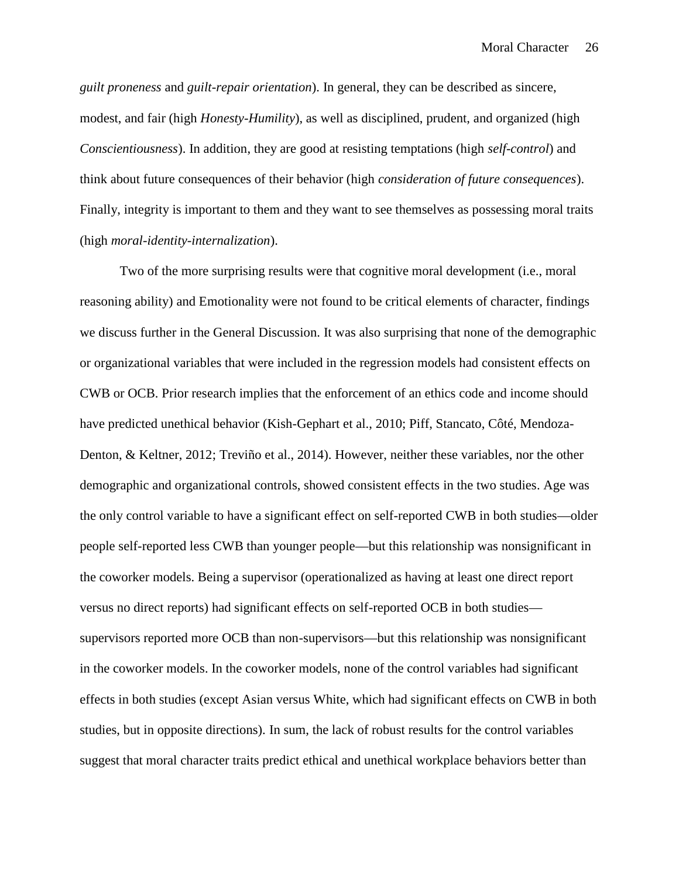*guilt proneness* and *guilt-repair orientation*). In general, they can be described as sincere, modest, and fair (high *Honesty-Humility*), as well as disciplined, prudent, and organized (high *Conscientiousness*). In addition, they are good at resisting temptations (high *self-control*) and think about future consequences of their behavior (high *consideration of future consequences*). Finally, integrity is important to them and they want to see themselves as possessing moral traits (high *moral-identity-internalization*).

Two of the more surprising results were that cognitive moral development (i.e., moral reasoning ability) and Emotionality were not found to be critical elements of character, findings we discuss further in the General Discussion. It was also surprising that none of the demographic or organizational variables that were included in the regression models had consistent effects on CWB or OCB. Prior research implies that the enforcement of an ethics code and income should have predicted unethical behavior (Kish-Gephart et al., 2010; Piff, Stancato, Côté, Mendoza-Denton, & Keltner, 2012; Treviño et al., 2014). However, neither these variables, nor the other demographic and organizational controls, showed consistent effects in the two studies. Age was the only control variable to have a significant effect on self-reported CWB in both studies—older people self-reported less CWB than younger people—but this relationship was nonsignificant in the coworker models. Being a supervisor (operationalized as having at least one direct report versus no direct reports) had significant effects on self-reported OCB in both studies—supervisors reported more OCB than non-supervisors—but this relationship was nonsignificant in the coworker models. In the coworker models, none of the control variables had significant effects in both studies (except Asian versus White, which had significant effects on CWB in both studies, but in opposite directions). In sum, the lack of robust results for the control variables suggest that moral character traits predict ethical and unethical workplace behaviors better than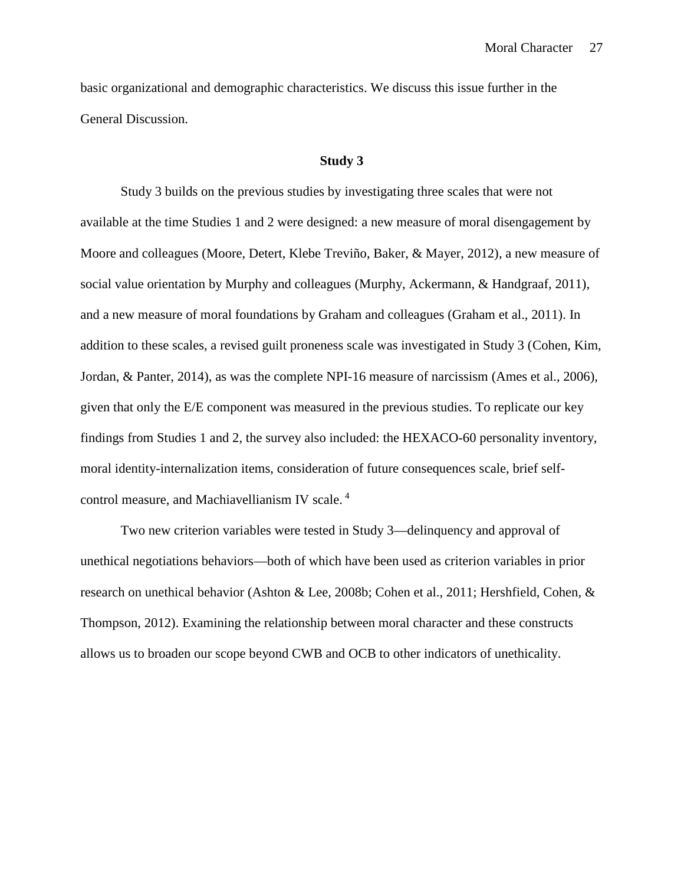basic organizational and demographic characteristics. We discuss this issue further in the General Discussion.

## Study 3

Study 3 builds on the previous studies by investigating three scales that were not available at the time Studies 1 and 2 were designed: a new measure of moral disengagement by Moore and colleagues (Moore, Detert, Klebe Treviño, Baker, & Mayer, 2012), a new measure of social value orientation by Murphy and colleagues (Murphy, Ackermann, & Handgraaf, 2011), and a new measure of moral foundations by Graham and colleagues (Graham et al., 2011). In addition to these scales, a revised guilt proneness scale was investigated in Study 3 (Cohen, Kim, Jordan, & Panter, 2014), as was the complete NPI-16 measure of narcissism (Ames et al., 2006), given that only the E/E component was measured in the previous studies. To replicate our key findings from Studies 1 and 2, the survey also included: the HEXACO-60 personality inventory, moral identity-internalization items, consideration of future consequences scale, brief self-control measure, and Machiavellianism IV scale. [4]

Two new criterion variables were tested in Study 3—delinquency and approval of unethical negotiations behaviors—both of which have been used as criterion variables in prior research on unethical behavior (Ashton & Lee, 2008b; Cohen et al., 2011; Hershfield, Cohen, & Thompson, 2012). Examining the relationship between moral character and these constructs allows us to broaden our scope beyond CWB and OCB to other indicators of unethicality.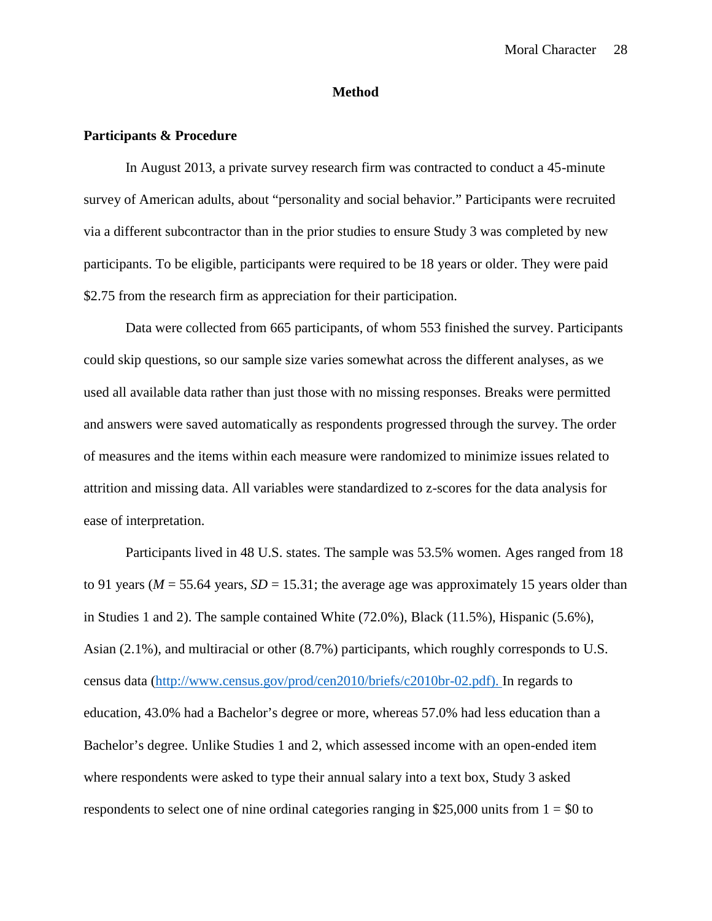# Method

## Participants & Procedure

In August 2013, a private survey research firm was contracted to conduct a 45-minute survey of American adults, about "personality and social behavior." Participants were recruited via a different subcontractor than in the prior studies to ensure Study 3 was completed by new participants. To be eligible, participants were required to be 18 years or older. They were paid $2.75 from the research firm as appreciation for their participation.

Data were collected from 665 participants, of whom 553 finished the survey. Participants could skip questions, so our sample size varies somewhat across the different analyses, as we used all available data rather than just those with no missing responses. Breaks were permitted and answers were saved automatically as respondents progressed through the survey. The order of measures and the items within each measure were randomized to minimize issues related to attrition and missing data. All variables were standardized to z-scores for the data analysis for ease of interpretation.

Participants lived in 48 U.S. states. The sample was 53.5% women. Ages ranged from 18 to 91 years ($M$ = 55.64 years, $SD$ = 15.31; the average age was approximately 15 years older than in Studies 1 and 2). The sample contained White (72.0%), Black (11.5%), Hispanic (5.6%), Asian (2.1%), and multiracial or other (8.7%) participants, which roughly corresponds to U.S. census data (http://www.census.gov/prod/cen2010/briefs/c2010br-02.pdf). In regards to education, 43.0% had a Bachelor's degree or more, whereas 57.0% had less education than a Bachelor's degree. Unlike Studies 1 and 2, which assessed income with an open-ended item where respondents were asked to type their annual salary into a text box, Study 3 asked respondents to select one of nine ordinal categories ranging in $25,000 units from 1 = $0 to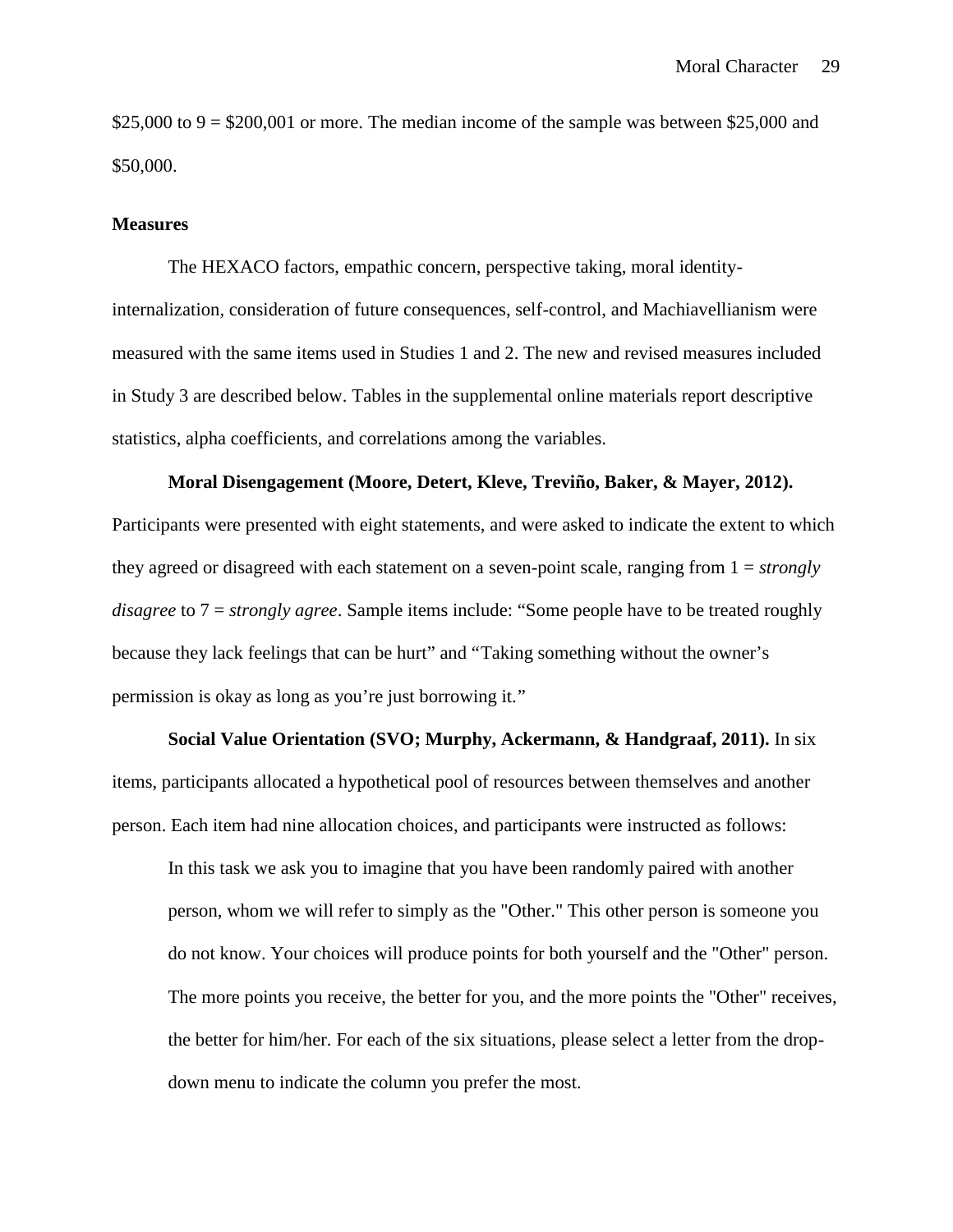\$25,000 to 9 = \$200,001 or more. The median income of the sample was between \$25,000 and \$50,000.

**Measures**

The HEXACO factors, empathic concern, perspective taking, moral identity-internalization, consideration of future consequences, self-control, and Machiavellianism were measured with the same items used in Studies 1 and 2. The new and revised measures included in Study 3 are described below. Tables in the supplemental online materials report descriptive statistics, alpha coefficients, and correlations among the variables.

**Moral Disengagement (Moore, Detert, Kleve, Treviño, Baker, & Mayer, 2012).** Participants were presented with eight statements, and were asked to indicate the extent to which they agreed or disagreed with each statement on a seven-point scale, ranging from 1 = *strongly disagree* to 7 = *strongly agree*. Sample items include: "Some people have to be treated roughly because they lack feelings that can be hurt" and "Taking something without the owner's permission is okay as long as you're just borrowing it."

**Social Value Orientation (SVO; Murphy, Ackermann, & Handgraaf, 2011).** In six items, participants allocated a hypothetical pool of resources between themselves and another person. Each item had nine allocation choices, and participants were instructed as follows:

> In this task we ask you to imagine that you have been randomly paired with another person, whom we will refer to simply as the "Other." This other person is someone you do not know. Your choices will produce points for both yourself and the "Other" person. The more points you receive, the better for you, and the more points the "Other" receives, the better for him/her. For each of the six situations, please select a letter from the drop-down menu to indicate the column you prefer the most.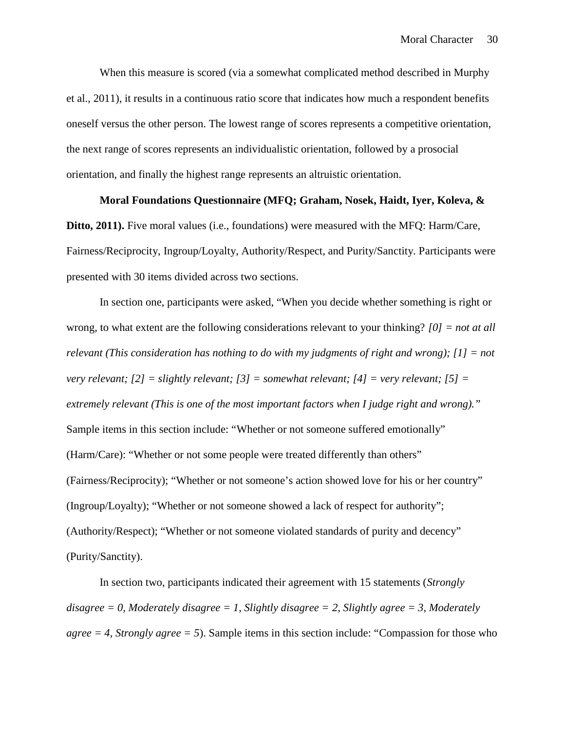When this measure is scored (via a somewhat complicated method described in Murphy et al., 2011), it results in a continuous ratio score that indicates how much a respondent benefits oneself versus the other person. The lowest range of scores represents a competitive orientation, the next range of scores represents an individualistic orientation, followed by a prosocial orientation, and finally the highest range represents an altruistic orientation.

**Moral Foundations Questionnaire (MFQ; Graham, Nosek, Haidt, Iyer, Koleva, & Ditto, 2011).** Five moral values (i.e., foundations) were measured with the MFQ: Harm/Care, Fairness/Reciprocity, Ingroup/Loyalty, Authority/Respect, and Purity/Sanctity. Participants were presented with 30 items divided across two sections.

In section one, participants were asked, "When you decide whether something is right or wrong, to what extent are the following considerations relevant to your thinking? *[0] = not at all relevant (This consideration has nothing to do with my judgments of right and wrong); [1] = not very relevant; [2] = slightly relevant; [3] = somewhat relevant; [4] = very relevant; [5] = extremely relevant (This is one of the most important factors when I judge right and wrong)."* Sample items in this section include: "Whether or not someone suffered emotionally" (Harm/Care): "Whether or not some people were treated differently than others" (Fairness/Reciprocity); "Whether or not someone's action showed love for his or her country" (Ingroup/Loyalty); "Whether or not someone showed a lack of respect for authority"; (Authority/Respect); "Whether or not someone violated standards of purity and decency" (Purity/Sanctity).

In section two, participants indicated their agreement with 15 statements (*Strongly disagree = 0, Moderately disagree = 1, Slightly disagree = 2, Slightly agree = 3, Moderately agree = 4, Strongly agree = 5*). Sample items in this section include: "Compassion for those who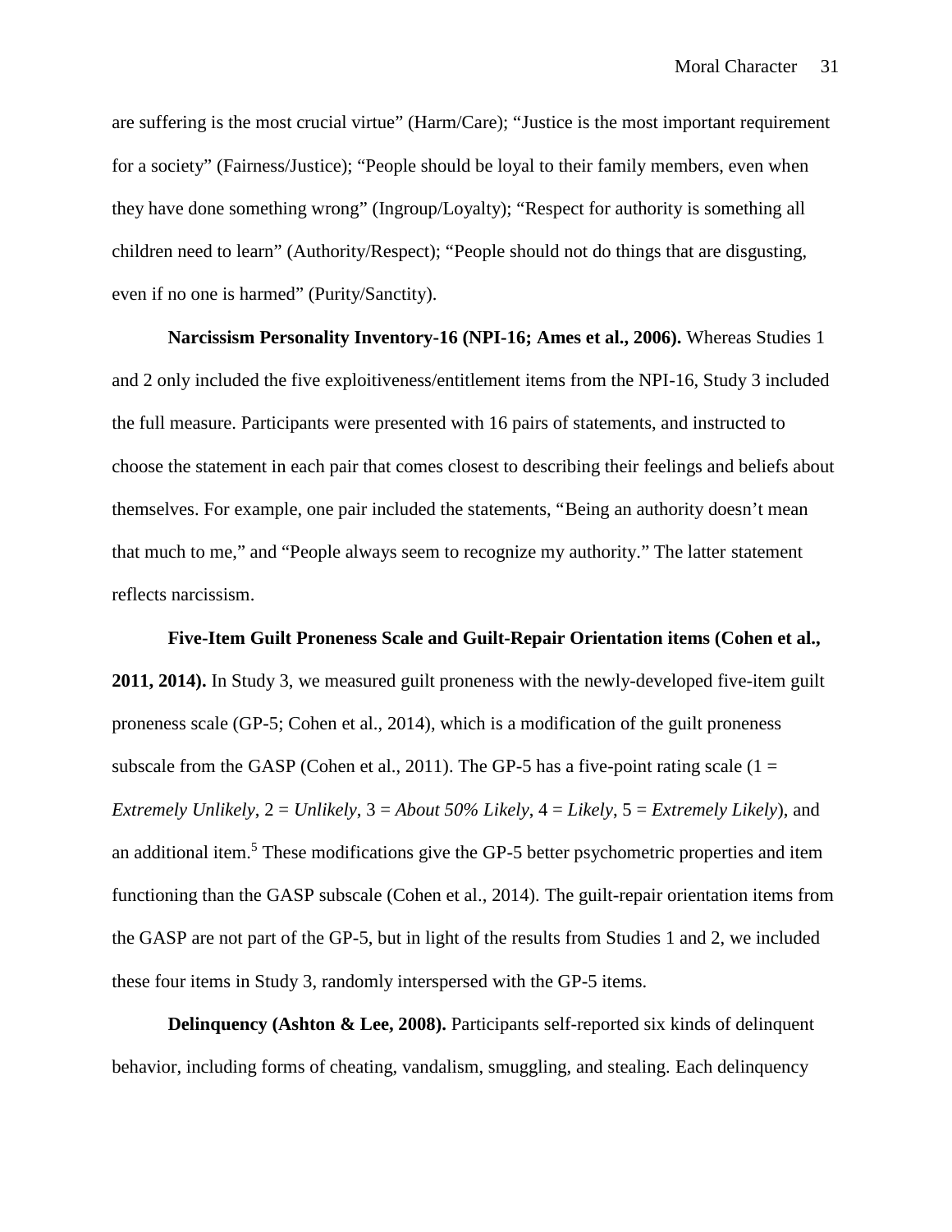are suffering is the most crucial virtue" (Harm/Care); "Justice is the most important requirement for a society" (Fairness/Justice); "People should be loyal to their family members, even when they have done something wrong" (Ingroup/Loyalty); "Respect for authority is something all children need to learn" (Authority/Respect); "People should not do things that are disgusting, even if no one is harmed" (Purity/Sanctity).

**Narcissism Personality Inventory-16 (NPI-16; Ames et al., 2006).** Whereas Studies 1 and 2 only included the five exploitiveness/entitlement items from the NPI-16, Study 3 included the full measure. Participants were presented with 16 pairs of statements, and instructed to choose the statement in each pair that comes closest to describing their feelings and beliefs about themselves. For example, one pair included the statements, "Being an authority doesn't mean that much to me," and "People always seem to recognize my authority." The latter statement reflects narcissism.

**Five-Item Guilt Proneness Scale and Guilt-Repair Orientation items (Cohen et al., 2011, 2014).** In Study 3, we measured guilt proneness with the newly-developed five-item guilt proneness scale (GP-5; Cohen et al., 2014), which is a modification of the guilt proneness subscale from the GASP (Cohen et al., 2011). The GP-5 has a five-point rating scale (1 = *Extremely Unlikely*, 2 = *Unlikely*, 3 = *About 50% Likely*, 4 = *Likely*, 5 = *Extremely Likely*), and an additional item.[5] These modifications give the GP-5 better psychometric properties and item functioning than the GASP subscale (Cohen et al., 2014). The guilt-repair orientation items from the GASP are not part of the GP-5, but in light of the results from Studies 1 and 2, we included these four items in Study 3, randomly interspersed with the GP-5 items.

**Delinquency (Ashton & Lee, 2008).** Participants self-reported six kinds of delinquent behavior, including forms of cheating, vandalism, smuggling, and stealing. Each delinquency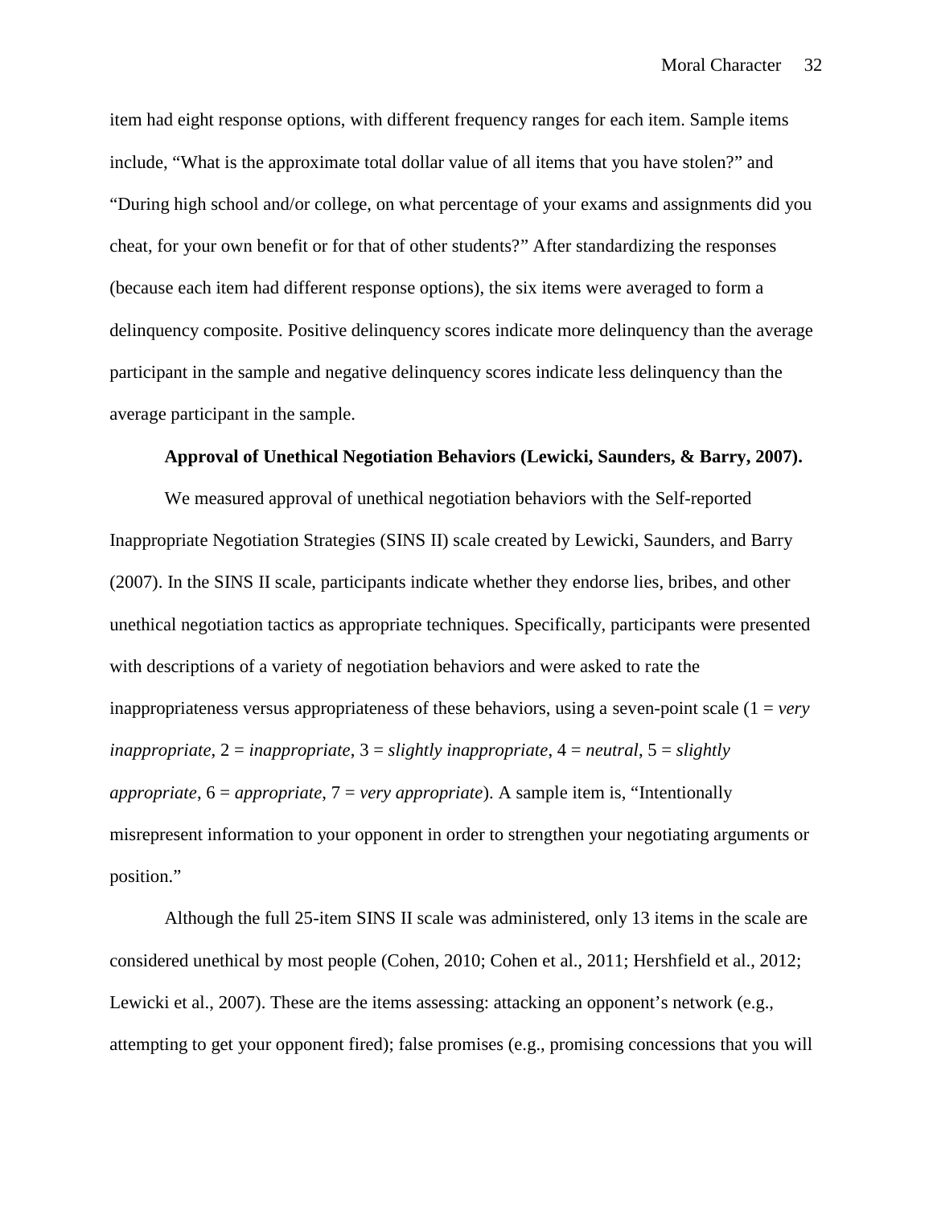item had eight response options, with different frequency ranges for each item. Sample items include, "What is the approximate total dollar value of all items that you have stolen?" and "During high school and/or college, on what percentage of your exams and assignments did you cheat, for your own benefit or for that of other students?" After standardizing the responses (because each item had different response options), the six items were averaged to form a delinquency composite. Positive delinquency scores indicate more delinquency than the average participant in the sample and negative delinquency scores indicate less delinquency than the average participant in the sample.

**Approval of Unethical Negotiation Behaviors (Lewicki, Saunders, & Barry, 2007).**

We measured approval of unethical negotiation behaviors with the Self-reported Inappropriate Negotiation Strategies (SINS II) scale created by Lewicki, Saunders, and Barry (2007). In the SINS II scale, participants indicate whether they endorse lies, bribes, and other unethical negotiation tactics as appropriate techniques. Specifically, participants were presented with descriptions of a variety of negotiation behaviors and were asked to rate the inappropriateness versus appropriateness of these behaviors, using a seven-point scale (1 = *very inappropriate*, 2 = *inappropriate*, 3 = *slightly inappropriate*, 4 = *neutral*, 5 = *slightly appropriate*, 6 = *appropriate*, 7 = *very appropriate*). A sample item is, "Intentionally misrepresent information to your opponent in order to strengthen your negotiating arguments or position."

Although the full 25-item SINS II scale was administered, only 13 items in the scale are considered unethical by most people (Cohen, 2010; Cohen et al., 2011; Hershfield et al., 2012; Lewicki et al., 2007). These are the items assessing: attacking an opponent's network (e.g., attempting to get your opponent fired); false promises (e.g., promising concessions that you will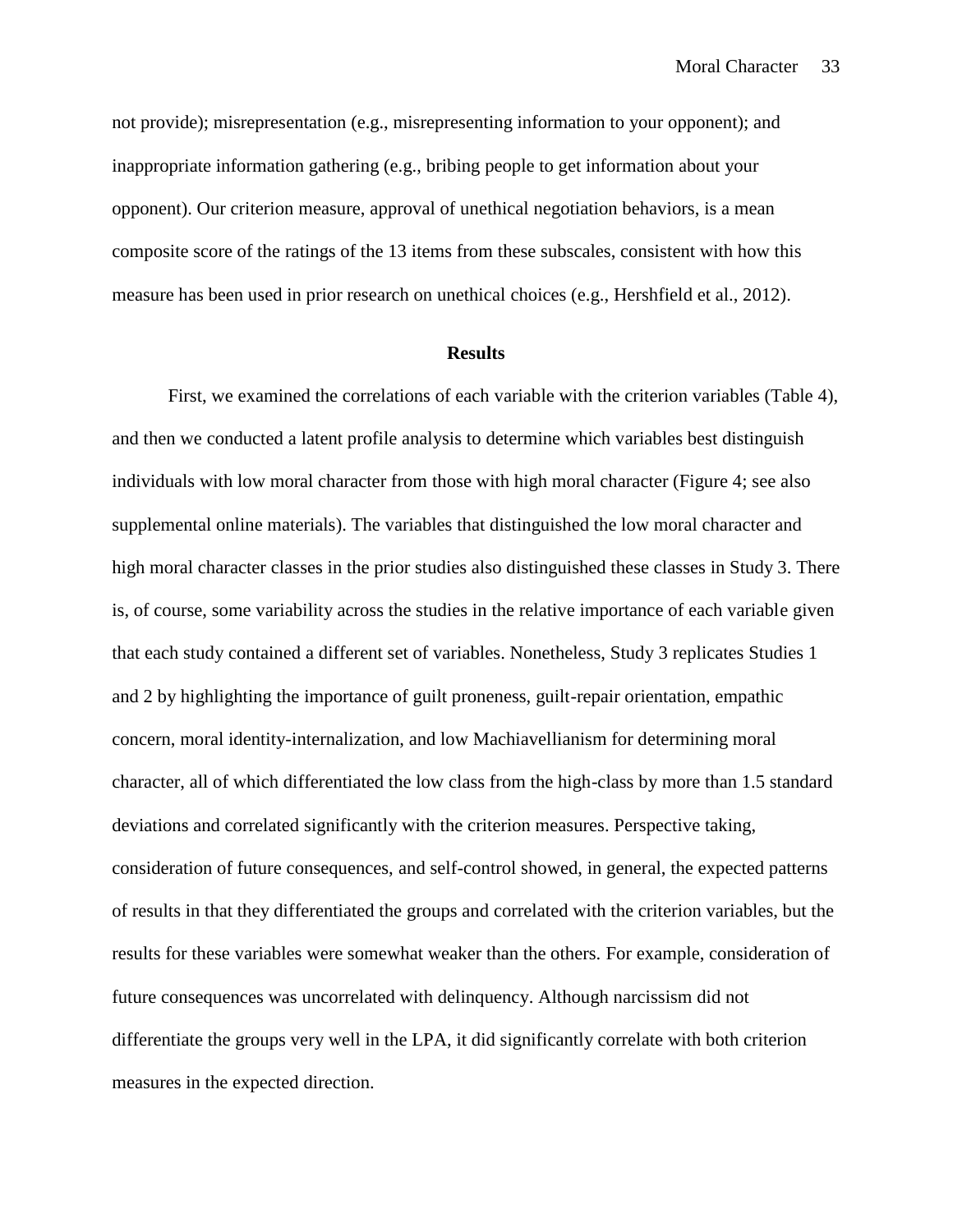not provide); misrepresentation (e.g., misrepresenting information to your opponent); and inappropriate information gathering (e.g., bribing people to get information about your opponent). Our criterion measure, approval of unethical negotiation behaviors, is a mean composite score of the ratings of the 13 items from these subscales, consistent with how this measure has been used in prior research on unethical choices (e.g., Hershfield et al., 2012).

## Results

First, we examined the correlations of each variable with the criterion variables (Table 4), and then we conducted a latent profile analysis to determine which variables best distinguish individuals with low moral character from those with high moral character (Figure 4; see also supplemental online materials). The variables that distinguished the low moral character and high moral character classes in the prior studies also distinguished these classes in Study 3. There is, of course, some variability across the studies in the relative importance of each variable given that each study contained a different set of variables. Nonetheless, Study 3 replicates Studies 1 and 2 by highlighting the importance of guilt proneness, guilt-repair orientation, empathic concern, moral identity-internalization, and low Machiavellianism for determining moral character, all of which differentiated the low class from the high-class by more than 1.5 standard deviations and correlated significantly with the criterion measures. Perspective taking, consideration of future consequences, and self-control showed, in general, the expected patterns of results in that they differentiated the groups and correlated with the criterion variables, but the results for these variables were somewhat weaker than the others. For example, consideration of future consequences was uncorrelated with delinquency. Although narcissism did not differentiate the groups very well in the LPA, it did significantly correlate with both criterion measures in the expected direction.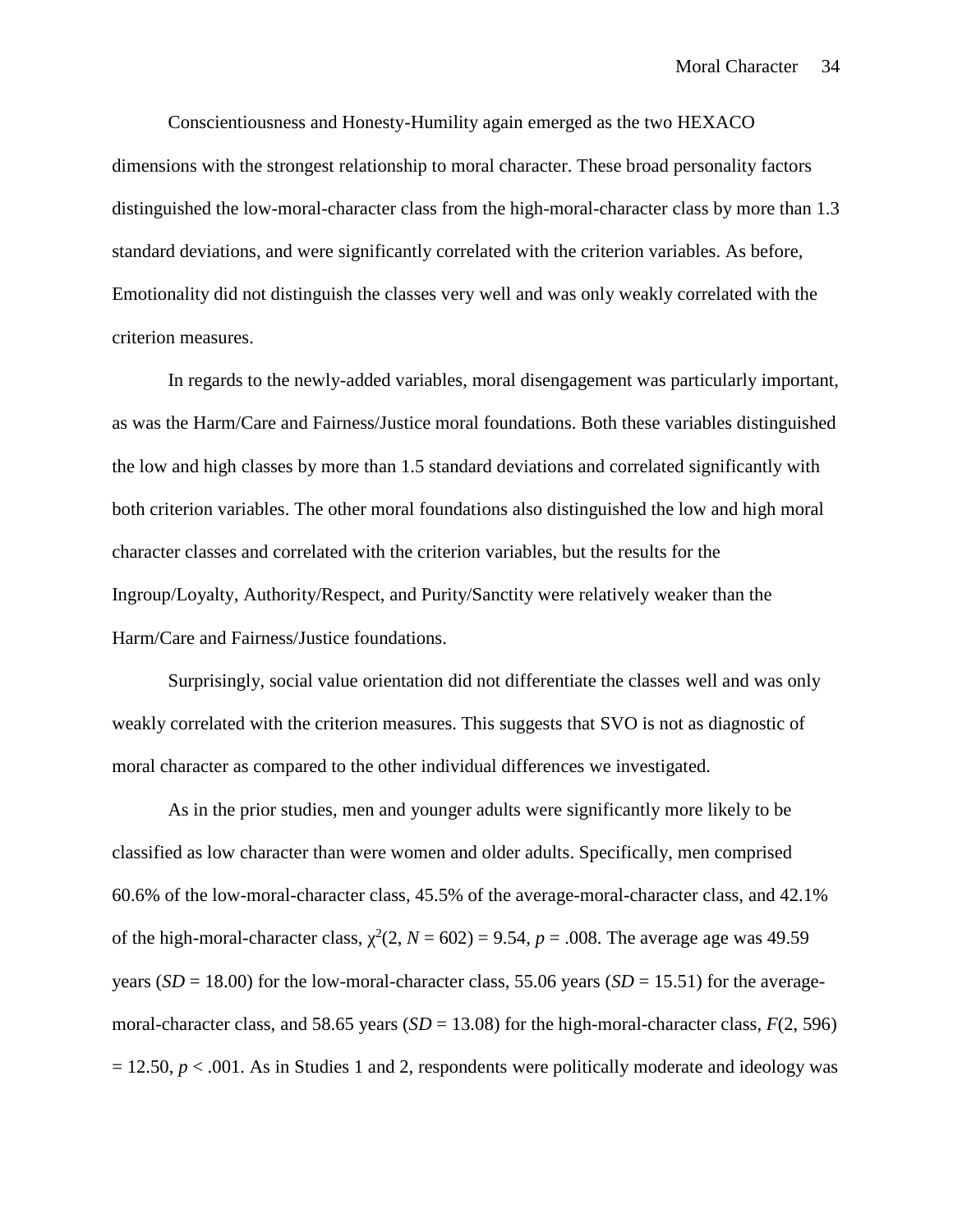Conscientiousness and Honesty-Humility again emerged as the two HEXACO dimensions with the strongest relationship to moral character. These broad personality factors distinguished the low-moral-character class from the high-moral-character class by more than 1.3 standard deviations, and were significantly correlated with the criterion variables. As before, Emotionality did not distinguish the classes very well and was only weakly correlated with the criterion measures.

In regards to the newly-added variables, moral disengagement was particularly important, as was the Harm/Care and Fairness/Justice moral foundations. Both these variables distinguished the low and high classes by more than 1.5 standard deviations and correlated significantly with both criterion variables. The other moral foundations also distinguished the low and high moral character classes and correlated with the criterion variables, but the results for the Ingroup/Loyalty, Authority/Respect, and Purity/Sanctity were relatively weaker than the Harm/Care and Fairness/Justice foundations.

Surprisingly, social value orientation did not differentiate the classes well and was only weakly correlated with the criterion measures. This suggests that SVO is not as diagnostic of moral character as compared to the other individual differences we investigated.

As in the prior studies, men and younger adults were significantly more likely to be classified as low character than were women and older adults. Specifically, men comprised 60.6% of the low-moral-character class, 45.5% of the average-moral-character class, and 42.1% of the high-moral-character class, $\chi^2(2, N = 602) = 9.54$, $p = .008$. The average age was 49.59 years ($SD = 18.00$) for the low-moral-character class, 55.06 years ($SD = 15.51$) for the average-moral-character class, and 58.65 years ($SD = 13.08$) for the high-moral-character class, $F(2, 596) = 12.50$, $p < .001$. As in Studies 1 and 2, respondents were politically moderate and ideology was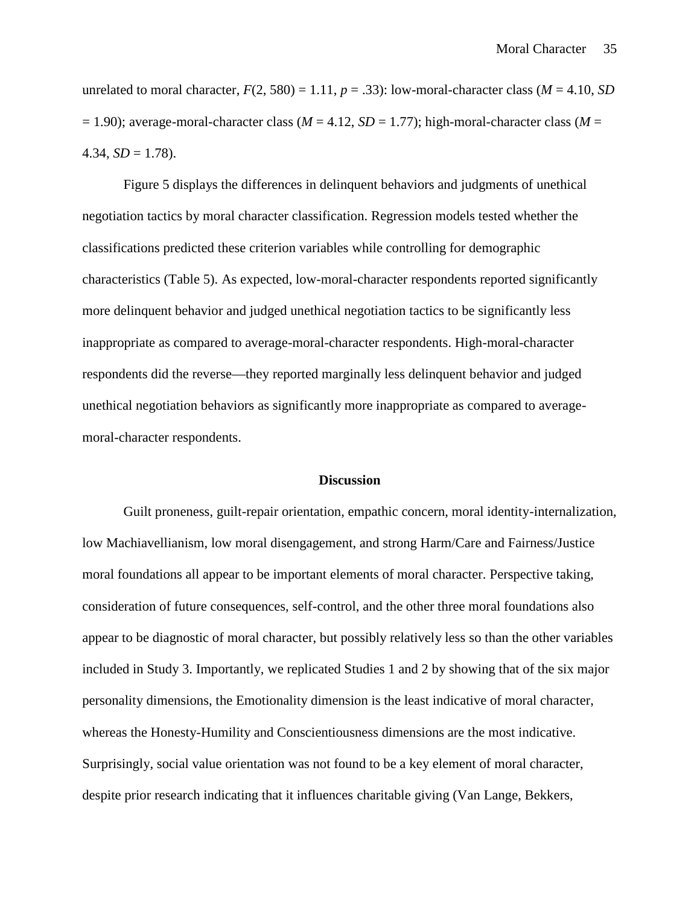unrelated to moral character, $F(2, 580) = 1.11$, $p = .33$): low-moral-character class ($M = 4.10$, $SD = 1.90$); average-moral-character class ($M = 4.12$, $SD = 1.77$); high-moral-character class ($M = 4.34$, $SD = 1.78$).

Figure 5 displays the differences in delinquent behaviors and judgments of unethical negotiation tactics by moral character classification. Regression models tested whether the classifications predicted these criterion variables while controlling for demographic characteristics (Table 5). As expected, low-moral-character respondents reported significantly more delinquent behavior and judged unethical negotiation tactics to be significantly less inappropriate as compared to average-moral-character respondents. High-moral-character respondents did the reverse—they reported marginally less delinquent behavior and judged unethical negotiation behaviors as significantly more inappropriate as compared to average-moral-character respondents.

## Discussion

Guilt proneness, guilt-repair orientation, empathic concern, moral identity-internalization, low Machiavellianism, low moral disengagement, and strong Harm/Care and Fairness/Justice moral foundations all appear to be important elements of moral character. Perspective taking, consideration of future consequences, self-control, and the other three moral foundations also appear to be diagnostic of moral character, but possibly relatively less so than the other variables included in Study 3. Importantly, we replicated Studies 1 and 2 by showing that of the six major personality dimensions, the Emotionality dimension is the least indicative of moral character, whereas the Honesty-Humility and Conscientiousness dimensions are the most indicative. Surprisingly, social value orientation was not found to be a key element of moral character, despite prior research indicating that it influences charitable giving (Van Lange, Bekkers,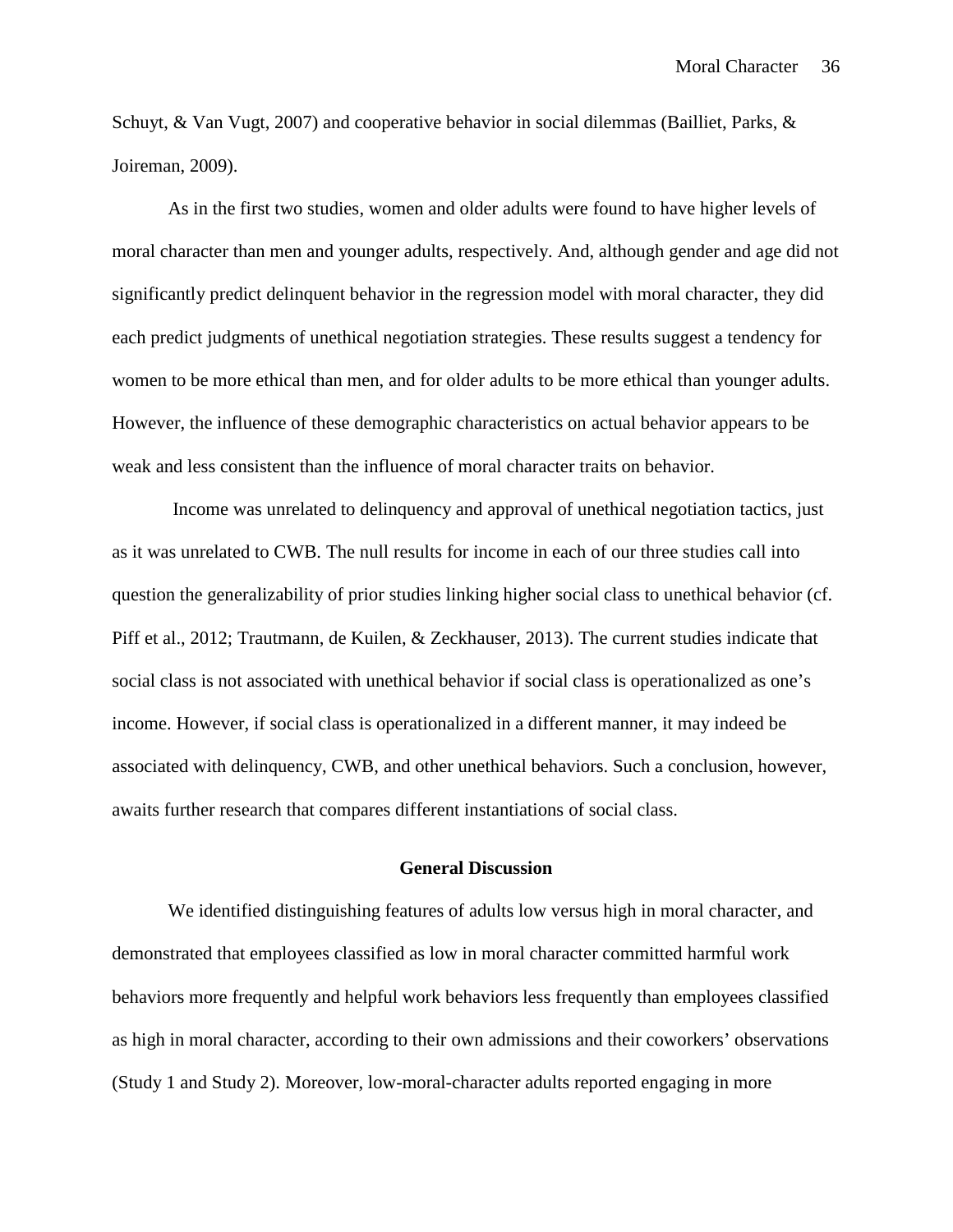Schuyt, & Van Vugt, 2007) and cooperative behavior in social dilemmas (Bailliet, Parks, & Joireman, 2009).

As in the first two studies, women and older adults were found to have higher levels of moral character than men and younger adults, respectively. And, although gender and age did not significantly predict delinquent behavior in the regression model with moral character, they did each predict judgments of unethical negotiation strategies. These results suggest a tendency for women to be more ethical than men, and for older adults to be more ethical than younger adults. However, the influence of these demographic characteristics on actual behavior appears to be weak and less consistent than the influence of moral character traits on behavior.

Income was unrelated to delinquency and approval of unethical negotiation tactics, just as it was unrelated to CWB. The null results for income in each of our three studies call into question the generalizability of prior studies linking higher social class to unethical behavior (cf. Piff et al., 2012; Trautmann, de Kuilen, & Zeckhauser, 2013). The current studies indicate that social class is not associated with unethical behavior if social class is operationalized as one's income. However, if social class is operationalized in a different manner, it may indeed be associated with delinquency, CWB, and other unethical behaviors. Such a conclusion, however, awaits further research that compares different instantiations of social class.

## General Discussion

We identified distinguishing features of adults low versus high in moral character, and demonstrated that employees classified as low in moral character committed harmful work behaviors more frequently and helpful work behaviors less frequently than employees classified as high in moral character, according to their own admissions and their coworkers' observations (Study 1 and Study 2). Moreover, low-moral-character adults reported engaging in more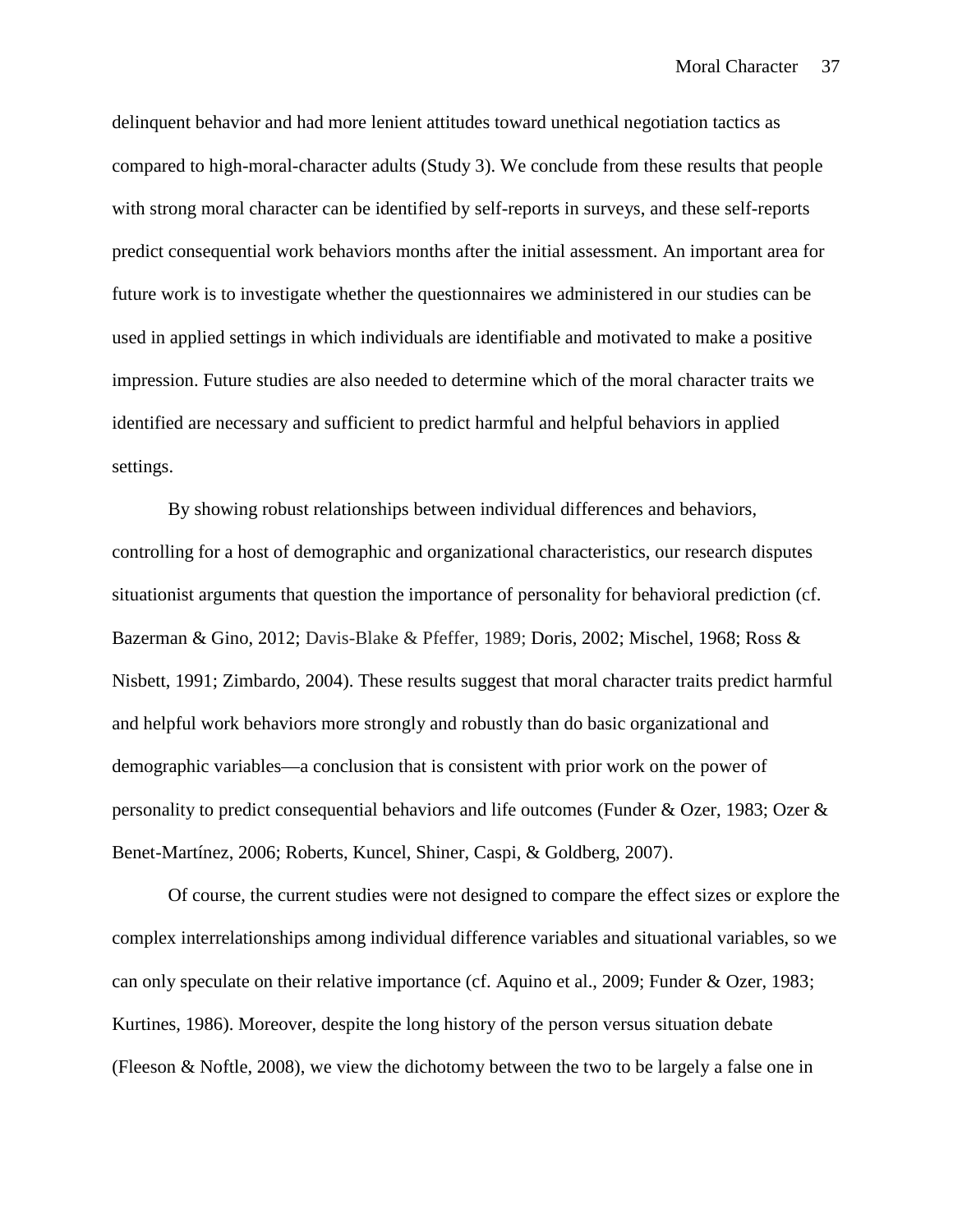delinquent behavior and had more lenient attitudes toward unethical negotiation tactics as compared to high-moral-character adults (Study 3). We conclude from these results that people with strong moral character can be identified by self-reports in surveys, and these self-reports predict consequential work behaviors months after the initial assessment. An important area for future work is to investigate whether the questionnaires we administered in our studies can be used in applied settings in which individuals are identifiable and motivated to make a positive impression. Future studies are also needed to determine which of the moral character traits we identified are necessary and sufficient to predict harmful and helpful behaviors in applied settings.

By showing robust relationships between individual differences and behaviors, controlling for a host of demographic and organizational characteristics, our research disputes situationist arguments that question the importance of personality for behavioral prediction (cf. Bazerman & Gino, 2012; Davis-Blake & Pfeffer, 1989; Doris, 2002; Mischel, 1968; Ross & Nisbett, 1991; Zimbardo, 2004). These results suggest that moral character traits predict harmful and helpful work behaviors more strongly and robustly than do basic organizational and demographic variables—a conclusion that is consistent with prior work on the power of personality to predict consequential behaviors and life outcomes (Funder & Ozer, 1983; Ozer & Benet-Martínez, 2006; Roberts, Kuncel, Shiner, Caspi, & Goldberg, 2007).

Of course, the current studies were not designed to compare the effect sizes or explore the complex interrelationships among individual difference variables and situational variables, so we can only speculate on their relative importance (cf. Aquino et al., 2009; Funder & Ozer, 1983; Kurtines, 1986). Moreover, despite the long history of the person versus situation debate (Fleeson & Noftle, 2008), we view the dichotomy between the two to be largely a false one in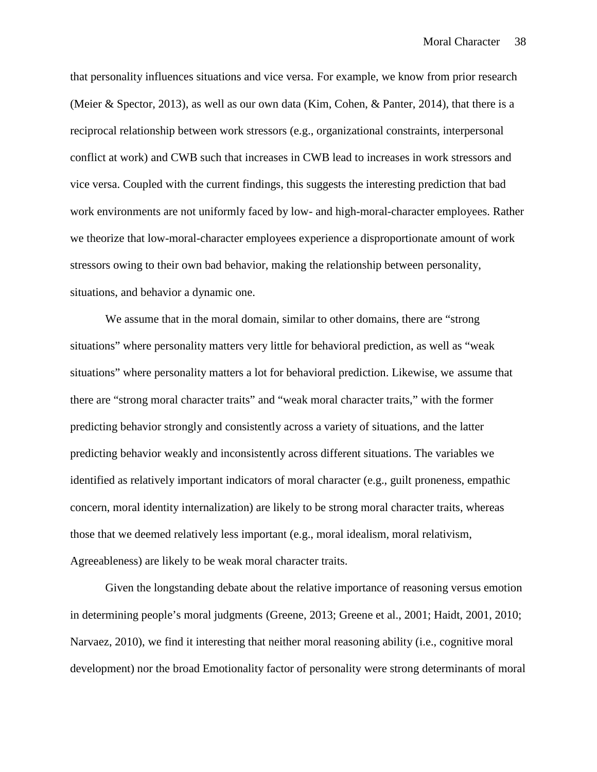that personality influences situations and vice versa. For example, we know from prior research (Meier & Spector, 2013), as well as our own data (Kim, Cohen, & Panter, 2014), that there is a reciprocal relationship between work stressors (e.g., organizational constraints, interpersonal conflict at work) and CWB such that increases in CWB lead to increases in work stressors and vice versa. Coupled with the current findings, this suggests the interesting prediction that bad work environments are not uniformly faced by low- and high-moral-character employees. Rather we theorize that low-moral-character employees experience a disproportionate amount of work stressors owing to their own bad behavior, making the relationship between personality, situations, and behavior a dynamic one.

We assume that in the moral domain, similar to other domains, there are "strong situations" where personality matters very little for behavioral prediction, as well as "weak situations" where personality matters a lot for behavioral prediction. Likewise, we assume that there are "strong moral character traits" and "weak moral character traits," with the former predicting behavior strongly and consistently across a variety of situations, and the latter predicting behavior weakly and inconsistently across different situations. The variables we identified as relatively important indicators of moral character (e.g., guilt proneness, empathic concern, moral identity internalization) are likely to be strong moral character traits, whereas those that we deemed relatively less important (e.g., moral idealism, moral relativism, Agreeableness) are likely to be weak moral character traits.

Given the longstanding debate about the relative importance of reasoning versus emotion in determining people's moral judgments (Greene, 2013; Greene et al., 2001; Haidt, 2001, 2010; Narvaez, 2010), we find it interesting that neither moral reasoning ability (i.e., cognitive moral development) nor the broad Emotionality factor of personality were strong determinants of moral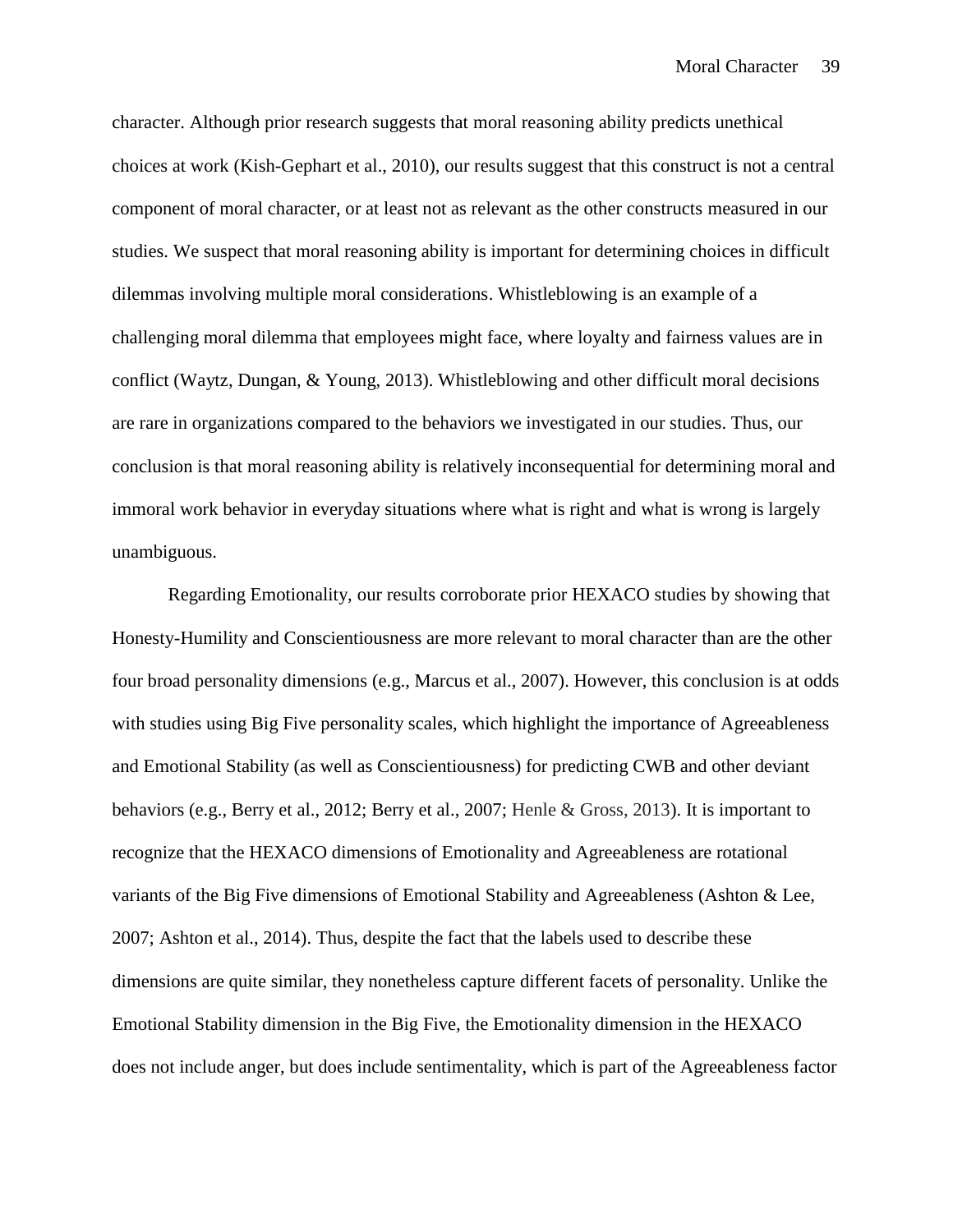character. Although prior research suggests that moral reasoning ability predicts unethical choices at work (Kish-Gephart et al., 2010), our results suggest that this construct is not a central component of moral character, or at least not as relevant as the other constructs measured in our studies. We suspect that moral reasoning ability is important for determining choices in difficult dilemmas involving multiple moral considerations. Whistleblowing is an example of a challenging moral dilemma that employees might face, where loyalty and fairness values are in conflict (Waytz, Dungan, & Young, 2013). Whistleblowing and other difficult moral decisions are rare in organizations compared to the behaviors we investigated in our studies. Thus, our conclusion is that moral reasoning ability is relatively inconsequential for determining moral and immoral work behavior in everyday situations where what is right and what is wrong is largely unambiguous.

Regarding Emotionality, our results corroborate prior HEXACO studies by showing that Honesty-Humility and Conscientiousness are more relevant to moral character than are the other four broad personality dimensions (e.g., Marcus et al., 2007). However, this conclusion is at odds with studies using Big Five personality scales, which highlight the importance of Agreeableness and Emotional Stability (as well as Conscientiousness) for predicting CWB and other deviant behaviors (e.g., Berry et al., 2012; Berry et al., 2007; Henle & Gross, 2013). It is important to recognize that the HEXACO dimensions of Emotionality and Agreeableness are rotational variants of the Big Five dimensions of Emotional Stability and Agreeableness (Ashton & Lee, 2007; Ashton et al., 2014). Thus, despite the fact that the labels used to describe these dimensions are quite similar, they nonetheless capture different facets of personality. Unlike the Emotional Stability dimension in the Big Five, the Emotionality dimension in the HEXACO does not include anger, but does include sentimentality, which is part of the Agreeableness factor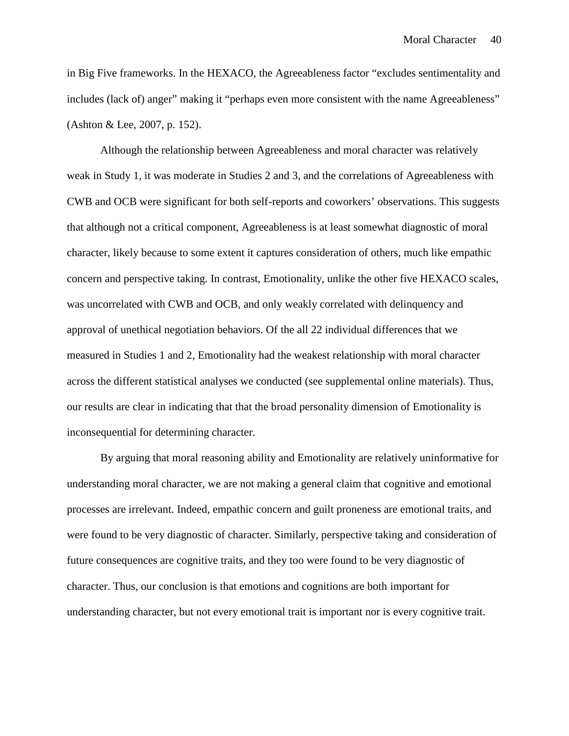in Big Five frameworks. In the HEXACO, the Agreeableness factor "excludes sentimentality and includes (lack of) anger" making it "perhaps even more consistent with the name Agreeableness" (Ashton & Lee, 2007, p. 152).

Although the relationship between Agreeableness and moral character was relatively weak in Study 1, it was moderate in Studies 2 and 3, and the correlations of Agreeableness with CWB and OCB were significant for both self-reports and coworkers' observations. This suggests that although not a critical component, Agreeableness is at least somewhat diagnostic of moral character, likely because to some extent it captures consideration of others, much like empathic concern and perspective taking. In contrast, Emotionality, unlike the other five HEXACO scales, was uncorrelated with CWB and OCB, and only weakly correlated with delinquency and approval of unethical negotiation behaviors. Of the all 22 individual differences that we measured in Studies 1 and 2, Emotionality had the weakest relationship with moral character across the different statistical analyses we conducted (see supplemental online materials). Thus, our results are clear in indicating that that the broad personality dimension of Emotionality is inconsequential for determining character.

By arguing that moral reasoning ability and Emotionality are relatively uninformative for understanding moral character, we are not making a general claim that cognitive and emotional processes are irrelevant. Indeed, empathic concern and guilt proneness are emotional traits, and were found to be very diagnostic of character. Similarly, perspective taking and consideration of future consequences are cognitive traits, and they too were found to be very diagnostic of character. Thus, our conclusion is that emotions and cognitions are both important for understanding character, but not every emotional trait is important nor is every cognitive trait.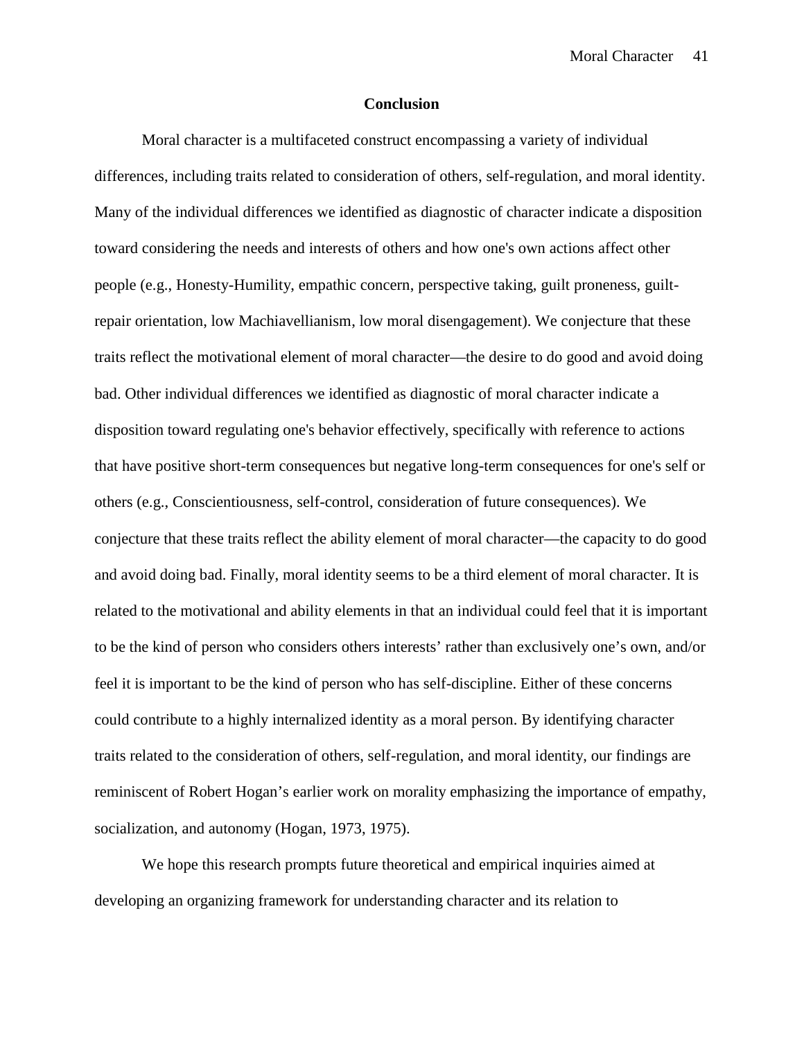## Conclusion

Moral character is a multifaceted construct encompassing a variety of individual differences, including traits related to consideration of others, self-regulation, and moral identity. Many of the individual differences we identified as diagnostic of character indicate a disposition toward considering the needs and interests of others and how one's own actions affect other people (e.g., Honesty-Humility, empathic concern, perspective taking, guilt proneness, guilt-repair orientation, low Machiavellianism, low moral disengagement). We conjecture that these traits reflect the motivational element of moral character—the desire to do good and avoid doing bad. Other individual differences we identified as diagnostic of moral character indicate a disposition toward regulating one's behavior effectively, specifically with reference to actions that have positive short-term consequences but negative long-term consequences for one's self or others (e.g., Conscientiousness, self-control, consideration of future consequences). We conjecture that these traits reflect the ability element of moral character—the capacity to do good and avoid doing bad. Finally, moral identity seems to be a third element of moral character. It is related to the motivational and ability elements in that an individual could feel that it is important to be the kind of person who considers others interests' rather than exclusively one's own, and/or feel it is important to be the kind of person who has self-discipline. Either of these concerns could contribute to a highly internalized identity as a moral person. By identifying character traits related to the consideration of others, self-regulation, and moral identity, our findings are reminiscent of Robert Hogan's earlier work on morality emphasizing the importance of empathy, socialization, and autonomy (Hogan, 1973, 1975).

We hope this research prompts future theoretical and empirical inquiries aimed at developing an organizing framework for understanding character and its relation to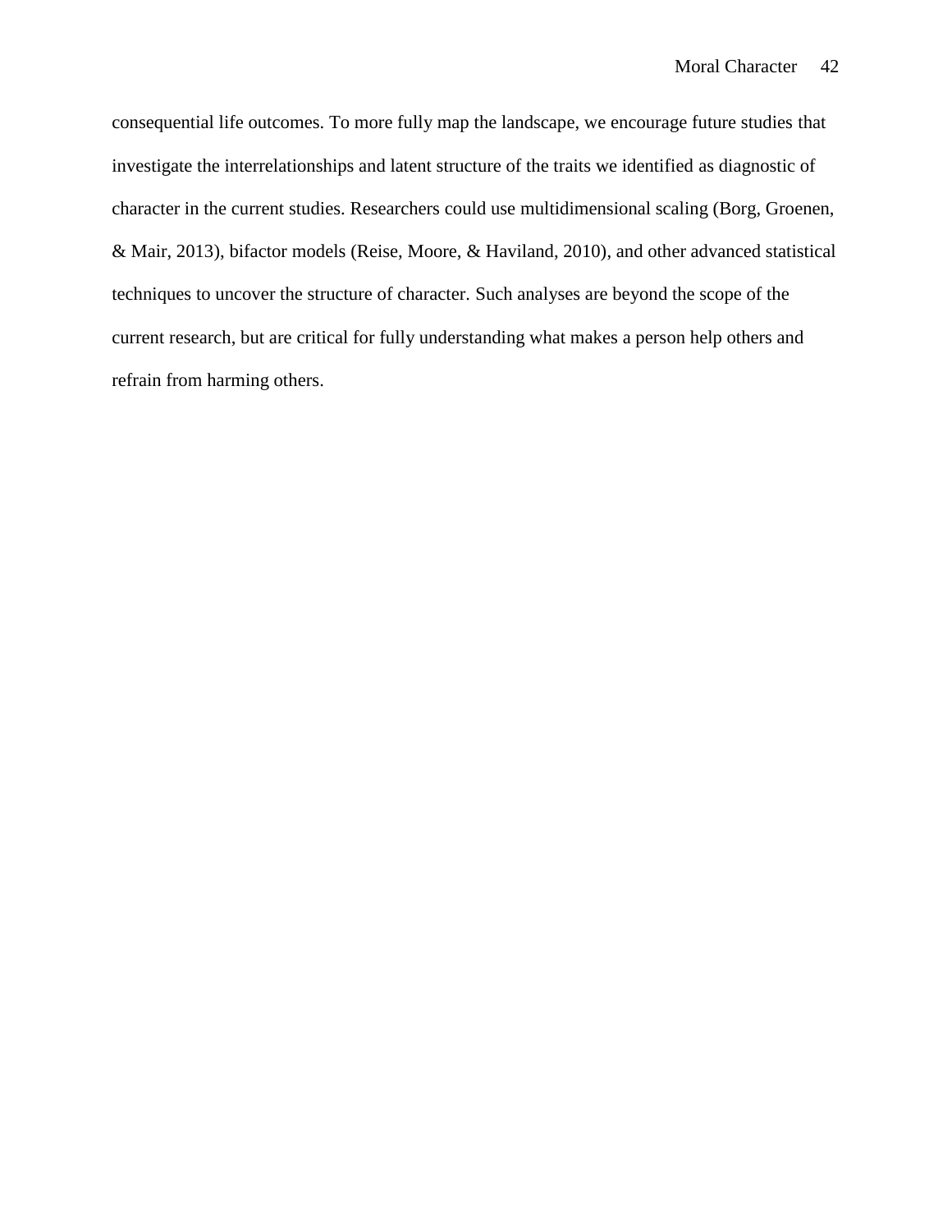consequential life outcomes. To more fully map the landscape, we encourage future studies that investigate the interrelationships and latent structure of the traits we identified as diagnostic of character in the current studies. Researchers could use multidimensional scaling (Borg, Groenen, & Mair, 2013), bifactor models (Reise, Moore, & Haviland, 2010), and other advanced statistical techniques to uncover the structure of character. Such analyses are beyond the scope of the current research, but are critical for fully understanding what makes a person help others and refrain from harming others.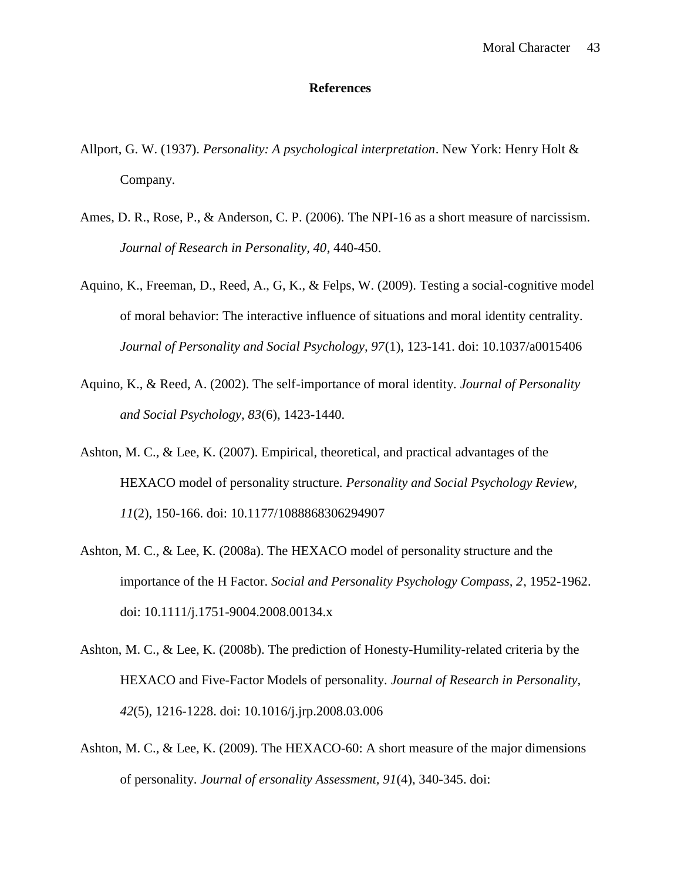# References

Allport, G. W. (1937). *Personality: A psychological interpretation*. New York: Henry Holt & Company.

Ames, D. R., Rose, P., & Anderson, C. P. (2006). The NPI-16 as a short measure of narcissism. *Journal of Research in Personality, 40*, 440-450.

Aquino, K., Freeman, D., Reed, A., G, K., & Felps, W. (2009). Testing a social-cognitive model of moral behavior: The interactive influence of situations and moral identity centrality. *Journal of Personality and Social Psychology, 97*(1), 123-141. doi: 10.1037/a0015406

Aquino, K., & Reed, A. (2002). The self-importance of moral identity. *Journal of Personality and Social Psychology, 83*(6), 1423-1440.

Ashton, M. C., & Lee, K. (2007). Empirical, theoretical, and practical advantages of the HEXACO model of personality structure. *Personality and Social Psychology Review, 11*(2), 150-166. doi: 10.1177/1088868306294907

Ashton, M. C., & Lee, K. (2008a). The HEXACO model of personality structure and the importance of the H Factor. *Social and Personality Psychology Compass, 2*, 1952-1962. doi: 10.1111/j.1751-9004.2008.00134.x

Ashton, M. C., & Lee, K. (2008b). The prediction of Honesty-Humility-related criteria by the HEXACO and Five-Factor Models of personality. *Journal of Research in Personality, 42*(5), 1216-1228. doi: 10.1016/j.jrp.2008.03.006

Ashton, M. C., & Lee, K. (2009). The HEXACO-60: A short measure of the major dimensions of personality. *Journal of ersonality Assessment, 91*(4), 340-345. doi: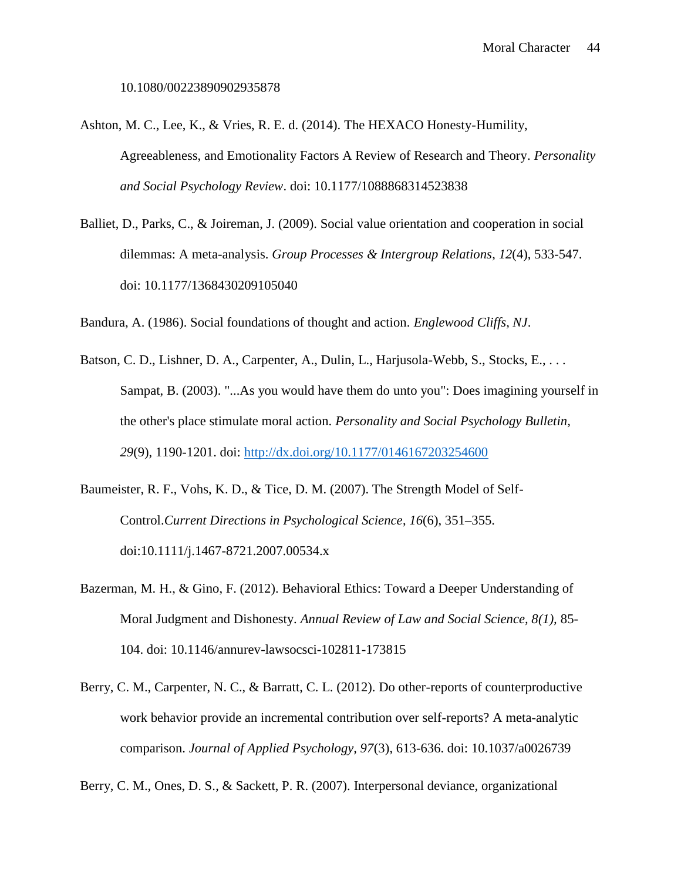10.1080/00223890902935878

Ashton, M. C., Lee, K., & Vries, R. E. d. (2014). The HEXACO Honesty-Humility, Agreeableness, and Emotionality Factors A Review of Research and Theory. *Personality and Social Psychology Review*. doi: 10.1177/1088868314523838

Balliet, D., Parks, C., & Joireman, J. (2009). Social value orientation and cooperation in social dilemmas: A meta-analysis. *Group Processes & Intergroup Relations*, *12*(4), 533-547. doi: 10.1177/1368430209105040

Bandura, A. (1986). Social foundations of thought and action. *Englewood Cliffs, NJ*.

Batson, C. D., Lishner, D. A., Carpenter, A., Dulin, L., Harjusola-Webb, S., Stocks, E., . . . Sampat, B. (2003). "...As you would have them do unto you": Does imagining yourself in the other's place stimulate moral action. *Personality and Social Psychology Bulletin, 29*(9), 1190-1201. doi: http://dx.doi.org/10.1177/0146167203254600

Baumeister, R. F., Vohs, K. D., & Tice, D. M. (2007). The Strength Model of Self-Control.*Current Directions in Psychological Science*, *16*(6), 351–355. doi:10.1111/j.1467-8721.2007.00534.x

Bazerman, M. H., & Gino, F. (2012). Behavioral Ethics: Toward a Deeper Understanding of Moral Judgment and Dishonesty. *Annual Review of Law and Social Science, 8(1),* 85-104. doi: 10.1146/annurev-lawsocsci-102811-173815

Berry, C. M., Carpenter, N. C., & Barratt, C. L. (2012). Do other-reports of counterproductive work behavior provide an incremental contribution over self-reports? A meta-analytic comparison. *Journal of Applied Psychology, 97*(3), 613-636. doi: 10.1037/a0026739

Berry, C. M., Ones, D. S., & Sackett, P. R. (2007). Interpersonal deviance, organizational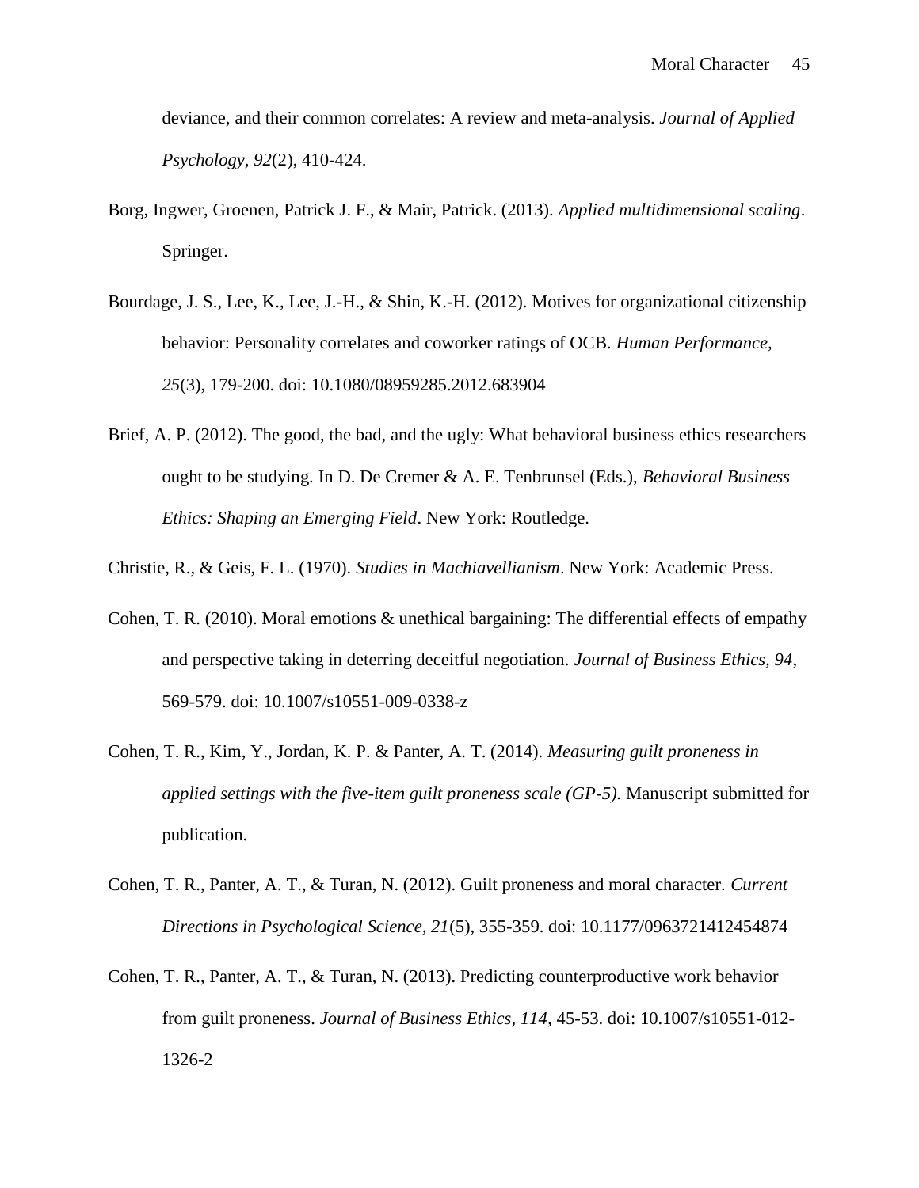deviance, and their common correlates: A review and meta-analysis. *Journal of Applied Psychology, 92*(2), 410-424.

Borg, Ingwer, Groenen, Patrick J. F., & Mair, Patrick. (2013). *Applied multidimensional scaling*. Springer.

Bourdage, J. S., Lee, K., Lee, J.-H., & Shin, K.-H. (2012). Motives for organizational citizenship behavior: Personality correlates and coworker ratings of OCB. *Human Performance, 25*(3), 179-200. doi: 10.1080/08959285.2012.683904

Brief, A. P. (2012). The good, the bad, and the ugly: What behavioral business ethics researchers ought to be studying. In D. De Cremer & A. E. Tenbrunsel (Eds.), *Behavioral Business Ethics: Shaping an Emerging Field*. New York: Routledge.

Christie, R., & Geis, F. L. (1970). *Studies in Machiavellianism*. New York: Academic Press.

Cohen, T. R. (2010). Moral emotions & unethical bargaining: The differential effects of empathy and perspective taking in deterring deceitful negotiation. *Journal of Business Ethics, 94*, 569-579. doi: 10.1007/s10551-009-0338-z

Cohen, T. R., Kim, Y., Jordan, K. P. & Panter, A. T. (2014). *Measuring guilt proneness in applied settings with the five-item guilt proneness scale (GP-5).* Manuscript submitted for publication.

Cohen, T. R., Panter, A. T., & Turan, N. (2012). Guilt proneness and moral character. *Current Directions in Psychological Science, 21*(5), 355-359. doi: 10.1177/0963721412454874

Cohen, T. R., Panter, A. T., & Turan, N. (2013). Predicting counterproductive work behavior from guilt proneness. *Journal of Business Ethics, 114*, 45-53. doi: 10.1007/s10551-012-1326-2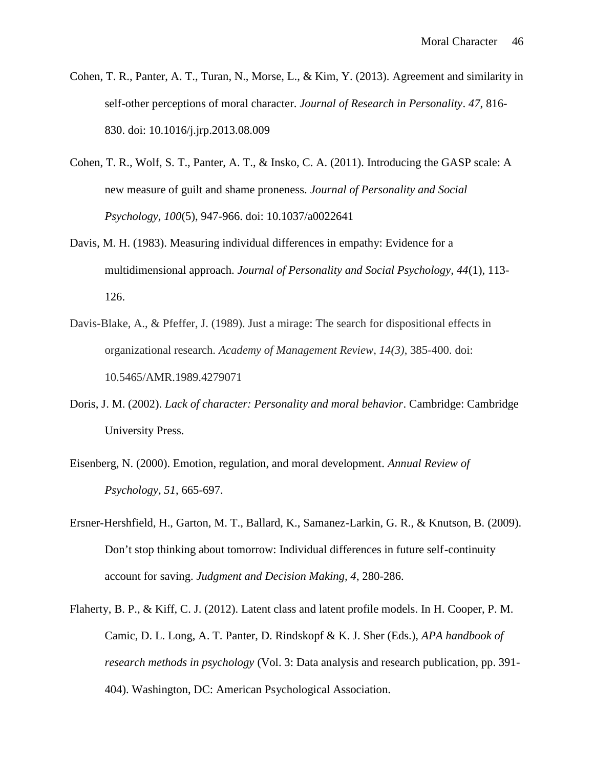Cohen, T. R., Panter, A. T., Turan, N., Morse, L., & Kim, Y. (2013). Agreement and similarity in self-other perceptions of moral character. *Journal of Research in Personality*. *47*, 816-830. doi: 10.1016/j.jrp.2013.08.009

Cohen, T. R., Wolf, S. T., Panter, A. T., & Insko, C. A. (2011). Introducing the GASP scale: A new measure of guilt and shame proneness. *Journal of Personality and Social Psychology, 100*(5), 947-966. doi: 10.1037/a0022641

Davis, M. H. (1983). Measuring individual differences in empathy: Evidence for a multidimensional approach. *Journal of Personality and Social Psychology*, *44*(1), 113-126.

Davis-Blake, A., & Pfeffer, J. (1989). Just a mirage: The search for dispositional effects in organizational research. *Academy of Management Review, 14(3)*, 385-400. doi: 10.5465/AMR.1989.4279071

Doris, J. M. (2002). *Lack of character: Personality and moral behavior*. Cambridge: Cambridge University Press.

Eisenberg, N. (2000). Emotion, regulation, and moral development. *Annual Review of Psychology, 51*, 665-697.

Ersner-Hershfield, H., Garton, M. T., Ballard, K., Samanez-Larkin, G. R., & Knutson, B. (2009). Don't stop thinking about tomorrow: Individual differences in future self-continuity account for saving. *Judgment and Decision Making, 4*, 280-286.

Flaherty, B. P., & Kiff, C. J. (2012). Latent class and latent profile models. In H. Cooper, P. M. Camic, D. L. Long, A. T. Panter, D. Rindskopf & K. J. Sher (Eds.), *APA handbook of research methods in psychology* (Vol. 3: Data analysis and research publication, pp. 391-404). Washington, DC: American Psychological Association.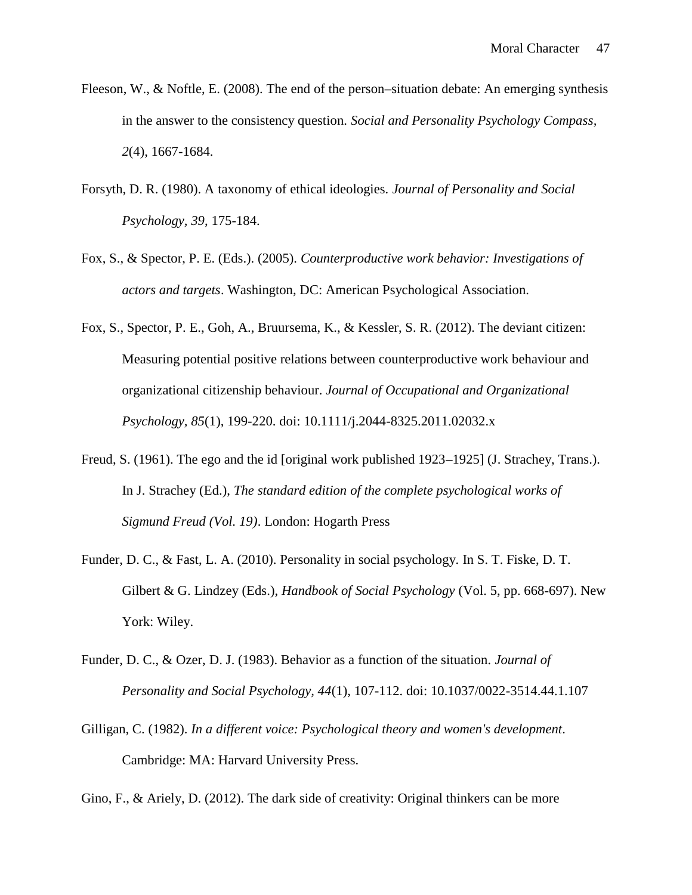Fleeson, W., & Noftle, E. (2008). The end of the person–situation debate: An emerging synthesis in the answer to the consistency question. *Social and Personality Psychology Compass, 2*(4), 1667-1684.

Forsyth, D. R. (1980). A taxonomy of ethical ideologies. *Journal of Personality and Social Psychology, 39*, 175-184.

Fox, S., & Spector, P. E. (Eds.). (2005). *Counterproductive work behavior: Investigations of actors and targets*. Washington, DC: American Psychological Association.

Fox, S., Spector, P. E., Goh, A., Bruursema, K., & Kessler, S. R. (2012). The deviant citizen: Measuring potential positive relations between counterproductive work behaviour and organizational citizenship behaviour. *Journal of Occupational and Organizational Psychology, 85*(1), 199-220. doi: 10.1111/j.2044-8325.2011.02032.x

Freud, S. (1961). The ego and the id [original work published 1923–1925] (J. Strachey, Trans.). In J. Strachey (Ed.), *The standard edition of the complete psychological works of Sigmund Freud (Vol. 19)*. London: Hogarth Press

Funder, D. C., & Fast, L. A. (2010). Personality in social psychology. In S. T. Fiske, D. T. Gilbert & G. Lindzey (Eds.), *Handbook of Social Psychology* (Vol. 5, pp. 668-697). New York: Wiley.

Funder, D. C., & Ozer, D. J. (1983). Behavior as a function of the situation. *Journal of Personality and Social Psychology, 44*(1), 107-112. doi: 10.1037/0022-3514.44.1.107

Gilligan, C. (1982). *In a different voice: Psychological theory and women's development*. Cambridge: MA: Harvard University Press.

Gino, F., & Ariely, D. (2012). The dark side of creativity: Original thinkers can be more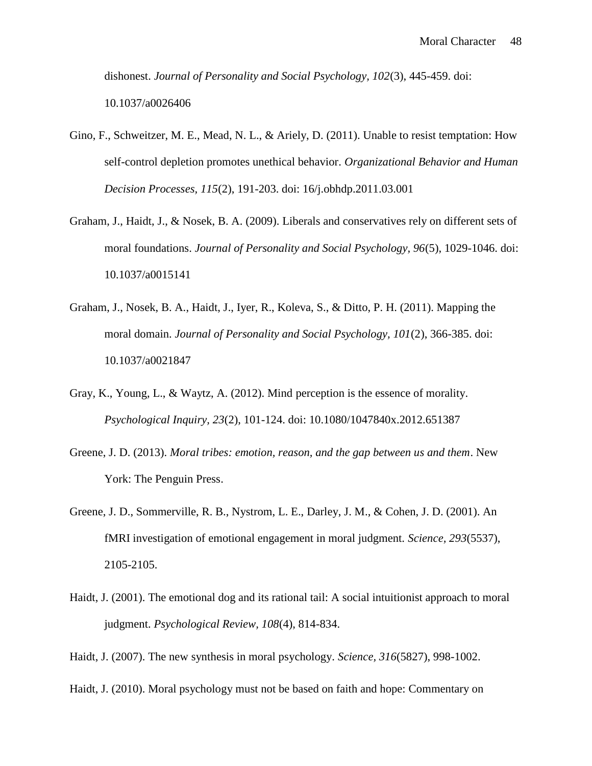dishonest. *Journal of Personality and Social Psychology, 102*(3), 445-459. doi: 10.1037/a0026406

Gino, F., Schweitzer, M. E., Mead, N. L., & Ariely, D. (2011). Unable to resist temptation: How self-control depletion promotes unethical behavior. *Organizational Behavior and Human Decision Processes, 115*(2), 191-203. doi: 16/j.obhdp.2011.03.001

Graham, J., Haidt, J., & Nosek, B. A. (2009). Liberals and conservatives rely on different sets of moral foundations. *Journal of Personality and Social Psychology, 96*(5), 1029-1046. doi: 10.1037/a0015141

Graham, J., Nosek, B. A., Haidt, J., Iyer, R., Koleva, S., & Ditto, P. H. (2011). Mapping the moral domain. *Journal of Personality and Social Psychology, 101*(2), 366-385. doi: 10.1037/a0021847

Gray, K., Young, L., & Waytz, A. (2012). Mind perception is the essence of morality. *Psychological Inquiry, 23*(2), 101-124. doi: 10.1080/1047840x.2012.651387

Greene, J. D. (2013). *Moral tribes: emotion, reason, and the gap between us and them*. New York: The Penguin Press.

Greene, J. D., Sommerville, R. B., Nystrom, L. E., Darley, J. M., & Cohen, J. D. (2001). An fMRI investigation of emotional engagement in moral judgment. *Science, 293*(5537), 2105-2105.

Haidt, J. (2001). The emotional dog and its rational tail: A social intuitionist approach to moral judgment. *Psychological Review, 108*(4), 814-834.

Haidt, J. (2007). The new synthesis in moral psychology. *Science, 316*(5827), 998-1002.

Haidt, J. (2010). Moral psychology must not be based on faith and hope: Commentary on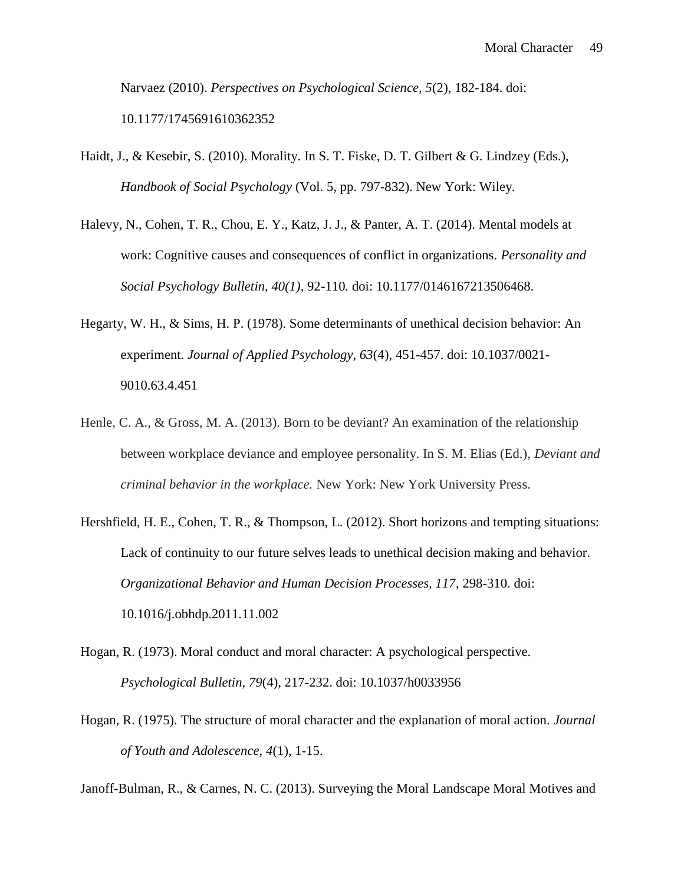Narvaez (2010). *Perspectives on Psychological Science, 5*(2), 182-184. doi: 10.1177/1745691610362352

Haidt, J., & Kesebir, S. (2010). Morality. In S. T. Fiske, D. T. Gilbert & G. Lindzey (Eds.), *Handbook of Social Psychology* (Vol. 5, pp. 797-832). New York: Wiley.

Halevy, N., Cohen, T. R., Chou, E. Y., Katz, J. J., & Panter, A. T. (2014). Mental models at work: Cognitive causes and consequences of conflict in organizations. *Personality and Social Psychology Bulletin, 40(1)*, 92-110*.* doi: 10.1177/0146167213506468.

Hegarty, W. H., & Sims, H. P. (1978). Some determinants of unethical decision behavior: An experiment. *Journal of Applied Psychology, 63*(4), 451-457. doi: 10.1037/0021-9010.63.4.451

Henle, C. A., & Gross, M. A. (2013). Born to be deviant? An examination of the relationship between workplace deviance and employee personality. In S. M. Elias (Ed.), *Deviant and criminal behavior in the workplace.* New York: New York University Press.

Hershfield, H. E., Cohen, T. R., & Thompson, L. (2012). Short horizons and tempting situations: Lack of continuity to our future selves leads to unethical decision making and behavior. *Organizational Behavior and Human Decision Processes, 117*, 298-310. doi: 10.1016/j.obhdp.2011.11.002

Hogan, R. (1973). Moral conduct and moral character: A psychological perspective. *Psychological Bulletin, 79*(4), 217-232. doi: 10.1037/h0033956

Hogan, R. (1975). The structure of moral character and the explanation of moral action. *Journal of Youth and Adolescence, 4*(1), 1-15.

Janoff-Bulman, R., & Carnes, N. C. (2013). Surveying the Moral Landscape Moral Motives and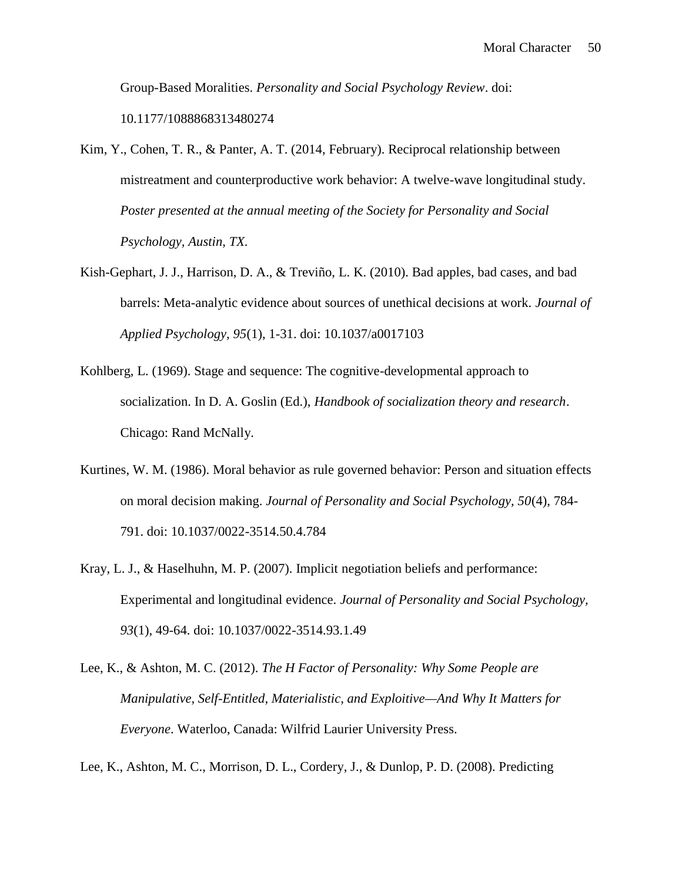Group-Based Moralities. *Personality and Social Psychology Review*. doi: 10.1177/1088868313480274

Kim, Y., Cohen, T. R., & Panter, A. T. (2014, February). Reciprocal relationship between mistreatment and counterproductive work behavior: A twelve-wave longitudinal study. *Poster presented at the annual meeting of the Society for Personality and Social Psychology, Austin, TX*.

Kish-Gephart, J. J., Harrison, D. A., & Treviño, L. K. (2010). Bad apples, bad cases, and bad barrels: Meta-analytic evidence about sources of unethical decisions at work. *Journal of Applied Psychology, 95*(1), 1-31. doi: 10.1037/a0017103

Kohlberg, L. (1969). Stage and sequence: The cognitive-developmental approach to socialization. In D. A. Goslin (Ed.), *Handbook of socialization theory and research*. Chicago: Rand McNally.

Kurtines, W. M. (1986). Moral behavior as rule governed behavior: Person and situation effects on moral decision making. *Journal of Personality and Social Psychology, 50*(4), 784-791. doi: 10.1037/0022-3514.50.4.784

Kray, L. J., & Haselhuhn, M. P. (2007). Implicit negotiation beliefs and performance: Experimental and longitudinal evidence. *Journal of Personality and Social Psychology, 93*(1), 49-64. doi: 10.1037/0022-3514.93.1.49

Lee, K., & Ashton, M. C. (2012). *The H Factor of Personality: Why Some People are Manipulative, Self-Entitled, Materialistic, and Exploitive—And Why It Matters for Everyone*. Waterloo, Canada: Wilfrid Laurier University Press.

Lee, K., Ashton, M. C., Morrison, D. L., Cordery, J., & Dunlop, P. D. (2008). Predicting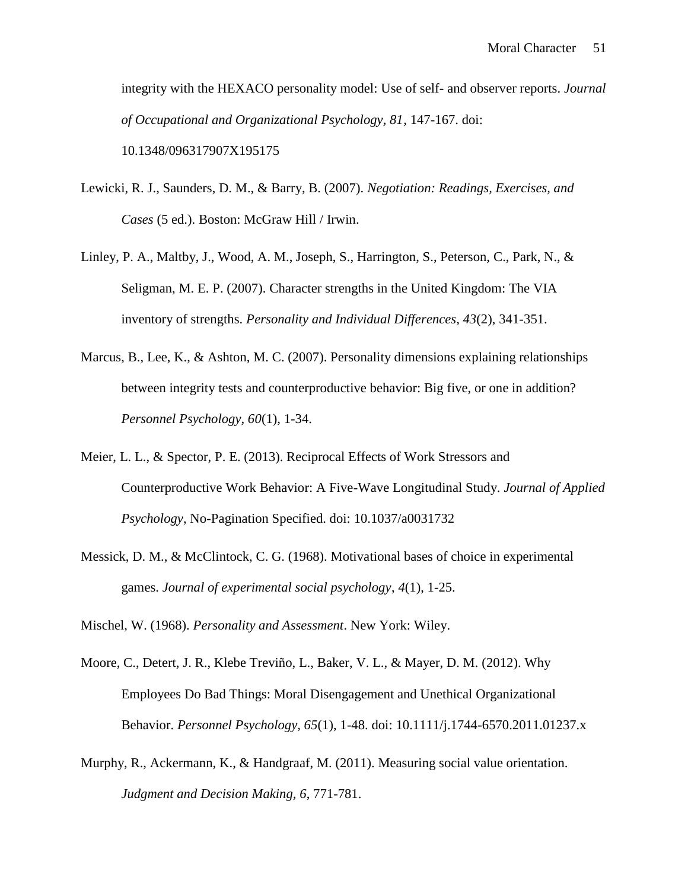integrity with the HEXACO personality model: Use of self- and observer reports. *Journal of Occupational and Organizational Psychology, 81*, 147-167. doi: 10.1348/096317907X195175

Lewicki, R. J., Saunders, D. M., & Barry, B. (2007). *Negotiation: Readings, Exercises, and Cases* (5 ed.). Boston: McGraw Hill / Irwin.

Linley, P. A., Maltby, J., Wood, A. M., Joseph, S., Harrington, S., Peterson, C., Park, N., & Seligman, M. E. P. (2007). Character strengths in the United Kingdom: The VIA inventory of strengths. *Personality and Individual Differences, 43*(2), 341-351.

Marcus, B., Lee, K., & Ashton, M. C. (2007). Personality dimensions explaining relationships between integrity tests and counterproductive behavior: Big five, or one in addition? *Personnel Psychology, 60*(1), 1-34.

Meier, L. L., & Spector, P. E. (2013). Reciprocal Effects of Work Stressors and Counterproductive Work Behavior: A Five-Wave Longitudinal Study. *Journal of Applied Psychology*, No-Pagination Specified. doi: 10.1037/a0031732

Messick, D. M., & McClintock, C. G. (1968). Motivational bases of choice in experimental games. *Journal of experimental social psychology, 4*(1), 1-25.

Mischel, W. (1968). *Personality and Assessment*. New York: Wiley.

Moore, C., Detert, J. R., Klebe Treviño, L., Baker, V. L., & Mayer, D. M. (2012). Why Employees Do Bad Things: Moral Disengagement and Unethical Organizational Behavior. *Personnel Psychology, 65*(1), 1-48. doi: 10.1111/j.1744-6570.2011.01237.x

Murphy, R., Ackermann, K., & Handgraaf, M. (2011). Measuring social value orientation. *Judgment and Decision Making, 6*, 771-781.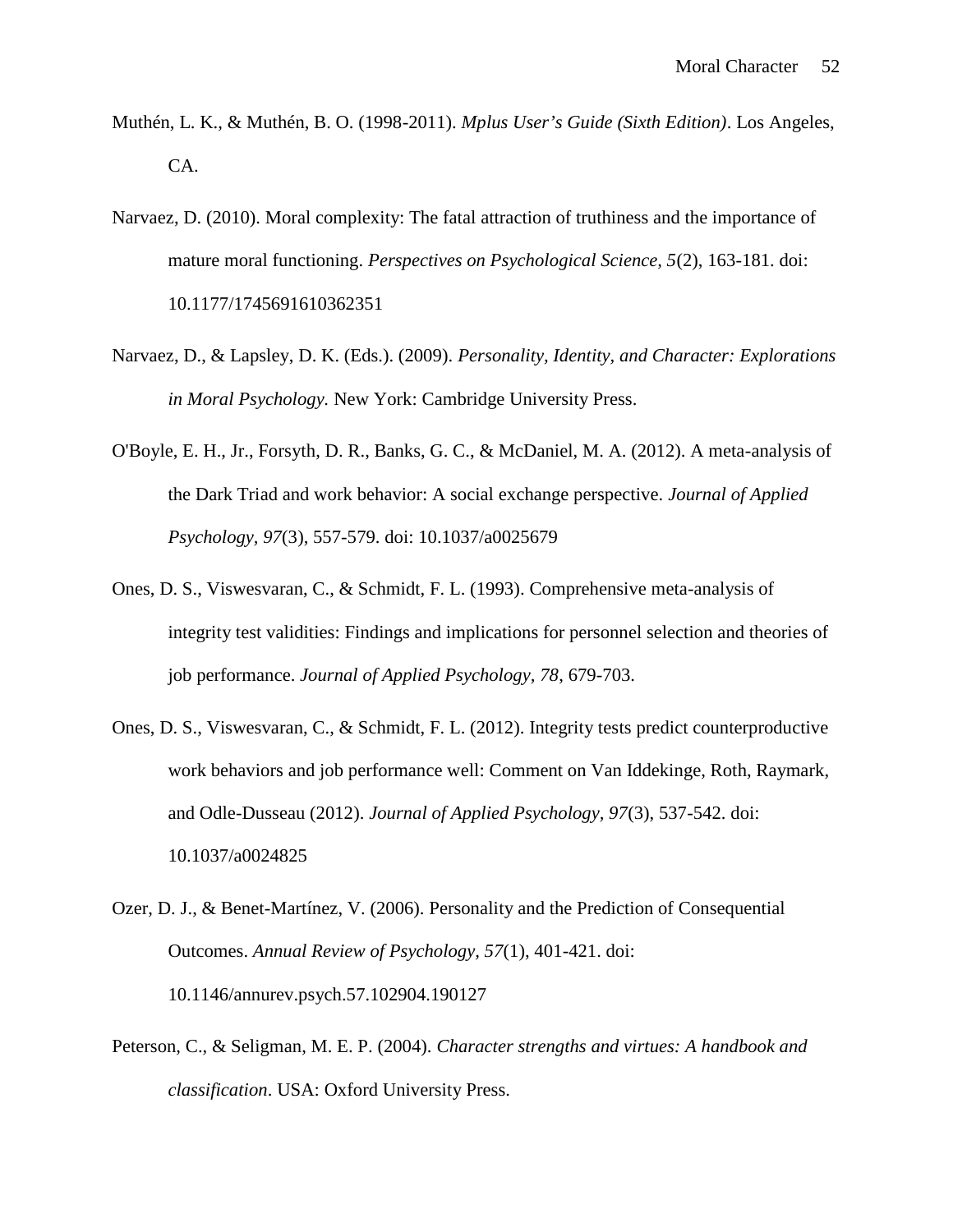Muthén, L. K., & Muthén, B. O. (1998-2011). *Mplus User's Guide (Sixth Edition)*. Los Angeles, CA.

Narvaez, D. (2010). Moral complexity: The fatal attraction of truthiness and the importance of mature moral functioning. *Perspectives on Psychological Science, 5*(2), 163-181. doi: 10.1177/1745691610362351

Narvaez, D., & Lapsley, D. K. (Eds.). (2009). *Personality, Identity, and Character: Explorations in Moral Psychology.* New York: Cambridge University Press.

O'Boyle, E. H., Jr., Forsyth, D. R., Banks, G. C., & McDaniel, M. A. (2012). A meta-analysis of the Dark Triad and work behavior: A social exchange perspective. *Journal of Applied Psychology, 97*(3), 557-579. doi: 10.1037/a0025679

Ones, D. S., Viswesvaran, C., & Schmidt, F. L. (1993). Comprehensive meta-analysis of integrity test validities: Findings and implications for personnel selection and theories of job performance. *Journal of Applied Psychology, 78*, 679-703.

Ones, D. S., Viswesvaran, C., & Schmidt, F. L. (2012). Integrity tests predict counterproductive work behaviors and job performance well: Comment on Van Iddekinge, Roth, Raymark, and Odle-Dusseau (2012). *Journal of Applied Psychology, 97*(3), 537-542. doi: 10.1037/a0024825

Ozer, D. J., & Benet-Martínez, V. (2006). Personality and the Prediction of Consequential Outcomes. *Annual Review of Psychology, 57*(1), 401-421. doi: 10.1146/annurev.psych.57.102904.190127

Peterson, C., & Seligman, M. E. P. (2004). *Character strengths and virtues: A handbook and classification*. USA: Oxford University Press.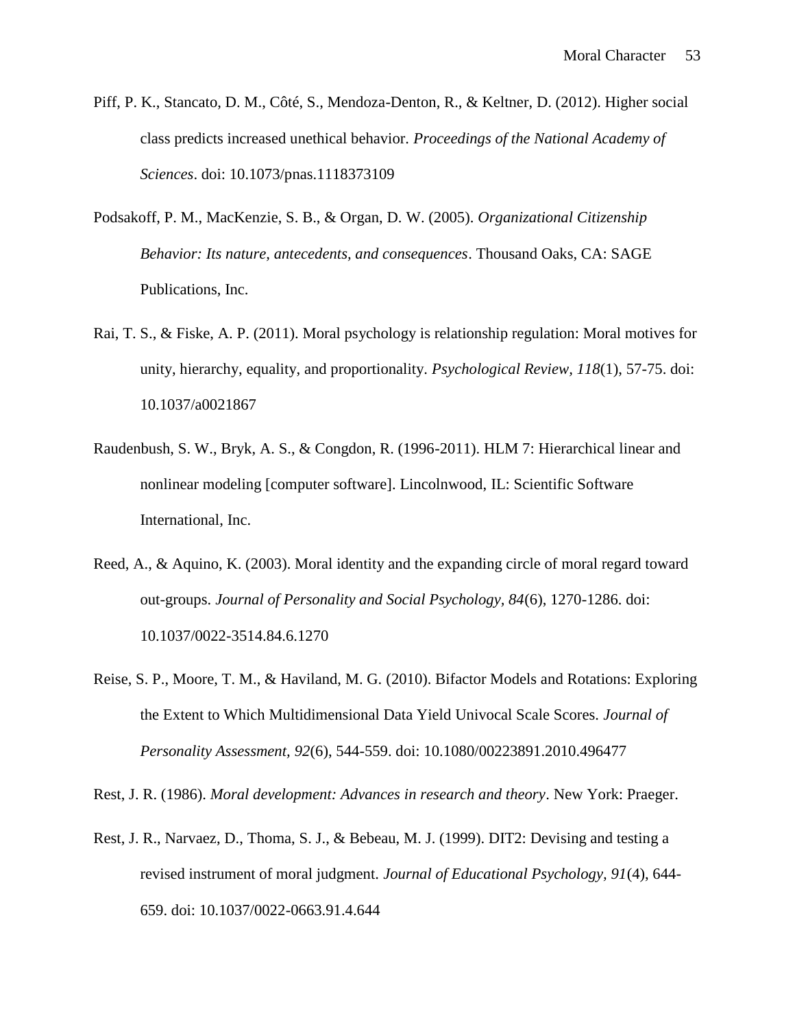Piff, P. K., Stancato, D. M., Côté, S., Mendoza-Denton, R., & Keltner, D. (2012). Higher social class predicts increased unethical behavior. *Proceedings of the National Academy of Sciences*. doi: 10.1073/pnas.1118373109

Podsakoff, P. M., MacKenzie, S. B., & Organ, D. W. (2005). *Organizational Citizenship Behavior: Its nature, antecedents, and consequences*. Thousand Oaks, CA: SAGE Publications, Inc.

Rai, T. S., & Fiske, A. P. (2011). Moral psychology is relationship regulation: Moral motives for unity, hierarchy, equality, and proportionality. *Psychological Review, 118*(1), 57-75. doi: 10.1037/a0021867

Raudenbush, S. W., Bryk, A. S., & Congdon, R. (1996-2011). HLM 7: Hierarchical linear and nonlinear modeling [computer software]. Lincolnwood, IL: Scientific Software International, Inc.

Reed, A., & Aquino, K. (2003). Moral identity and the expanding circle of moral regard toward out-groups. *Journal of Personality and Social Psychology, 84*(6), 1270-1286. doi: 10.1037/0022-3514.84.6.1270

Reise, S. P., Moore, T. M., & Haviland, M. G. (2010). Bifactor Models and Rotations: Exploring the Extent to Which Multidimensional Data Yield Univocal Scale Scores. *Journal of Personality Assessment, 92*(6), 544-559. doi: 10.1080/00223891.2010.496477

Rest, J. R. (1986). *Moral development: Advances in research and theory*. New York: Praeger.

Rest, J. R., Narvaez, D., Thoma, S. J., & Bebeau, M. J. (1999). DIT2: Devising and testing a revised instrument of moral judgment. *Journal of Educational Psychology, 91*(4), 644-659. doi: 10.1037/0022-0663.91.4.644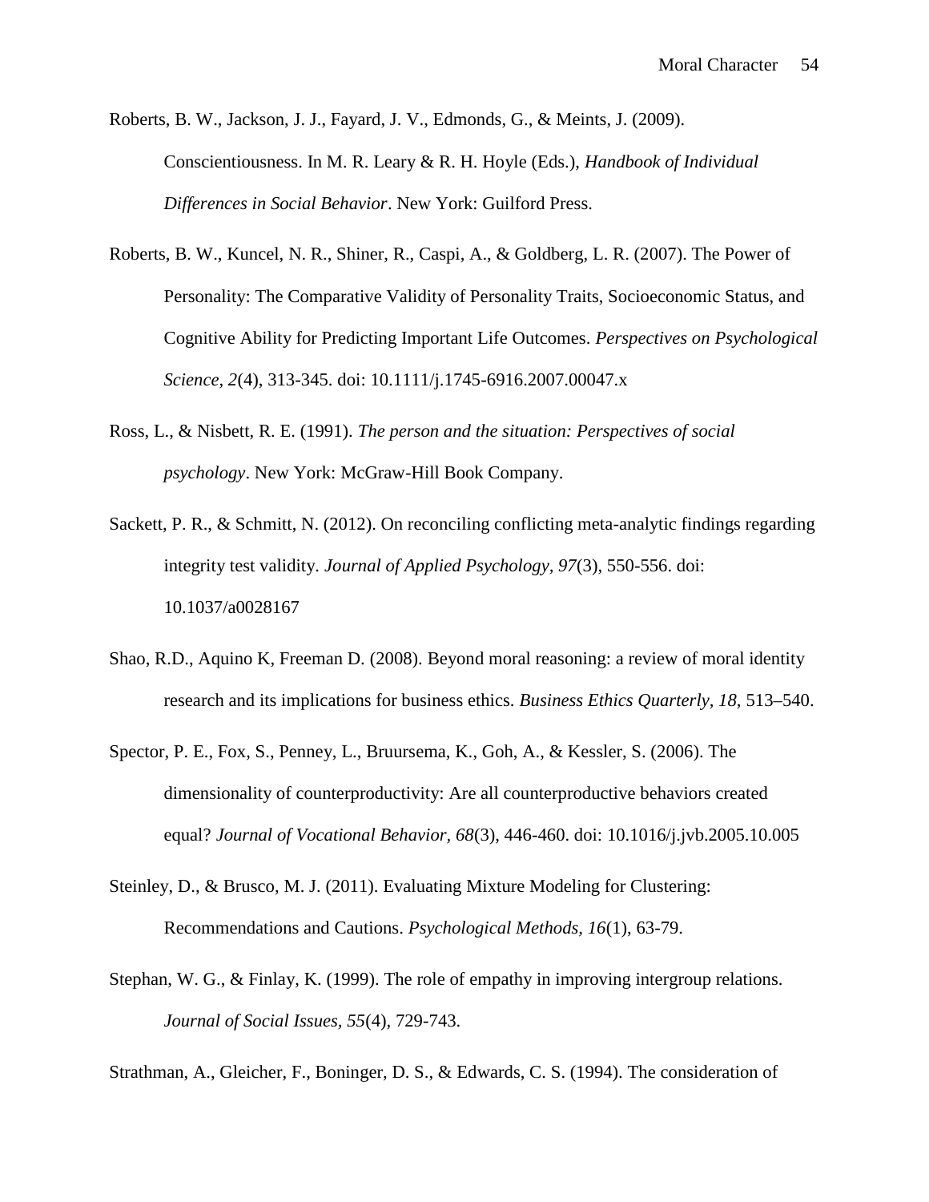Roberts, B. W., Jackson, J. J., Fayard, J. V., Edmonds, G., & Meints, J. (2009). Conscientiousness. In M. R. Leary & R. H. Hoyle (Eds.), *Handbook of Individual Differences in Social Behavior*. New York: Guilford Press.

Roberts, B. W., Kuncel, N. R., Shiner, R., Caspi, A., & Goldberg, L. R. (2007). The Power of Personality: The Comparative Validity of Personality Traits, Socioeconomic Status, and Cognitive Ability for Predicting Important Life Outcomes. *Perspectives on Psychological Science, 2*(4), 313-345. doi: 10.1111/j.1745-6916.2007.00047.x

Ross, L., & Nisbett, R. E. (1991). *The person and the situation: Perspectives of social psychology*. New York: McGraw-Hill Book Company.

Sackett, P. R., & Schmitt, N. (2012). On reconciling conflicting meta-analytic findings regarding integrity test validity. *Journal of Applied Psychology, 97*(3), 550-556. doi: 10.1037/a0028167

Shao, R.D., Aquino K, Freeman D. (2008). Beyond moral reasoning: a review of moral identity research and its implications for business ethics. *Business Ethics Quarterly, 18,* 513–540.

Spector, P. E., Fox, S., Penney, L., Bruursema, K., Goh, A., & Kessler, S. (2006). The dimensionality of counterproductivity: Are all counterproductive behaviors created equal? *Journal of Vocational Behavior, 68*(3), 446-460. doi: 10.1016/j.jvb.2005.10.005

Steinley, D., & Brusco, M. J. (2011). Evaluating Mixture Modeling for Clustering: Recommendations and Cautions. *Psychological Methods, 16*(1), 63-79.

Stephan, W. G., & Finlay, K. (1999). The role of empathy in improving intergroup relations. *Journal of Social Issues, 55*(4), 729-743.

Strathman, A., Gleicher, F., Boninger, D. S., & Edwards, C. S. (1994). The consideration of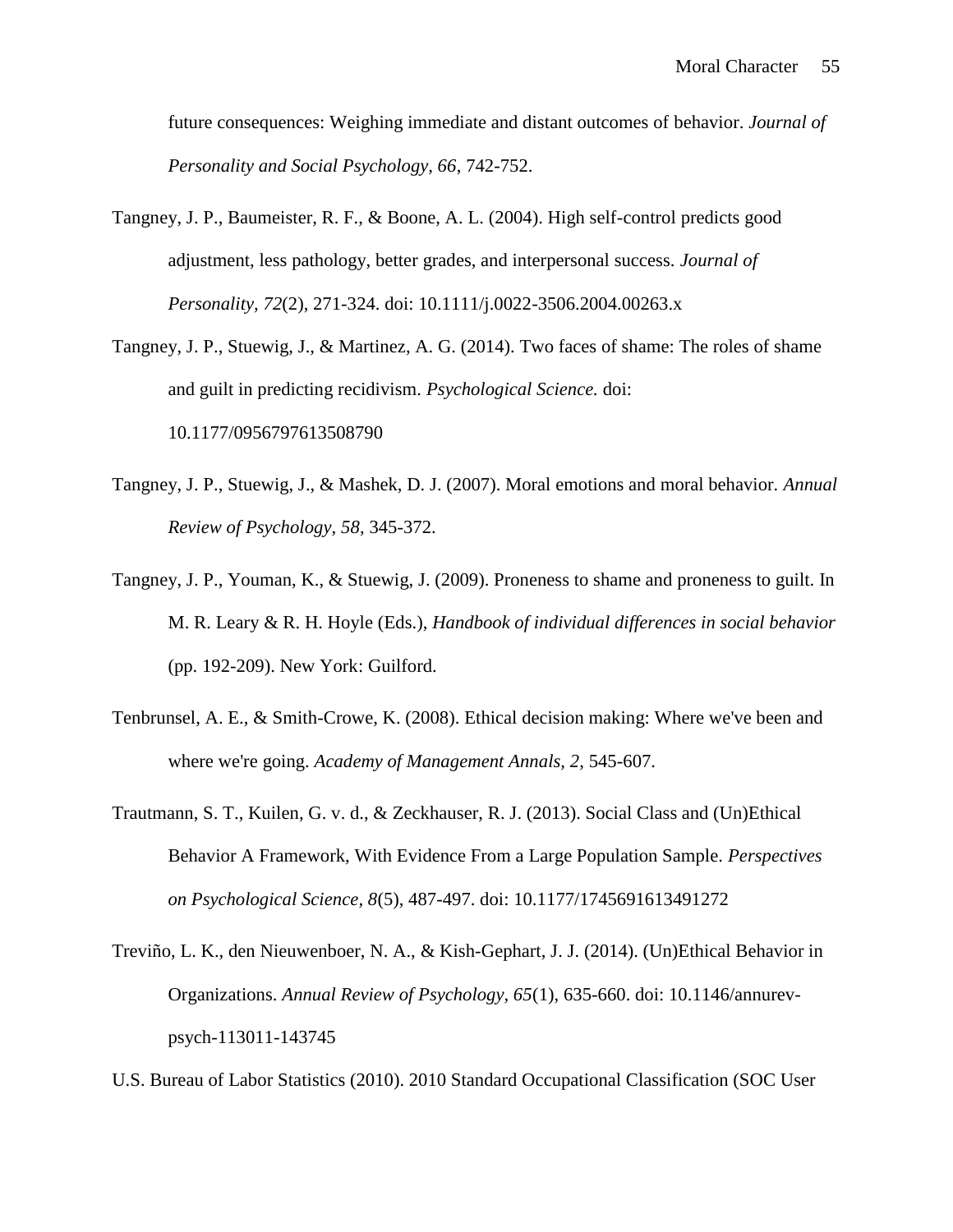future consequences: Weighing immediate and distant outcomes of behavior. *Journal of Personality and Social Psychology, 66*, 742-752.

Tangney, J. P., Baumeister, R. F., & Boone, A. L. (2004). High self-control predicts good adjustment, less pathology, better grades, and interpersonal success. *Journal of Personality, 72*(2), 271-324. doi: 10.1111/j.0022-3506.2004.00263.x

Tangney, J. P., Stuewig, J., & Martinez, A. G. (2014). Two faces of shame: The roles of shame and guilt in predicting recidivism. *Psychological Science.* doi: 10.1177/0956797613508790

Tangney, J. P., Stuewig, J., & Mashek, D. J. (2007). Moral emotions and moral behavior. *Annual Review of Psychology, 58*, 345-372.

Tangney, J. P., Youman, K., & Stuewig, J. (2009). Proneness to shame and proneness to guilt. In M. R. Leary & R. H. Hoyle (Eds.), *Handbook of individual differences in social behavior* (pp. 192-209). New York: Guilford.

Tenbrunsel, A. E., & Smith-Crowe, K. (2008). Ethical decision making: Where we've been and where we're going. *Academy of Management Annals, 2*, 545-607.

Trautmann, S. T., Kuilen, G. v. d., & Zeckhauser, R. J. (2013). Social Class and (Un)Ethical Behavior A Framework, With Evidence From a Large Population Sample. *Perspectives on Psychological Science, 8*(5), 487-497. doi: 10.1177/1745691613491272

Treviño, L. K., den Nieuwenboer, N. A., & Kish-Gephart, J. J. (2014). (Un)Ethical Behavior in Organizations. *Annual Review of Psychology, 65*(1), 635-660. doi: 10.1146/annurev-psych-113011-143745

U.S. Bureau of Labor Statistics (2010). 2010 Standard Occupational Classification (SOC User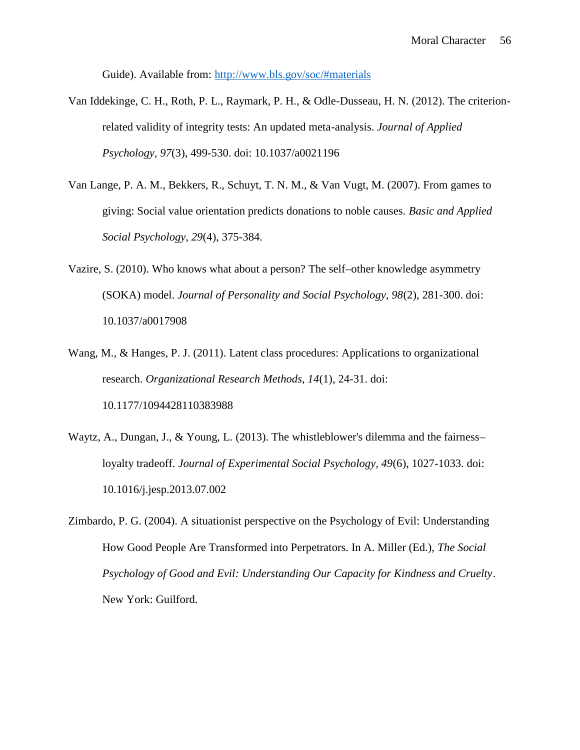Guide). Available from: http://www.bls.gov/soc/#materials

Van Iddekinge, C. H., Roth, P. L., Raymark, P. H., & Odle-Dusseau, H. N. (2012). The criterion-related validity of integrity tests: An updated meta-analysis. *Journal of Applied Psychology, 97*(3), 499-530. doi: 10.1037/a0021196

Van Lange, P. A. M., Bekkers, R., Schuyt, T. N. M., & Van Vugt, M. (2007). From games to giving: Social value orientation predicts donations to noble causes. *Basic and Applied Social Psychology, 29*(4), 375-384.

Vazire, S. (2010). Who knows what about a person? The self–other knowledge asymmetry (SOKA) model. *Journal of Personality and Social Psychology, 98*(2), 281-300. doi: 10.1037/a0017908

Wang, M., & Hanges, P. J. (2011). Latent class procedures: Applications to organizational research. *Organizational Research Methods, 14*(1), 24-31. doi: 10.1177/1094428110383988

Waytz, A., Dungan, J., & Young, L. (2013). The whistleblower's dilemma and the fairness–loyalty tradeoff. *Journal of Experimental Social Psychology, 49*(6), 1027-1033. doi: 10.1016/j.jesp.2013.07.002

Zimbardo, P. G. (2004). A situationist perspective on the Psychology of Evil: Understanding How Good People Are Transformed into Perpetrators. In A. Miller (Ed.), *The Social Psychology of Good and Evil: Understanding Our Capacity for Kindness and Cruelty*. New York: Guilford.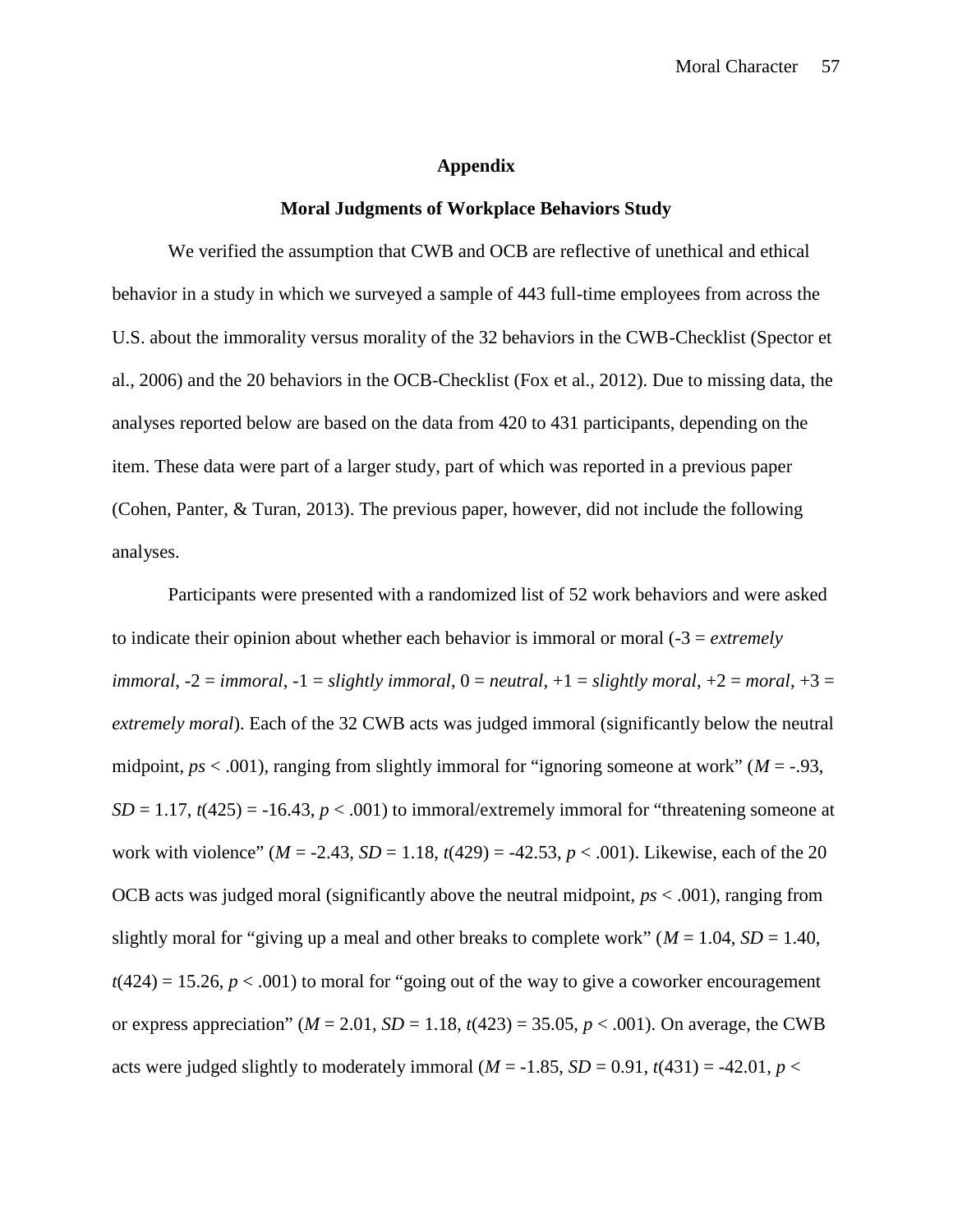# Appendix

## Moral Judgments of Workplace Behaviors Study

We verified the assumption that CWB and OCB are reflective of unethical and ethical behavior in a study in which we surveyed a sample of 443 full-time employees from across the U.S. about the immorality versus morality of the 32 behaviors in the CWB-Checklist (Spector et al., 2006) and the 20 behaviors in the OCB-Checklist (Fox et al., 2012). Due to missing data, the analyses reported below are based on the data from 420 to 431 participants, depending on the item. These data were part of a larger study, part of which was reported in a previous paper (Cohen, Panter, & Turan, 2013). The previous paper, however, did not include the following analyses.

Participants were presented with a randomized list of 52 work behaviors and were asked to indicate their opinion about whether each behavior is immoral or moral (-3 = *extremely immoral*, -2 = *immoral*, -1 = *slightly immoral*, 0 = *neutral*, +1 = *slightly moral*, +2 = *moral*, +3 = *extremely moral*). Each of the 32 CWB acts was judged immoral (significantly below the neutral midpoint, $ps < .001$), ranging from slightly immoral for "ignoring someone at work" ($M = -.93$, $SD = 1.17$, $t(425) = -16.43$, $p < .001$) to immoral/extremely immoral for "threatening someone at work with violence" ($M = -2.43$, $SD = 1.18$, $t(429) = -42.53$, $p < .001$). Likewise, each of the 20 OCB acts was judged moral (significantly above the neutral midpoint, $ps < .001$), ranging from slightly moral for "giving up a meal and other breaks to complete work" ($M = 1.04$, $SD = 1.40$, $t(424) = 15.26$, $p < .001$) to moral for "going out of the way to give a coworker encouragement or express appreciation" ($M = 2.01$, $SD = 1.18$, $t(423) = 35.05$, $p < .001$). On average, the CWB acts were judged slightly to moderately immoral ($M = -1.85$, $SD = 0.91$, $t(431) = -42.01$, $p <$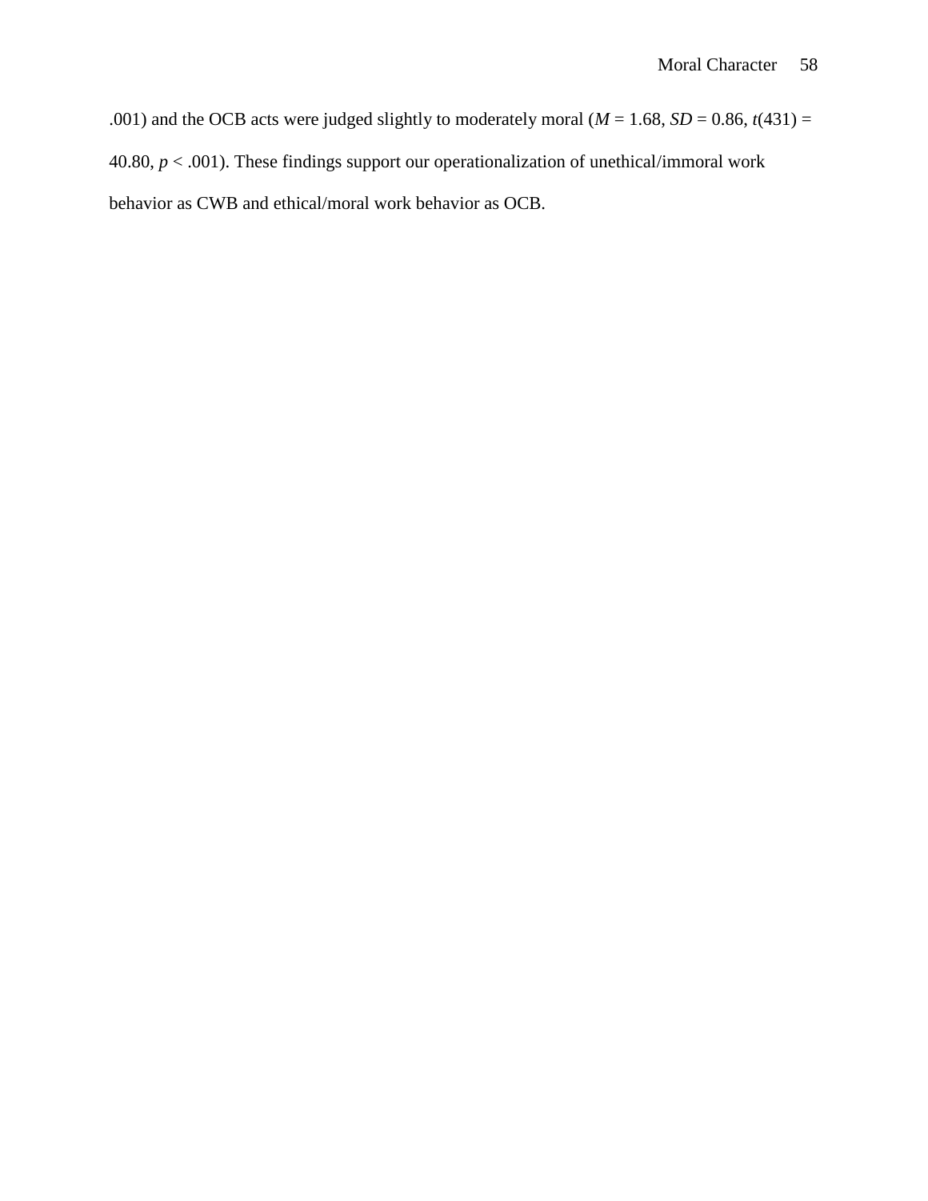.001) and the OCB acts were judged slightly to moderately moral ($M$ = 1.68, $SD$ = 0.86, $t(431)$ = 40.80, $p < .001$). These findings support our operationalization of unethical/immoral work behavior as CWB and ethical/moral work behavior as OCB.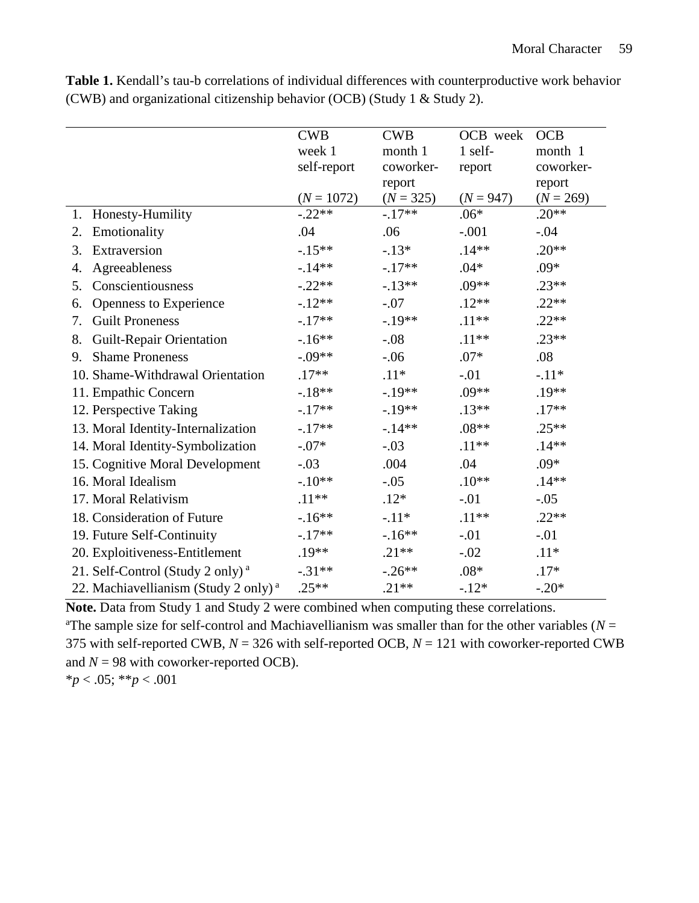**Table 1.** Kendall's tau-b correlations of individual differences with counterproductive work behavior (CWB) and organizational citizenship behavior (OCB) (Study 1 & Study 2).

| | CWB week 1 self-report ($N$ = 1072) | CWB month 1 coworker-report ($N$ = 325) | OCB week 1 self-report ($N$ = 947) | OCB month 1 coworker-report ($N$ = 269) |
|---|---|---|---|---|
| 1. Honesty-Humility | -.22** | -.17** | .06* | .20** |
| 2. Emotionality | .04 | .06 | -.001 | -.04 |
| 3. Extraversion | -.15** | -.13* | .14** | .20** |
| 4. Agreeableness | -.14** | -.17** | .04* | .09* |
| 5. Conscientiousness | -.22** | -.13** | .09** | .23** |
| 6. Openness to Experience | -.12** | -.07 | .12** | .22** |
| 7. Guilt Proneness | -.17** | -.19** | .11** | .22** |
| 8. Guilt-Repair Orientation | -.16** | -.08 | .11** | .23** |
| 9. Shame Proneness | -.09** | -.06 | .07* | .08 |
| 10. Shame-Withdrawal Orientation | .17** | .11* | -.01 | -.11* |
| 11. Empathic Concern | -.18** | -.19** | .09** | .19** |
| 12. Perspective Taking | -.17** | -.19** | .13** | .17** |
| 13. Moral Identity-Internalization | -.17** | -.14** | .08** | .25** |
| 14. Moral Identity-Symbolization | -.07* | -.03 | .11** | .14** |
| 15. Cognitive Moral Development | -.03 | .004 | .04 | .09* |
| 16. Moral Idealism | -.10** | -.05 | .10** | .14** |
| 17. Moral Relativism | .11** | .12* | -.01 | -.05 |
| 18. Consideration of Future | -.16** | -.11* | .11** | .22** |
| 19. Future Self-Continuity | -.17** | -.16** | -.01 | -.01 |
| 20. Exploitiveness-Entitlement | .19** | .21** | -.02 | .11* |
| 21. Self-Control (Study 2 only) [a] | -.31** | -.26** | .08* | .17* |
| 22. Machiavellianism (Study 2 only) [a] | .25** | .21** | -.12* | -.20* |

**Note.** Data from Study 1 and Study 2 were combined when computing these correlations.

[a]The sample size for self-control and Machiavellianism was smaller than for the other variables ($N$ = 375 with self-reported CWB, $N$ = 326 with self-reported OCB, $N$ = 121 with coworker-reported CWB and $N$ = 98 with coworker-reported OCB).

*$p < .05$; **$p < .001$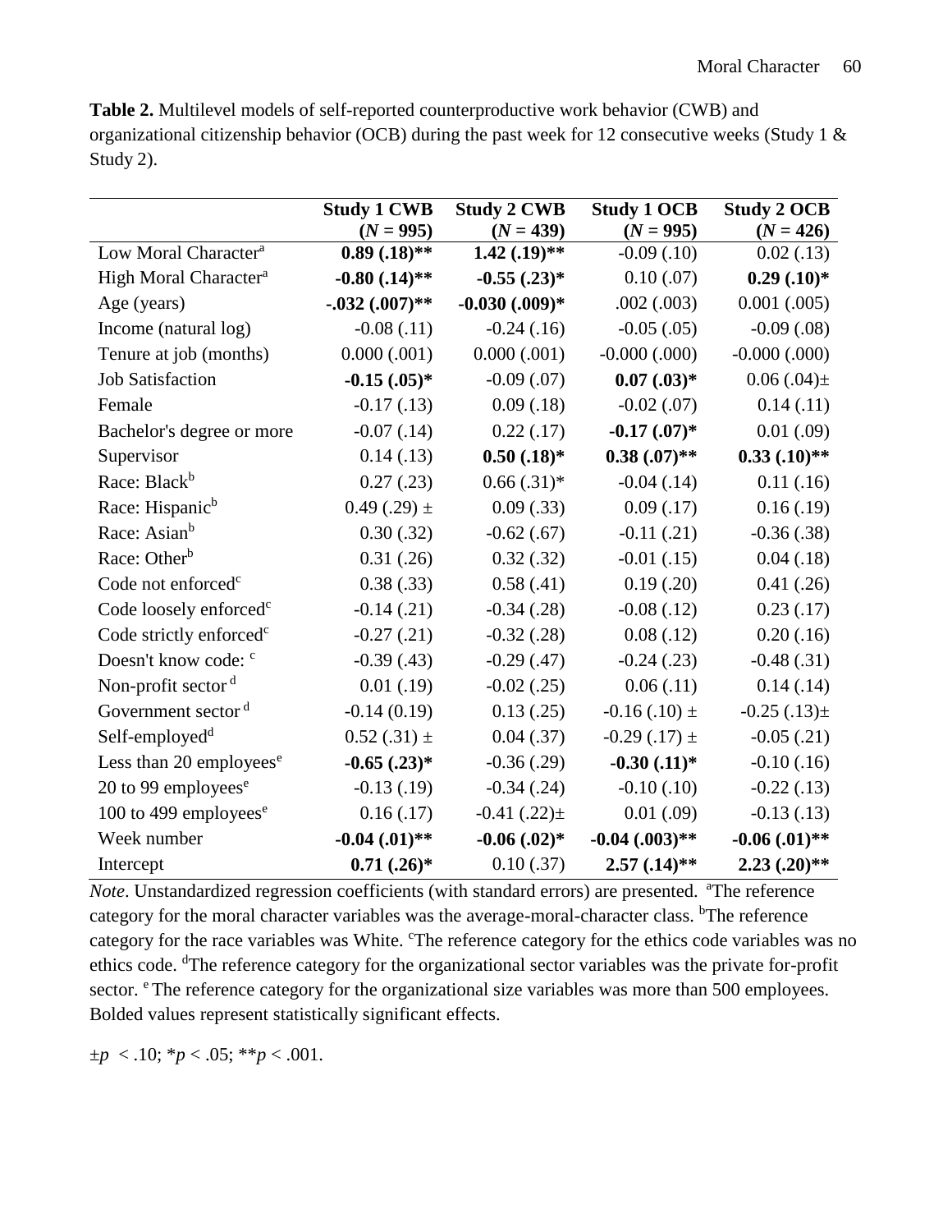**Table 2.** Multilevel models of self-reported counterproductive work behavior (CWB) and organizational citizenship behavior (OCB) during the past week for 12 consecutive weeks (Study 1 & Study 2).

| | **Study 1 CWB (*N* = 995)** | **Study 2 CWB (*N* = 439)** | **Study 1 OCB (*N* = 995)** | **Study 2 OCB (*N* = 426)** |
|---|---|---|---|---|
| Low Moral Character[a] | **0.89 (.18)\*\*** | **1.42 (.19)\*\*** | -0.09 (.10) | 0.02 (.13) |
| High Moral Character[a] | **-0.80 (.14)\*\*** | **-0.55 (.23)\*** | 0.10 (.07) | **0.29 (.10)\*** |
| Age (years) | **-.032 (.007)\*\*** | **-0.030 (.009)\*** | .002 (.003) | 0.001 (.005) |
| Income (natural log) | -0.08 (.11) | -0.24 (.16) | -0.05 (.05) | -0.09 (.08) |
| Tenure at job (months) | 0.000 (.001) | 0.000 (.001) | -0.000 (.000) | -0.000 (.000) |
| Job Satisfaction | **-0.15 (.05)\*** | -0.09 (.07) | **0.07 (.03)\*** | 0.06 (.04)± |
| Female | -0.17 (.13) | 0.09 (.18) | -0.02 (.07) | 0.14 (.11) |
| Bachelor's degree or more | -0.07 (.14) | 0.22 (.17) | **-0.17 (.07)\*** | 0.01 (.09) |
| Supervisor | 0.14 (.13) | **0.50 (.18)\*** | **0.38 (.07)\*\*** | **0.33 (.10)\*\*** |
| Race: Black[b] | 0.27 (.23) | 0.66 (.31)\* | -0.04 (.14) | 0.11 (.16) |
| Race: Hispanic[b] | 0.49 (.29) ± | 0.09 (.33) | 0.09 (.17) | 0.16 (.19) |
| Race: Asian[b] | 0.30 (.32) | -0.62 (.67) | -0.11 (.21) | -0.36 (.38) |
| Race: Other[b] | 0.31 (.26) | 0.32 (.32) | -0.01 (.15) | 0.04 (.18) |
| Code not enforced[c] | 0.38 (.33) | 0.58 (.41) | 0.19 (.20) | 0.41 (.26) |
| Code loosely enforced[c] | -0.14 (.21) | -0.34 (.28) | -0.08 (.12) | 0.23 (.17) |
| Code strictly enforced[c] | -0.27 (.21) | -0.32 (.28) | 0.08 (.12) | 0.20 (.16) |
| Doesn't know code: [c] | -0.39 (.43) | -0.29 (.47) | -0.24 (.23) | -0.48 (.31) |
| Non-profit sector [d] | 0.01 (.19) | -0.02 (.25) | 0.06 (.11) | 0.14 (.14) |
| Government sector [d] | -0.14 (0.19) | 0.13 (.25) | -0.16 (.10) ± | -0.25 (.13)± |
| Self-employed[d] | 0.52 (.31) ± | 0.04 (.37) | -0.29 (.17) ± | -0.05 (.21) |
| Less than 20 employees[e] | **-0.65 (.23)\*** | -0.36 (.29) | **-0.30 (.11)\*** | -0.10 (.16) |
| 20 to 99 employees[e] | -0.13 (.19) | -0.34 (.24) | -0.10 (.10) | -0.22 (.13) |
| 100 to 499 employees[e] | 0.16 (.17) | -0.41 (.22)± | 0.01 (.09) | -0.13 (.13) |
| Week number | **-0.04 (.01)\*\*** | **-0.06 (.02)\*** | **-0.04 (.003)\*\*** | **-0.06 (.01)\*\*** |
| Intercept | **0.71 (.26)\*** | 0.10 (.37) | **2.57 (.14)\*\*** | **2.23 (.20)\*\*** |

*Note*. Unstandardized regression coefficients (with standard errors) are presented. [a]The reference category for the moral character variables was the average-moral-character class. [b]The reference category for the race variables was White. [c]The reference category for the ethics code variables was no ethics code. [d]The reference category for the organizational sector variables was the private for-profit sector. [e]The reference category for the organizational size variables was more than 500 employees. Bolded values represent statistically significant effects.

±$p < .10$; \*$p < .05$; \*\*$p < .001$.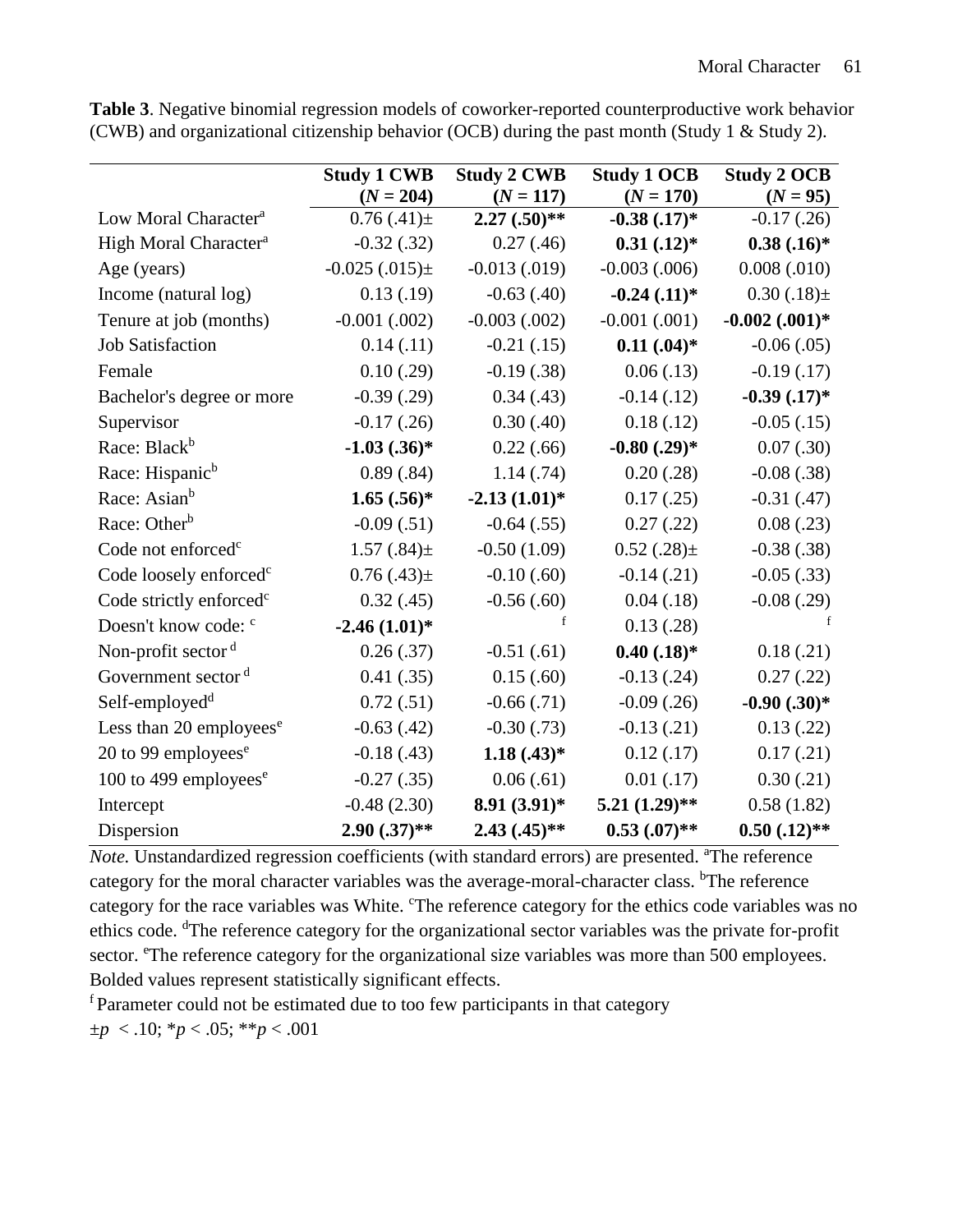**Table 3**. Negative binomial regression models of coworker-reported counterproductive work behavior (CWB) and organizational citizenship behavior (OCB) during the past month (Study 1 & Study 2).

| | **Study 1 CWB ($N$ = 204)** | **Study 2 CWB ($N$ = 117)** | **Study 1 OCB ($N$ = 170)** | **Study 2 OCB ($N$ = 95)** |
|---|---|---|---|---|
| Low Moral Character[a] | 0.76 (.41)± | **2.27 (.50)\*\*** | **-0.38 (.17)\*** | -0.17 (.26) |
| High Moral Character[a] | -0.32 (.32) | 0.27 (.46) | **0.31 (.12)\*** | **0.38 (.16)\*** |
| Age (years) | -0.025 (.015)± | -0.013 (.019) | -0.003 (.006) | 0.008 (.010) |
| Income (natural log) | 0.13 (.19) | -0.63 (.40) | **-0.24 (.11)\*** | 0.30 (.18)± |
| Tenure at job (months) | -0.001 (.002) | -0.003 (.002) | -0.001 (.001) | **-0.002 (.001)\*** |
| Job Satisfaction | 0.14 (.11) | -0.21 (.15) | **0.11 (.04)\*** | -0.06 (.05) |
| Female | 0.10 (.29) | -0.19 (.38) | 0.06 (.13) | -0.19 (.17) |
| Bachelor's degree or more | -0.39 (.29) | 0.34 (.43) | -0.14 (.12) | **-0.39 (.17)\*** |
| Supervisor | -0.17 (.26) | 0.30 (.40) | 0.18 (.12) | -0.05 (.15) |
| Race: Black[b] | **-1.03 (.36)\*** | 0.22 (.66) | **-0.80 (.29)\*** | 0.07 (.30) |
| Race: Hispanic[b] | 0.89 (.84) | 1.14 (.74) | 0.20 (.28) | -0.08 (.38) |
| Race: Asian[b] | **1.65 (.56)\*** | **-2.13 (1.01)\*** | 0.17 (.25) | -0.31 (.47) |
| Race: Other[b] | -0.09 (.51) | -0.64 (.55) | 0.27 (.22) | 0.08 (.23) |
| Code not enforced[c] | 1.57 (.84)± | -0.50 (1.09) | 0.52 (.28)± | -0.38 (.38) |
| Code loosely enforced[c] | 0.76 (.43)± | -0.10 (.60) | -0.14 (.21) | -0.05 (.33) |
| Code strictly enforced[c] | 0.32 (.45) | -0.56 (.60) | 0.04 (.18) | -0.08 (.29) |
| Doesn't know code: [c] | **-2.46 (1.01)\*** | [f] | 0.13 (.28) | [f] |
| Non-profit sector [d] | 0.26 (.37) | -0.51 (.61) | **0.40 (.18)\*** | 0.18 (.21) |
| Government sector [d] | 0.41 (.35) | 0.15 (.60) | -0.13 (.24) | 0.27 (.22) |
| Self-employed[d] | 0.72 (.51) | -0.66 (.71) | -0.09 (.26) | **-0.90 (.30)\*** |
| Less than 20 employees[e] | -0.63 (.42) | -0.30 (.73) | -0.13 (.21) | 0.13 (.22) |
| 20 to 99 employees[e] | -0.18 (.43) | **1.18 (.43)\*** | 0.12 (.17) | 0.17 (.21) |
| 100 to 499 employees[e] | -0.27 (.35) | 0.06 (.61) | 0.01 (.17) | 0.30 (.21) |
| Intercept | -0.48 (2.30) | **8.91 (3.91)\*** | **5.21 (1.29)\*\*** | 0.58 (1.82) |
| Dispersion | **2.90 (.37)\*\*** | **2.43 (.45)\*\*** | **0.53 (.07)\*\*** | **0.50 (.12)\*\*** |

*Note.* Unstandardized regression coefficients (with standard errors) are presented. [a]The reference category for the moral character variables was the average-moral-character class. [b]The reference category for the race variables was White. [c]The reference category for the ethics code variables was no ethics code. [d]The reference category for the organizational sector variables was the private for-profit sector. [e]The reference category for the organizational size variables was more than 500 employees. Bolded values represent statistically significant effects.

[f] Parameter could not be estimated due to too few participants in that category

±$p < .10$; \*$p < .05$; \*\*$p < .001$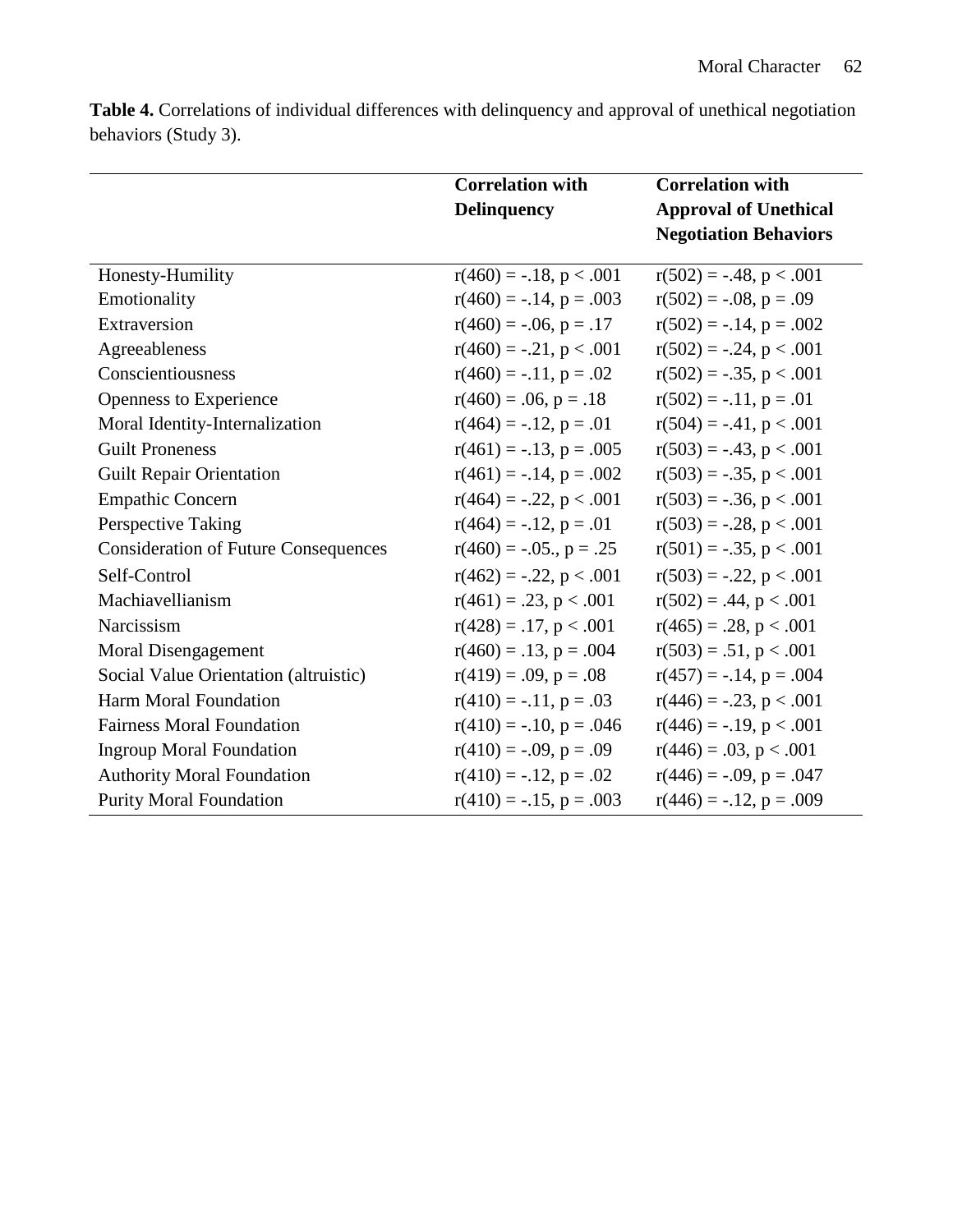**Table 4.** Correlations of individual differences with delinquency and approval of unethical negotiation behaviors (Study 3).

| | **Correlation with Delinquency** | **Correlation with Approval of Unethical Negotiation Behaviors** |
|---|---|---|
| Honesty-Humility | $r(460) = -.18, p < .001$ | $r(502) = -.48, p < .001$ |
| Emotionality | $r(460) = -.14, p = .003$ | $r(502) = -.08, p = .09$ |
| Extraversion | $r(460) = -.06, p = .17$ | $r(502) = -.14, p = .002$ |
| Agreeableness | $r(460) = -.21, p < .001$ | $r(502) = -.24, p < .001$ |
| Conscientiousness | $r(460) = -.11, p = .02$ | $r(502) = -.35, p < .001$ |
| Openness to Experience | $r(460) = .06, p = .18$ | $r(502) = -.11, p = .01$ |
| Moral Identity-Internalization | $r(464) = -.12, p = .01$ | $r(504) = -.41, p < .001$ |
| Guilt Proneness | $r(461) = -.13, p = .005$ | $r(503) = -.43, p < .001$ |
| Guilt Repair Orientation | $r(461) = -.14, p = .002$ | $r(503) = -.35, p < .001$ |
| Empathic Concern | $r(464) = -.22, p < .001$ | $r(503) = -.36, p < .001$ |
| Perspective Taking | $r(464) = -.12, p = .01$ | $r(503) = -.28, p < .001$ |
| Consideration of Future Consequences | $r(460) = -.05., p = .25$ | $r(501) = -.35, p < .001$ |
| Self-Control | $r(462) = -.22, p < .001$ | $r(503) = -.22, p < .001$ |
| Machiavellianism | $r(461) = .23, p < .001$ | $r(502) = .44, p < .001$ |
| Narcissism | $r(428) = .17, p < .001$ | $r(465) = .28, p < .001$ |
| Moral Disengagement | $r(460) = .13, p = .004$ | $r(503) = .51, p < .001$ |
| Social Value Orientation (altruistic) | $r(419) = .09, p = .08$ | $r(457) = -.14, p = .004$ |
| Harm Moral Foundation | $r(410) = -.11, p = .03$ | $r(446) = -.23, p < .001$ |
| Fairness Moral Foundation | $r(410) = -.10, p = .046$ | $r(446) = -.19, p < .001$ |
| Ingroup Moral Foundation | $r(410) = -.09, p = .09$ | $r(446) = .03, p < .001$ |
| Authority Moral Foundation | $r(410) = -.12, p = .02$ | $r(446) = -.09, p = .047$ |
| Purity Moral Foundation | $r(410) = -.15, p = .003$ | $r(446) = -.12, p = .009$ |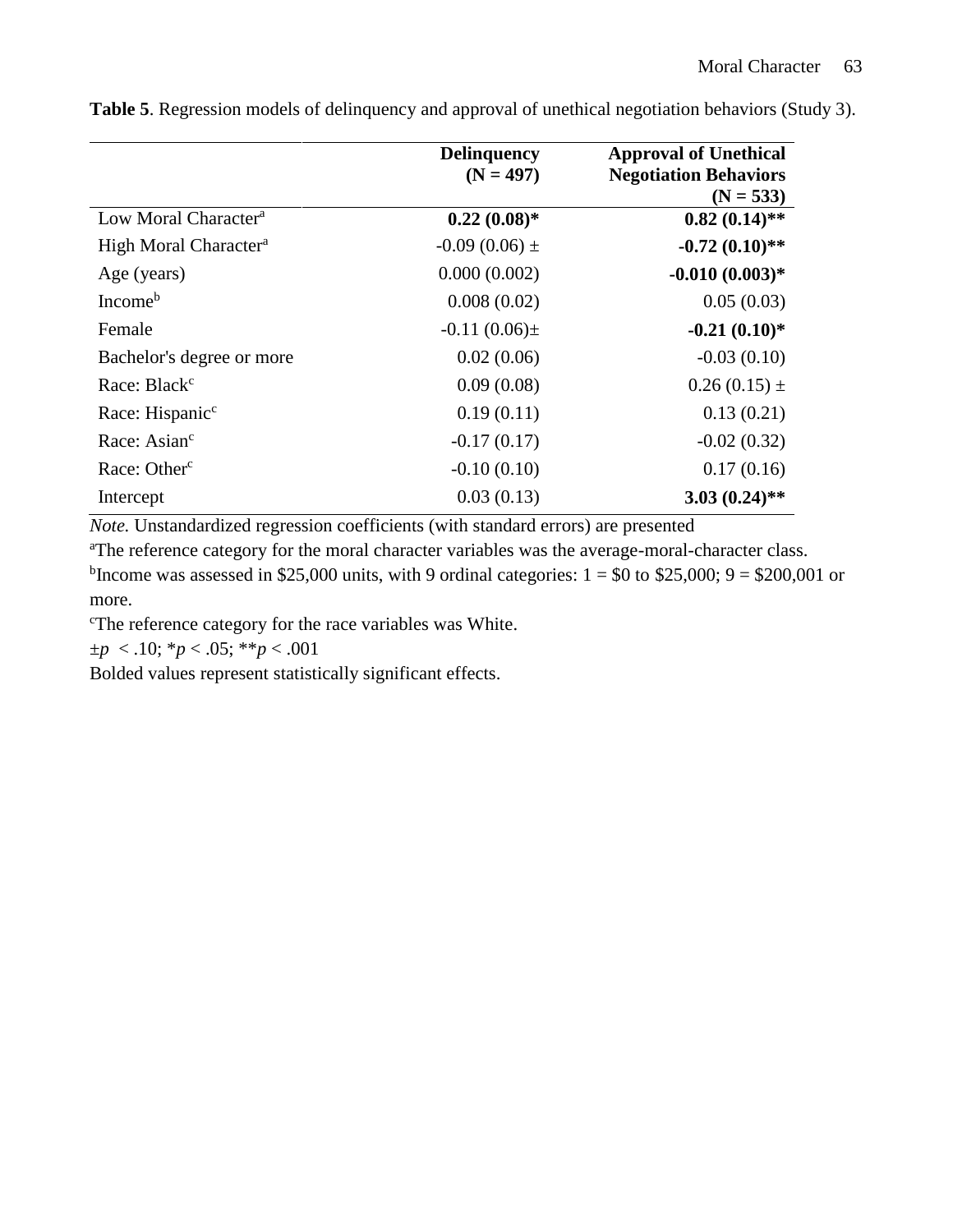**Table 5**. Regression models of delinquency and approval of unethical negotiation behaviors (Study 3).

| | **Delinquency (N = 497)** | **Approval of Unethical Negotiation Behaviors (N = 533)** |
|---|---|---|
| Low Moral Character[a] | **0.22 (0.08)*** | **0.82 (0.14)**** |
| High Moral Character[a] | -0.09 (0.06) ± | **-0.72 (0.10)**** |
| Age (years) | 0.000 (0.002) | **-0.010 (0.003)*** |
| Income[b] | 0.008 (0.02) | 0.05 (0.03) |
| Female | -0.11 (0.06)± | **-0.21 (0.10)*** |
| Bachelor's degree or more | 0.02 (0.06) | -0.03 (0.10) |
| Race: Black[c] | 0.09 (0.08) | 0.26 (0.15) ± |
| Race: Hispanic[c] | 0.19 (0.11) | 0.13 (0.21) |
| Race: Asian[c] | -0.17 (0.17) | -0.02 (0.32) |
| Race: Other[c] | -0.10 (0.10) | 0.17 (0.16) |
| Intercept | 0.03 (0.13) | **3.03 (0.24)**** |

*Note.* Unstandardized regression coefficients (with standard errors) are presented

[a]The reference category for the moral character variables was the average-moral-character class.

[b]Income was assessed in $25,000 units, with 9 ordinal categories: 1 = $0 to $25,000; 9 = $200,001 or more.

[c]The reference category for the race variables was White.

±$p < .10$; *$p < .05$; **$p < .001$

Bolded values represent statistically significant effects.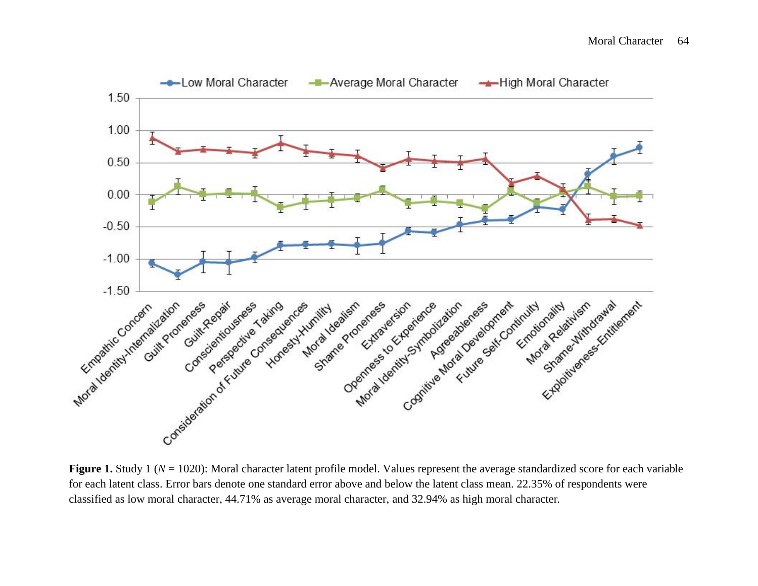**Figure 1.** Study 1 ($N$ = 1020): Moral character latent profile model. Values represent the average standardized score for each variable for each latent class. Error bars denote one standard error above and below the latent class mean. 22.35% of respondents were classified as low moral character, 44.71% as average moral character, and 32.94% as high moral character.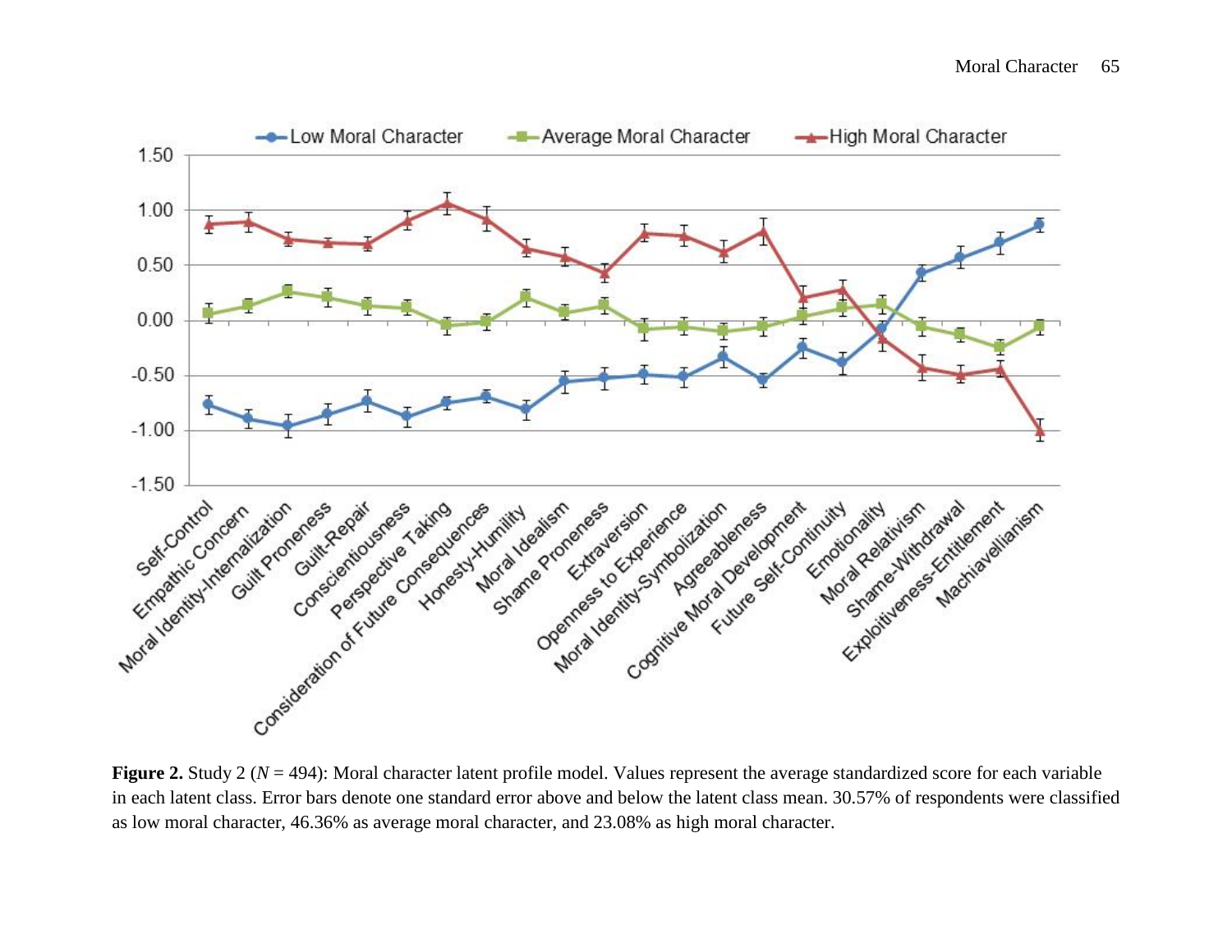**Figure 2.** Study 2 ($N$ = 494): Moral character latent profile model. Values represent the average standardized score for each variable in each latent class. Error bars denote one standard error above and below the latent class mean. 30.57% of respondents were classified as low moral character, 46.36% as average moral character, and 23.08% as high moral character.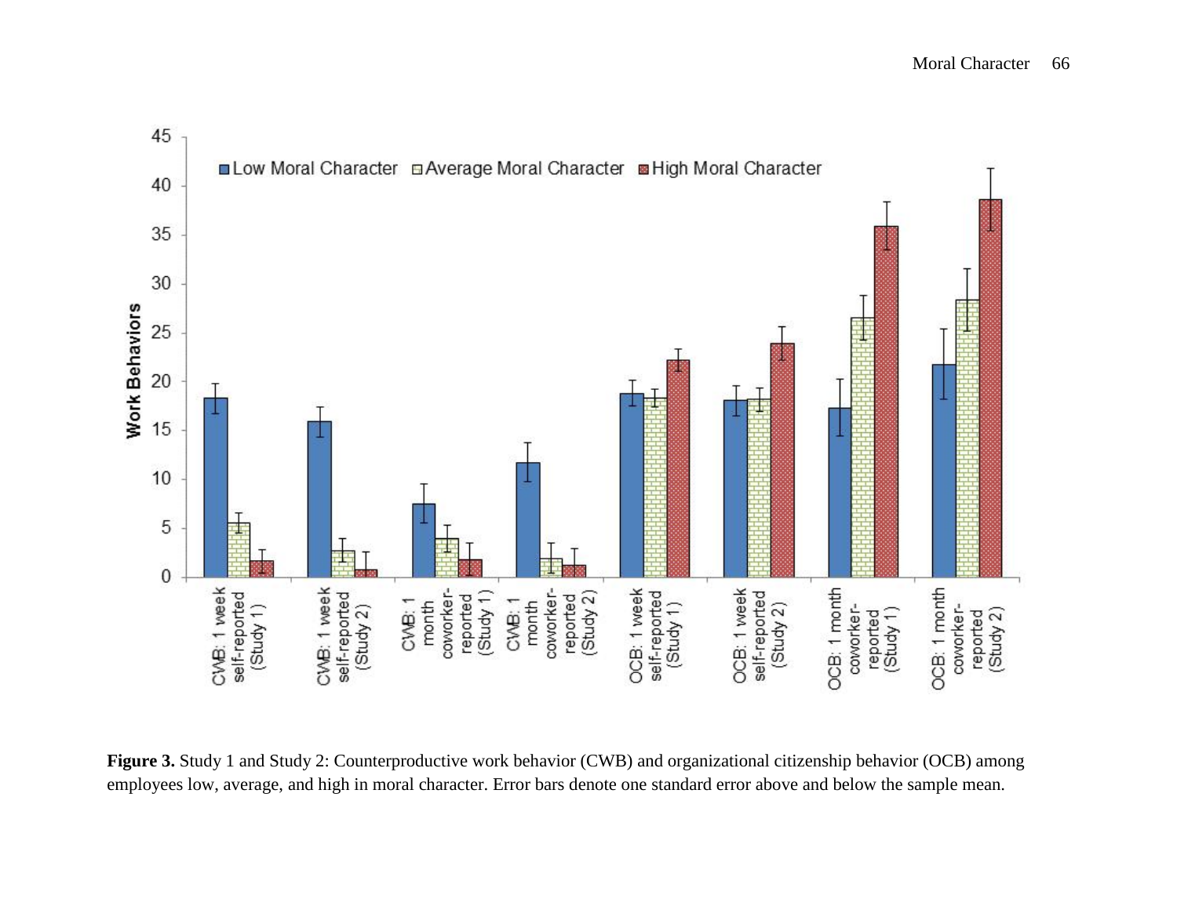**Figure 3.** Study 1 and Study 2: Counterproductive work behavior (CWB) and organizational citizenship behavior (OCB) among employees low, average, and high in moral character. Error bars denote one standard error above and below the sample mean.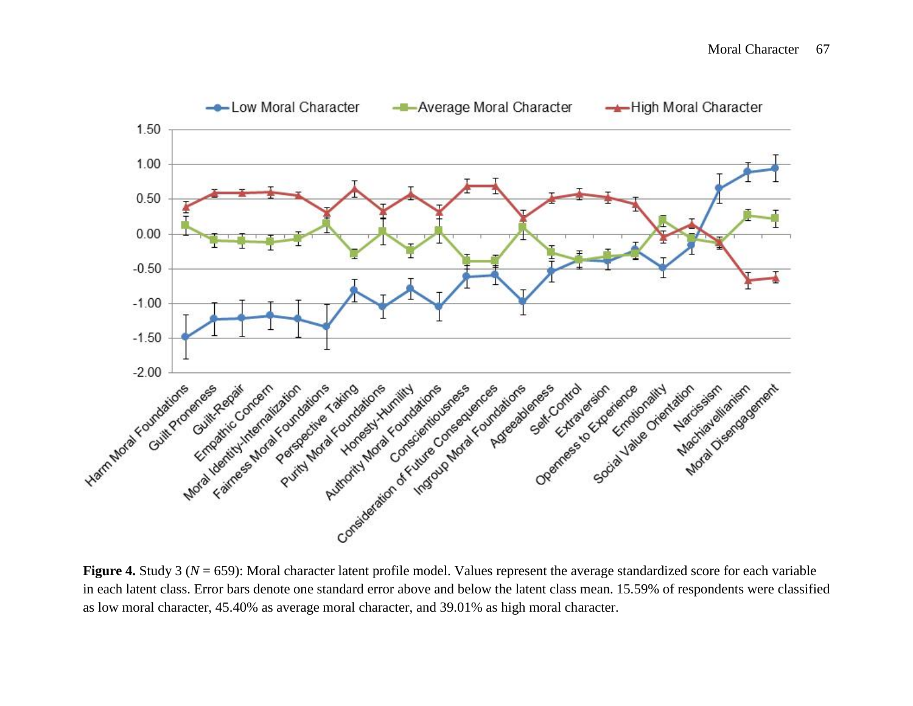**Figure 4.** Study 3 ($N$ = 659): Moral character latent profile model. Values represent the average standardized score for each variable in each latent class. Error bars denote one standard error above and below the latent class mean. 15.59% of respondents were classified as low moral character, 45.40% as average moral character, and 39.01% as high moral character.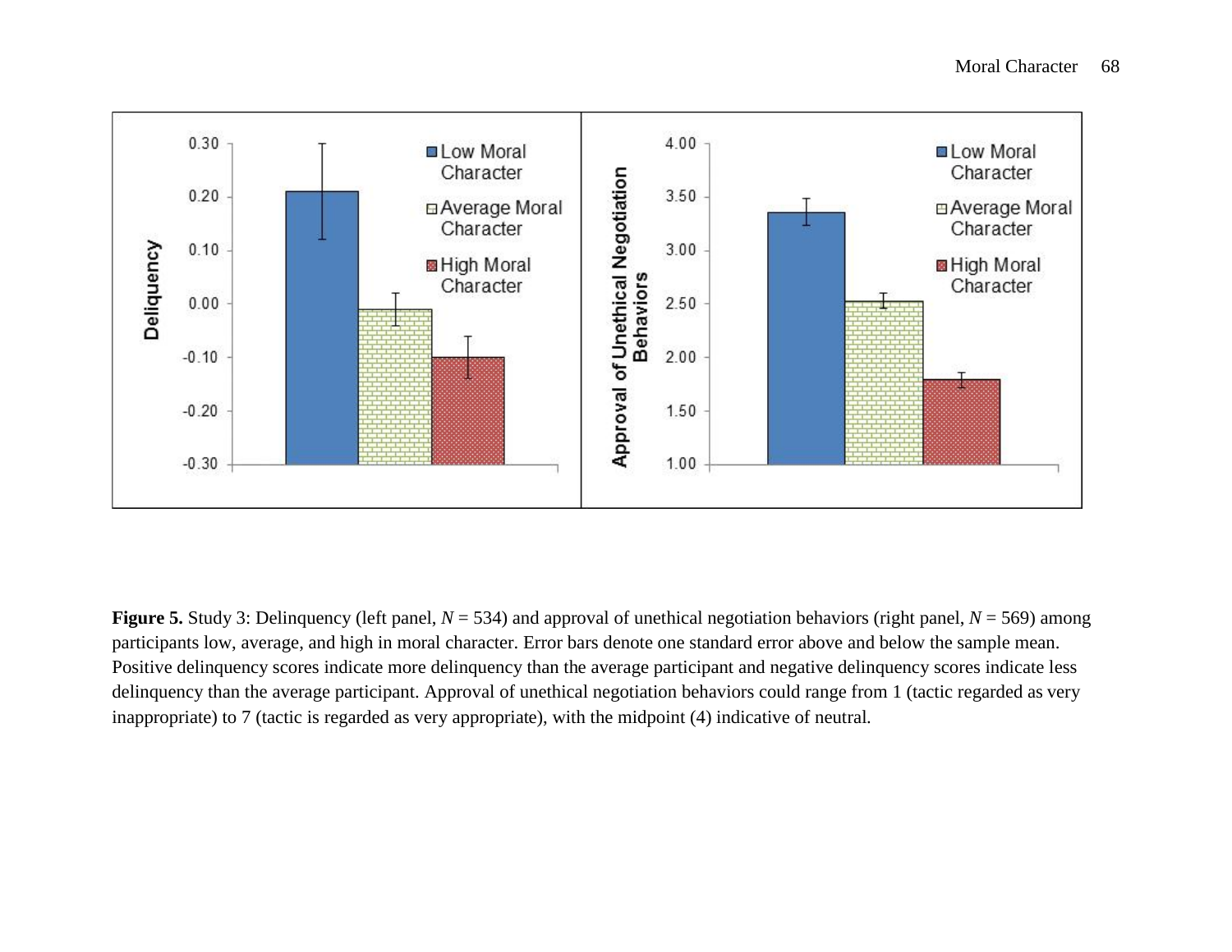**Figure 5.** Study 3: Delinquency (left panel, *N* = 534) and approval of unethical negotiation behaviors (right panel, *N* = 569) among participants low, average, and high in moral character. Error bars denote one standard error above and below the sample mean. Positive delinquency scores indicate more delinquency than the average participant and negative delinquency scores indicate less delinquency than the average participant. Approval of unethical negotiation behaviors could range from 1 (tactic regarded as very inappropriate) to 7 (tactic is regarded as very appropriate), with the midpoint (4) indicative of neutral.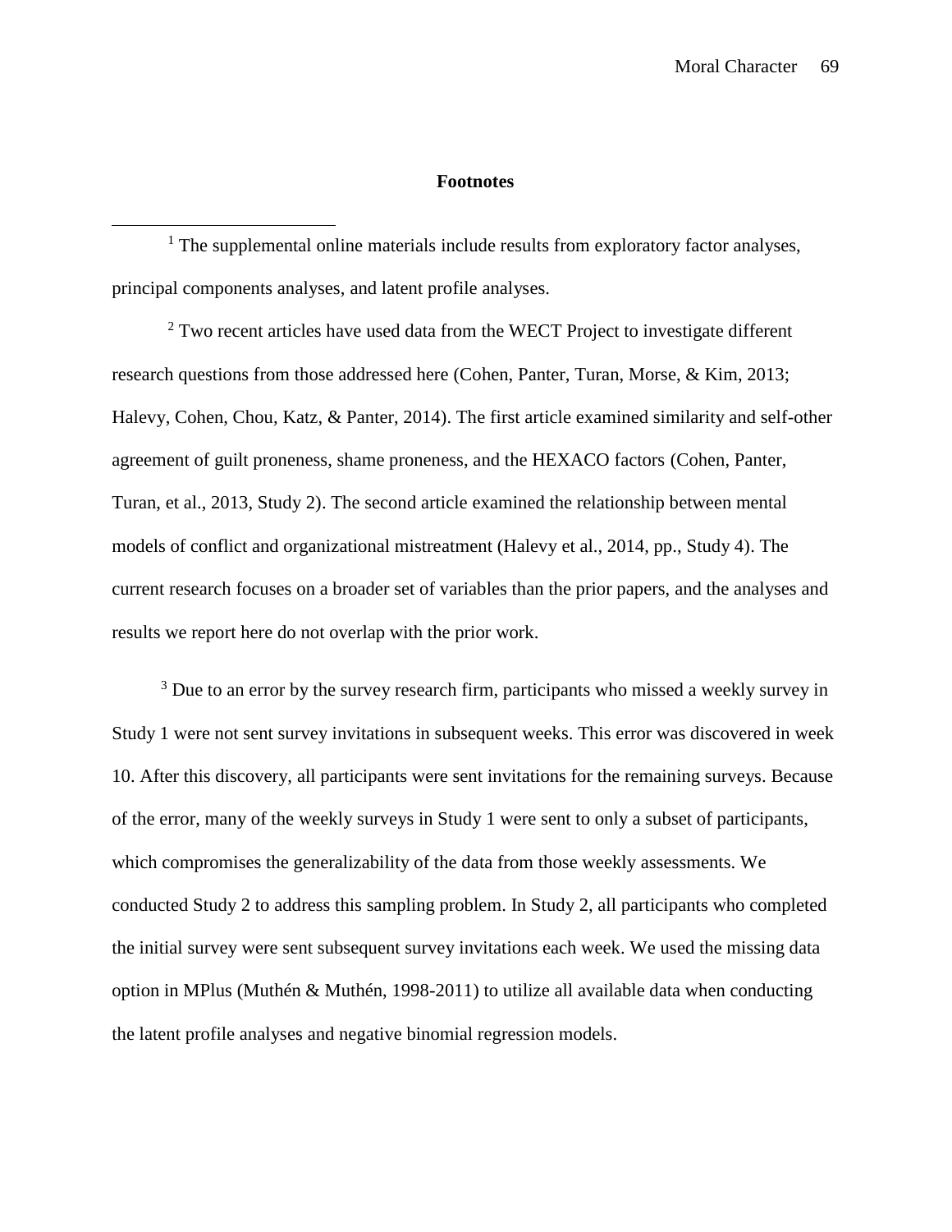## Footnotes

[1] The supplemental online materials include results from exploratory factor analyses, principal components analyses, and latent profile analyses.

[2] Two recent articles have used data from the WECT Project to investigate different research questions from those addressed here (Cohen, Panter, Turan, Morse, & Kim, 2013; Halevy, Cohen, Chou, Katz, & Panter, 2014). The first article examined similarity and self-other agreement of guilt proneness, shame proneness, and the HEXACO factors (Cohen, Panter, Turan, et al., 2013, Study 2). The second article examined the relationship between mental models of conflict and organizational mistreatment (Halevy et al., 2014, pp., Study 4). The current research focuses on a broader set of variables than the prior papers, and the analyses and results we report here do not overlap with the prior work.

[3] Due to an error by the survey research firm, participants who missed a weekly survey in Study 1 were not sent survey invitations in subsequent weeks. This error was discovered in week 10. After this discovery, all participants were sent invitations for the remaining surveys. Because of the error, many of the weekly surveys in Study 1 were sent to only a subset of participants, which compromises the generalizability of the data from those weekly assessments. We conducted Study 2 to address this sampling problem. In Study 2, all participants who completed the initial survey were sent subsequent survey invitations each week. We used the missing data option in MPlus (Muthén & Muthén, 1998-2011) to utilize all available data when conducting the latent profile analyses and negative binomial regression models.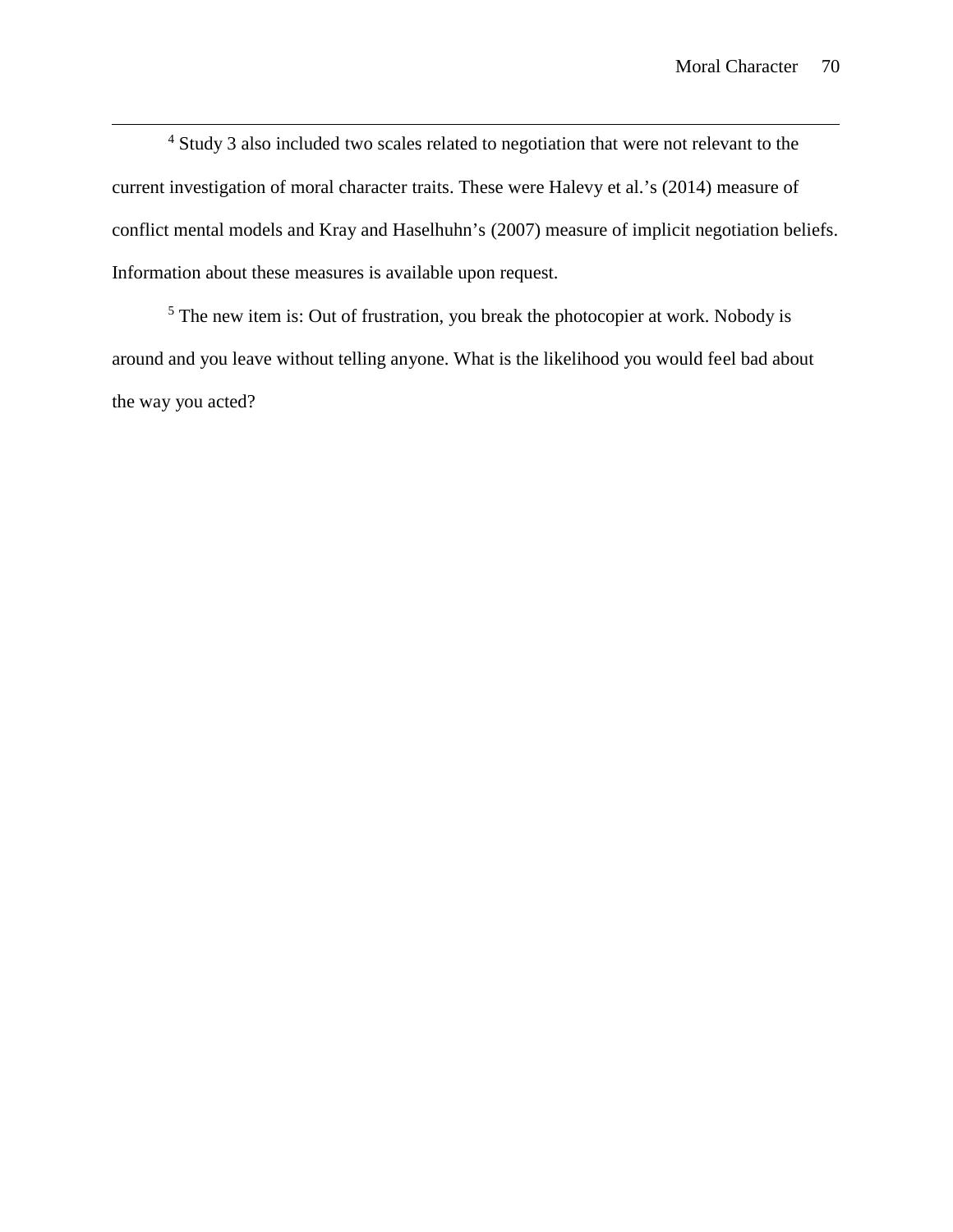[4] Study 3 also included two scales related to negotiation that were not relevant to the current investigation of moral character traits. These were Halevy et al.'s (2014) measure of conflict mental models and Kray and Haselhuhn's (2007) measure of implicit negotiation beliefs. Information about these measures is available upon request.

[5] The new item is: Out of frustration, you break the photocopier at work. Nobody is around and you leave without telling anyone. What is the likelihood you would feel bad about the way you acted?